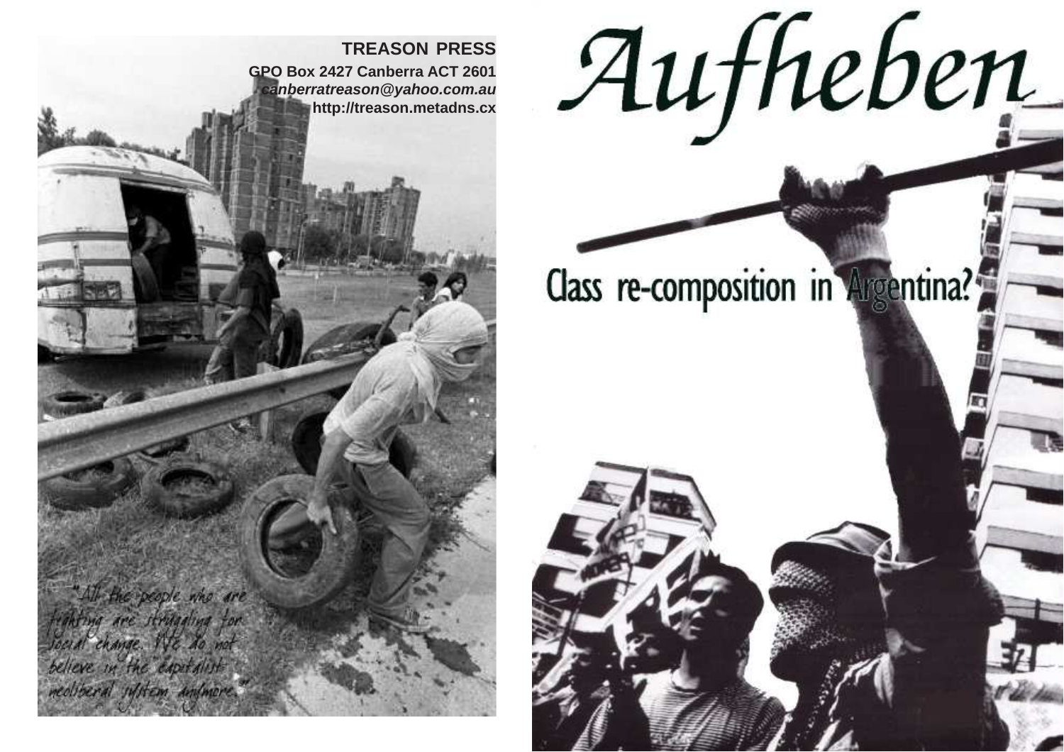**TREASON PRESS**
GPO Box 2427 Canberra ACT 2601
*canberratreason@yahoo.com.au*
http://treason.metadns.cx

"All the people who are fighting are struggling for social change. We do not believe in the capitalist neoliberal system anymore."

# Aufheben

## Class re-composition in Argentina?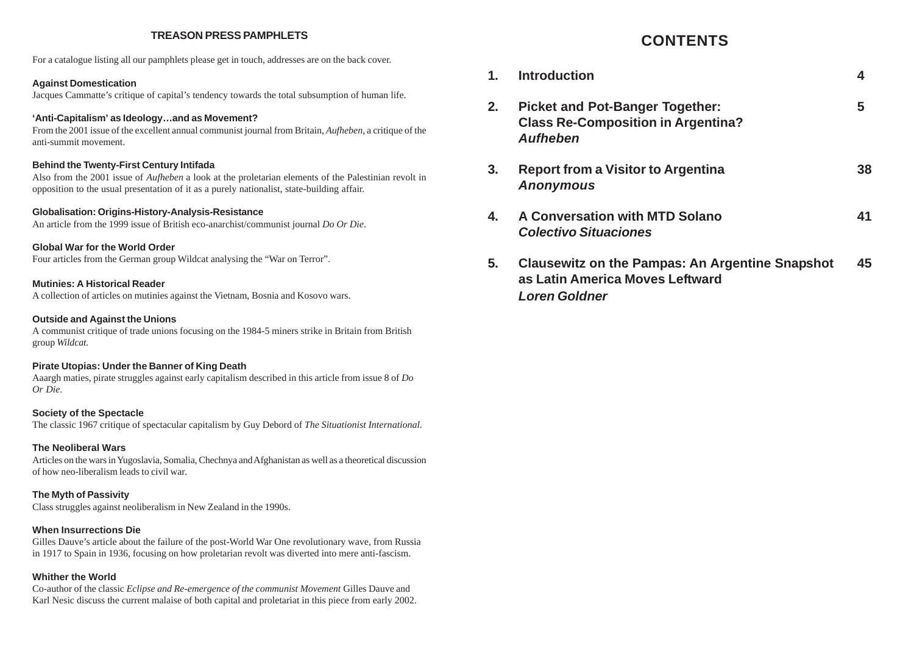## TREASON PRESS PAMPHLETS

For a catalogue listing all our pamphlets please get in touch, addresses are on the back cover.

**Against Domestication**
Jacques Cammatte's critique of capital's tendency towards the total subsumption of human life.

**'Anti-Capitalism' as Ideology…and as Movement?**
From the 2001 issue of the excellent annual communist journal from Britain, *Aufheben*, a critique of the anti-summit movement.

**Behind the Twenty-First Century Intifada**
Also from the 2001 issue of *Aufheben* a look at the proletarian elements of the Palestinian revolt in opposition to the usual presentation of it as a purely nationalist, state-building affair.

**Globalisation: Origins-History-Analysis-Resistance**
An article from the 1999 issue of British eco-anarchist/communist journal *Do Or Die*.

**Global War for the World Order**
Four articles from the German group Wildcat analysing the "War on Terror".

**Mutinies: A Historical Reader**
A collection of articles on mutinies against the Vietnam, Bosnia and Kosovo wars.

**Outside and Against the Unions**
A communist critique of trade unions focusing on the 1984-5 miners strike in Britain from British group *Wildcat.*

**Pirate Utopias: Under the Banner of King Death**
Aaargh maties, pirate struggles against early capitalism described in this article from issue 8 of *Do Or Die*.

**Society of the Spectacle**
The classic 1967 critique of spectacular capitalism by Guy Debord of *The Situationist International.*

**The Neoliberal Wars**
Articles on the wars in Yugoslavia, Somalia, Chechnya and Afghanistan as well as a theoretical discussion of how neo-liberalism leads to civil war.

**The Myth of Passivity**
Class struggles against neoliberalism in New Zealand in the 1990s.

**When Insurrections Die**
Gilles Dauve's article about the failure of the post-World War One revolutionary wave, from Russia in 1917 to Spain in 1936, focusing on how proletarian revolt was diverted into mere anti-fascism.

**Whither the World**
Co-author of the classic *Eclipse and Re-emergence of the communist Movement* Gilles Dauve and Karl Nesic discuss the current malaise of both capital and proletariat in this piece from early 2002.

## CONTENTS

| | | |
|---|---|---|
| **1.** | **Introduction** | **4** |
| **2.** | **Picket and Pot-Banger Together: Class Re-Composition in Argentina?** ***Aufheben*** | **5** |
| **3.** | **Report from a Visitor to Argentina** ***Anonymous*** | **38** |
| **4.** | **A Conversation with MTD Solano** ***Colectivo Situaciones*** | **41** |
| **5.** | **Clausewitz on the Pampas: An Argentine Snapshot as Latin America Moves Leftward** ***Loren Goldner*** | **45** |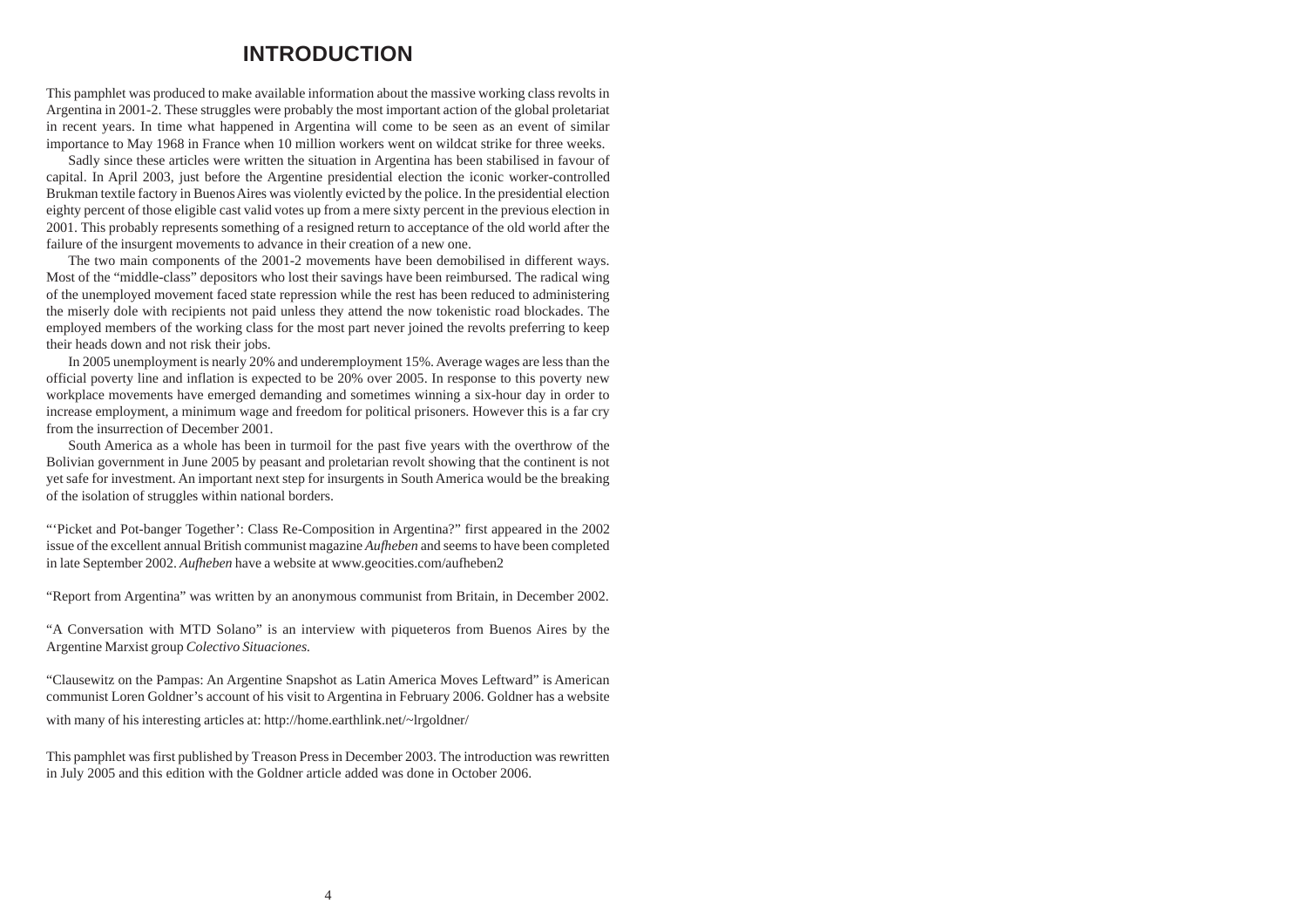# INTRODUCTION

This pamphlet was produced to make available information about the massive working class revolts in Argentina in 2001-2. These struggles were probably the most important action of the global proletariat in recent years. In time what happened in Argentina will come to be seen as an event of similar importance to May 1968 in France when 10 million workers went on wildcat strike for three weeks.

Sadly since these articles were written the situation in Argentina has been stabilised in favour of capital. In April 2003, just before the Argentine presidential election the iconic worker-controlled Brukman textile factory in Buenos Aires was violently evicted by the police. In the presidential election eighty percent of those eligible cast valid votes up from a mere sixty percent in the previous election in 2001. This probably represents something of a resigned return to acceptance of the old world after the failure of the insurgent movements to advance in their creation of a new one.

The two main components of the 2001-2 movements have been demobilised in different ways. Most of the "middle-class" depositors who lost their savings have been reimbursed. The radical wing of the unemployed movement faced state repression while the rest has been reduced to administering the miserly dole with recipients not paid unless they attend the now tokenistic road blockades. The employed members of the working class for the most part never joined the revolts preferring to keep their heads down and not risk their jobs.

In 2005 unemployment is nearly 20% and underemployment 15%. Average wages are less than the official poverty line and inflation is expected to be 20% over 2005. In response to this poverty new workplace movements have emerged demanding and sometimes winning a six-hour day in order to increase employment, a minimum wage and freedom for political prisoners. However this is a far cry from the insurrection of December 2001.

South America as a whole has been in turmoil for the past five years with the overthrow of the Bolivian government in June 2005 by peasant and proletarian revolt showing that the continent is not yet safe for investment. An important next step for insurgents in South America would be the breaking of the isolation of struggles within national borders.

"'Picket and Pot-banger Together': Class Re-Composition in Argentina?" first appeared in the 2002 issue of the excellent annual British communist magazine *Aufheben* and seems to have been completed in late September 2002. *Aufheben* have a website at www.geocities.com/aufheben2

"Report from Argentina" was written by an anonymous communist from Britain, in December 2002.

"A Conversation with MTD Solano" is an interview with piqueteros from Buenos Aires by the Argentine Marxist group *Colectivo Situaciones.*

"Clausewitz on the Pampas: An Argentine Snapshot as Latin America Moves Leftward" is American communist Loren Goldner's account of his visit to Argentina in February 2006. Goldner has a website with many of his interesting articles at: http://home.earthlink.net/~lrgoldner/

This pamphlet was first published by Treason Press in December 2003. The introduction was rewritten in July 2005 and this edition with the Goldner article added was done in October 2006.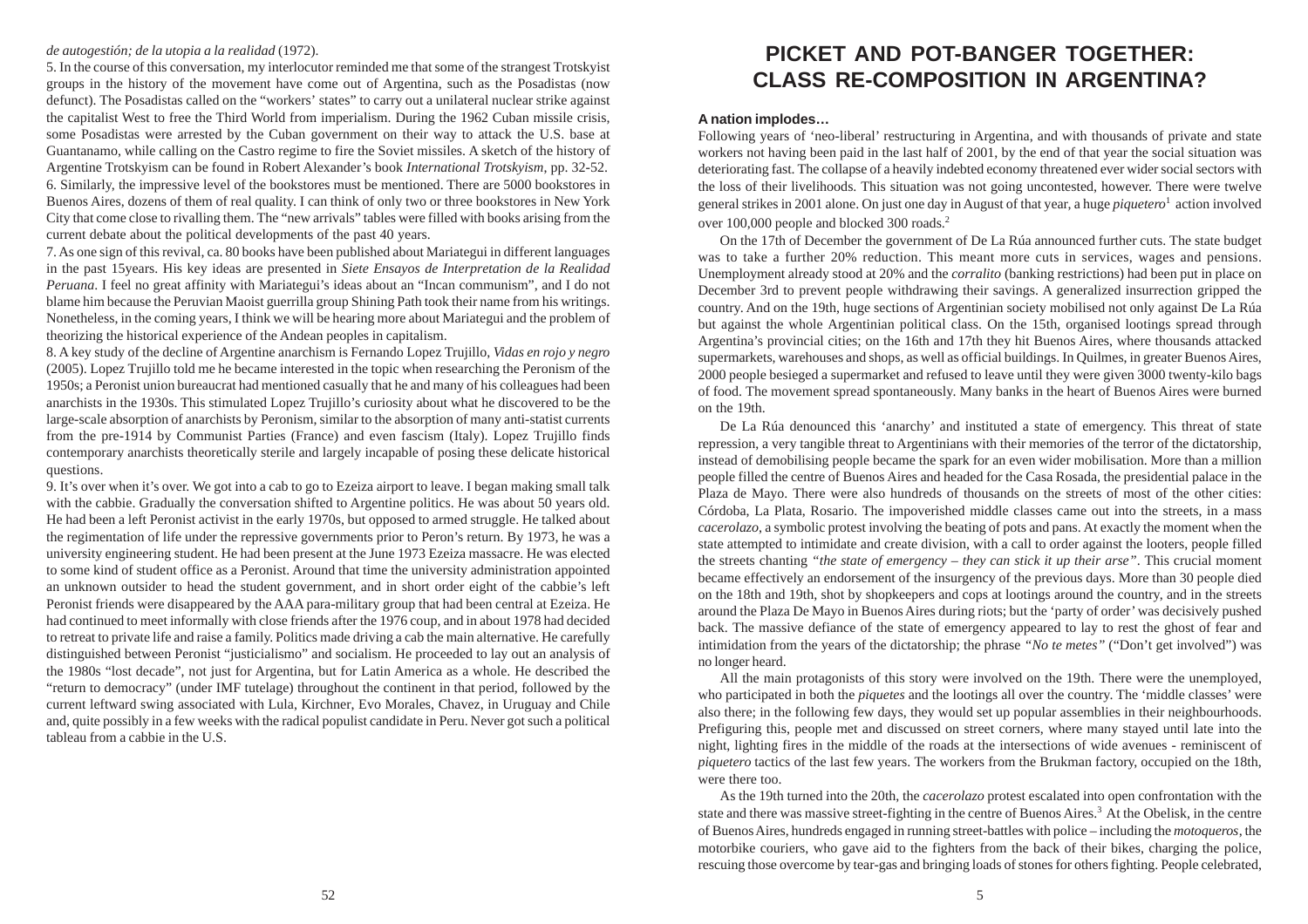*de autogestión; de la utopia a la realidad* (1972).

5. In the course of this conversation, my interlocutor reminded me that some of the strangest Trotskyist groups in the history of the movement have come out of Argentina, such as the Posadistas (now defunct). The Posadistas called on the "workers' states" to carry out a unilateral nuclear strike against the capitalist West to free the Third World from imperialism. During the 1962 Cuban missile crisis, some Posadistas were arrested by the Cuban government on their way to attack the U.S. base at Guantanamo, while calling on the Castro regime to fire the Soviet missiles. A sketch of the history of Argentine Trotskyism can be found in Robert Alexander's book *International Trotskyism*, pp. 32-52.

6. Similarly, the impressive level of the bookstores must be mentioned. There are 5000 bookstores in Buenos Aires, dozens of them of real quality. I can think of only two or three bookstores in New York City that come close to rivalling them. The "new arrivals" tables were filled with books arising from the current debate about the political developments of the past 40 years.

7. As one sign of this revival, ca. 80 books have been published about Mariategui in different languages in the past 15years. His key ideas are presented in *Siete Ensayos de Interpretation de la Realidad Peruana*. I feel no great affinity with Mariategui's ideas about an "Incan communism", and I do not blame him because the Peruvian Maoist guerrilla group Shining Path took their name from his writings. Nonetheless, in the coming years, I think we will be hearing more about Mariategui and the problem of theorizing the historical experience of the Andean peoples in capitalism.

8. A key study of the decline of Argentine anarchism is Fernando Lopez Trujillo, *Vidas en rojo y negro* (2005). Lopez Trujillo told me he became interested in the topic when researching the Peronism of the 1950s; a Peronist union bureaucrat had mentioned casually that he and many of his colleagues had been anarchists in the 1930s. This stimulated Lopez Trujillo's curiosity about what he discovered to be the large-scale absorption of anarchists by Peronism, similar to the absorption of many anti-statist currents from the pre-1914 by Communist Parties (France) and even fascism (Italy). Lopez Trujillo finds contemporary anarchists theoretically sterile and largely incapable of posing these delicate historical questions.

9. It's over when it's over. We got into a cab to go to Ezeiza airport to leave. I began making small talk with the cabbie. Gradually the conversation shifted to Argentine politics. He was about 50 years old. He had been a left Peronist activist in the early 1970s, but opposed to armed struggle. He talked about the regimentation of life under the repressive governments prior to Peron's return. By 1973, he was a university engineering student. He had been present at the June 1973 Ezeiza massacre. He was elected to some kind of student office as a Peronist. Around that time the university administration appointed an unknown outsider to head the student government, and in short order eight of the cabbie's left Peronist friends were disappeared by the AAA para-military group that had been central at Ezeiza. He had continued to meet informally with close friends after the 1976 coup, and in about 1978 had decided to retreat to private life and raise a family. Politics made driving a cab the main alternative. He carefully distinguished between Peronist "justicialismo" and socialism. He proceeded to lay out an analysis of the 1980s "lost decade", not just for Argentina, but for Latin America as a whole. He described the "return to democracy" (under IMF tutelage) throughout the continent in that period, followed by the current leftward swing associated with Lula, Kirchner, Evo Morales, Chavez, in Uruguay and Chile and, quite possibly in a few weeks with the radical populist candidate in Peru. Never got such a political tableau from a cabbie in the U.S.

# PICKET AND POT-BANGER TOGETHER: CLASS RE-COMPOSITION IN ARGENTINA?

#### A nation implodes…

Following years of 'neo-liberal' restructuring in Argentina, and with thousands of private and state workers not having been paid in the last half of 2001, by the end of that year the social situation was deteriorating fast. The collapse of a heavily indebted economy threatened ever wider social sectors with the loss of their livelihoods. This situation was not going uncontested, however. There were twelve general strikes in 2001 alone. On just one day in August of that year, a huge *piquetero*[1] action involved over 100,000 people and blocked 300 roads.[2]

On the 17th of December the government of De La Rúa announced further cuts. The state budget was to take a further 20% reduction. This meant more cuts in services, wages and pensions. Unemployment already stood at 20% and the *corralito* (banking restrictions) had been put in place on December 3rd to prevent people withdrawing their savings. A generalized insurrection gripped the country. And on the 19th, huge sections of Argentinian society mobilised not only against De La Rúa but against the whole Argentinian political class. On the 15th, organised lootings spread through Argentina's provincial cities; on the 16th and 17th they hit Buenos Aires, where thousands attacked supermarkets, warehouses and shops, as well as official buildings. In Quilmes, in greater Buenos Aires, 2000 people besieged a supermarket and refused to leave until they were given 3000 twenty-kilo bags of food. The movement spread spontaneously. Many banks in the heart of Buenos Aires were burned on the 19th.

De La Rúa denounced this 'anarchy' and instituted a state of emergency. This threat of state repression, a very tangible threat to Argentinians with their memories of the terror of the dictatorship, instead of demobilising people became the spark for an even wider mobilisation. More than a million people filled the centre of Buenos Aires and headed for the Casa Rosada, the presidential palace in the Plaza de Mayo. There were also hundreds of thousands on the streets of most of the other cities: Córdoba, La Plata, Rosario. The impoverished middle classes came out into the streets, in a mass *cacerolazo*, a symbolic protest involving the beating of pots and pans. At exactly the moment when the state attempted to intimidate and create division, with a call to order against the looters, people filled the streets chanting *"the state of emergency – they can stick it up their arse"*. This crucial moment became effectively an endorsement of the insurgency of the previous days. More than 30 people died on the 18th and 19th, shot by shopkeepers and cops at lootings around the country, and in the streets around the Plaza De Mayo in Buenos Aires during riots; but the 'party of order' was decisively pushed back. The massive defiance of the state of emergency appeared to lay to rest the ghost of fear and intimidation from the years of the dictatorship; the phrase *"No te metes"* ("Don't get involved") was no longer heard.

All the main protagonists of this story were involved on the 19th. There were the unemployed, who participated in both the *piquetes* and the lootings all over the country. The 'middle classes' were also there; in the following few days, they would set up popular assemblies in their neighbourhoods. Prefiguring this, people met and discussed on street corners, where many stayed until late into the night, lighting fires in the middle of the roads at the intersections of wide avenues - reminiscent of *piquetero* tactics of the last few years. The workers from the Brukman factory, occupied on the 18th, were there too.

As the 19th turned into the 20th, the *cacerolazo* protest escalated into open confrontation with the state and there was massive street-fighting in the centre of Buenos Aires.[3] At the Obelisk, in the centre of Buenos Aires, hundreds engaged in running street-battles with police – including the *motoqueros*, the motorbike couriers, who gave aid to the fighters from the back of their bikes, charging the police, rescuing those overcome by tear-gas and bringing loads of stones for others fighting. People celebrated,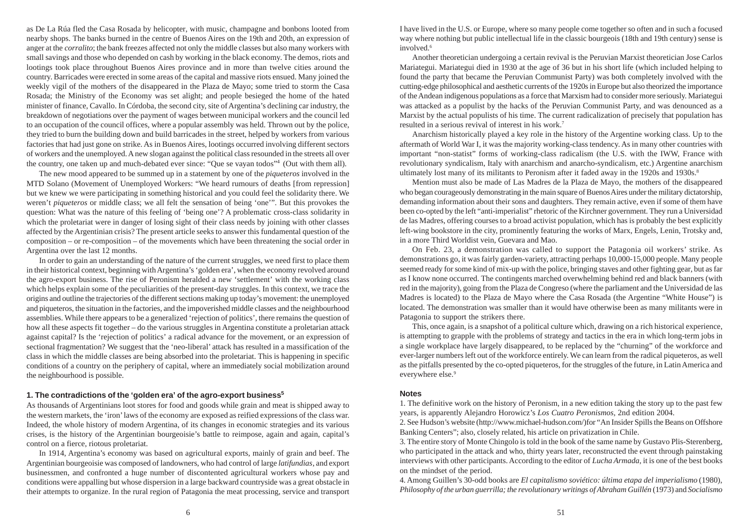as De La Rúa fled the Casa Rosada by helicopter, with music, champagne and bonbons looted from nearby shops. The banks burned in the centre of Buenos Aires on the 19th and 20th, an expression of anger at the *corralito*; the bank freezes affected not only the middle classes but also many workers with small savings and those who depended on cash by working in the black economy. The demos, riots and lootings took place throughout Buenos Aires province and in more than twelve cities around the country. Barricades were erected in some areas of the capital and massive riots ensued. Many joined the weekly vigil of the mothers of the disappeared in the Plaza de Mayo; some tried to storm the Casa Rosada; the Ministry of the Economy was set alight; and people besieged the home of the hated minister of finance, Cavallo. In Córdoba, the second city, site of Argentina's declining car industry, the breakdown of negotiations over the payment of wages between municipal workers and the council led to an occupation of the council offices, where a popular assembly was held. Thrown out by the police, they tried to burn the building down and build barricades in the street, helped by workers from various factories that had just gone on strike. As in Buenos Aires, lootings occurred involving different sectors of workers and the unemployed. A new slogan against the political class resounded in the streets all over the country, one taken up and much-debated ever since: "Que se vayan todos"[4] (Out with them all).

The new mood appeared to be summed up in a statement by one of the *piqueteros* involved in the MTD Solano (Movement of Unemployed Workers: "We heard rumours of deaths [from repression] but we knew we were participating in something historical and you could feel the solidarity there. We weren't *piqueteros* or middle class; we all felt the sensation of being 'one'". But this provokes the question: What was the nature of this feeling of 'being one'? A problematic cross-class solidarity in which the proletariat were in danger of losing sight of their class needs by joining with other classes affected by the Argentinian crisis? The present article seeks to answer this fundamental question of the composition – or re-composition – of the movements which have been threatening the social order in Argentina over the last 12 months.

In order to gain an understanding of the nature of the current struggles, we need first to place them in their historical context, beginning with Argentina's 'golden era', when the economy revolved around the agro-export business. The rise of Peronism heralded a new 'settlement' with the working class which helps explain some of the peculiarities of the present-day struggles. In this context, we trace the origins and outline the trajectories of the different sections making up today's movement: the unemployed and piqueteros, the situation in the factories, and the impoverished middle classes and the neighbourhood assemblies. While there appears to be a generalized 'rejection of politics', there remains the question of how all these aspects fit together – do the various struggles in Argentina constitute a proletarian attack against capital? Is the 'rejection of politics' a radical advance for the movement, or an expression of sectional fragmentation? We suggest that the 'neo-liberal' attack has resulted in a massification of the class in which the middle classes are being absorbed into the proletariat. This is happening in specific conditions of a country on the periphery of capital, where an immediately social mobilization around the neighbourhood is possible.

### 1. The contradictions of the 'golden era' of the agro-export business[5]

As thousands of Argentinians loot stores for food and goods while grain and meat is shipped away to the western markets, the 'iron' laws of the economy are exposed as reified expressions of the class war. Indeed, the whole history of modern Argentina, of its changes in economic strategies and its various crises, is the history of the Argentinian bourgeoisie's battle to reimpose, again and again, capital's control on a fierce, riotous proletariat.

In 1914, Argentina's economy was based on agricultural exports, mainly of grain and beef. The Argentinian bourgeoisie was composed of landowners, who had control of large *latifundias*, and export businessmen, and confronted a huge number of discontented agricultural workers whose pay and conditions were appalling but whose dispersion in a large backward countryside was a great obstacle in their attempts to organize. In the rural region of Patagonia the meat processing, service and transport

I have lived in the U.S. or Europe, where so many people come together so often and in such a focused way where nothing but public intellectual life in the classic bourgeois (18th and 19th century) sense is involved.[6]

Another theoretician undergoing a certain revival is the Peruvian Marxist theoretician Jose Carlos Mariategui. Mariategui died in 1930 at the age of 36 but in his short life (which included helping to found the party that became the Peruvian Communist Party) was both completely involved with the cutting-edge philosophical and aesthetic currents of the 1920s in Europe but also theorized the importance of the Andean indigenous populations as a force that Marxism had to consider more seriously. Mariategui was attacked as a populist by the hacks of the Peruvian Communist Party, and was denounced as a Marxist by the actual populists of his time. The current radicalization of precisely that population has resulted in a serious revival of interest in his work.[7]

Anarchism historically played a key role in the history of the Argentine working class. Up to the aftermath of World War I, it was the majority working-class tendency. As in many other countries with important "non-statist" forms of working-class radicalism (the U.S. with the IWW, France with revolutionary syndicalism, Italy with anarchism and anarcho-syndicalism, etc.) Argentine anarchism ultimately lost many of its militants to Peronism after it faded away in the 1920s and 1930s.[8]

Mention must also be made of Las Madres de la Plaza de Mayo, the mothers of the disappeared who began courageously demonstrating in the main square of Buenos Aires under the military dictatorship, demanding information about their sons and daughters. They remain active, even if some of them have been co-opted by the left "anti-imperialist" rhetoric of the Kirchner government. They run a Universidad de las Madres, offering courses to a broad activist population, which has is probably the best explicitly left-wing bookstore in the city, prominently featuring the works of Marx, Engels, Lenin, Trotsky and, in a more Third Worldist vein, Guevara and Mao.

On Feb. 23, a demonstration was called to support the Patagonia oil workers' strike. As demonstrations go, it was fairly garden-variety, attracting perhaps 10,000-15,000 people. Many people seemed ready for some kind of mix-up with the police, bringing staves and other fighting gear, but as far as I know none occurred. The contingents marched overwhelming behind red and black banners (with red in the majority), going from the Plaza de Congreso (where the parliament and the Universidad de las Madres is located) to the Plaza de Mayo where the Casa Rosada (the Argentine "White House") is located. The demonstration was smaller than it would have otherwise been as many militants were in Patagonia to support the strikers there.

This, once again, is a snapshot of a political culture which, drawing on a rich historical experience, is attempting to grapple with the problems of strategy and tactics in the era in which long-term jobs in a single workplace have largely disappeared, to be replaced by the "churning" of the workforce and ever-larger numbers left out of the workforce entirely. We can learn from the radical piqueteros, as well as the pitfalls presented by the co-opted piqueteros, for the struggles of the future, in Latin America and everywhere else.[9]

### Notes

1. The definitive work on the history of Peronism, in a new edition taking the story up to the past few years, is apparently Alejandro Horowicz's *Los Cuatro Peronismos*, 2nd edition 2004.

2. See Hudson's website (http://www.michael-hudson.com/)for "An Insider Spills the Beans on Offshore Banking Centers"; also, closely related, his article on privatization in Chile.

3. The entire story of Monte Chingolo is told in the book of the same name by Gustavo Plis-Sterenberg, who participated in the attack and who, thirty years later, reconstructed the event through painstaking interviews with other participants. According to the editor of *Lucha Armada*, it is one of the best books on the mindset of the period.

4. Among Guillen's 30-odd books are *El capitalismo soviético: última etapa del imperialismo* (1980), *Philosophy of the urban guerrilla; the revolutionary writings of Abraham Guillén* (1973) and *Socialismo*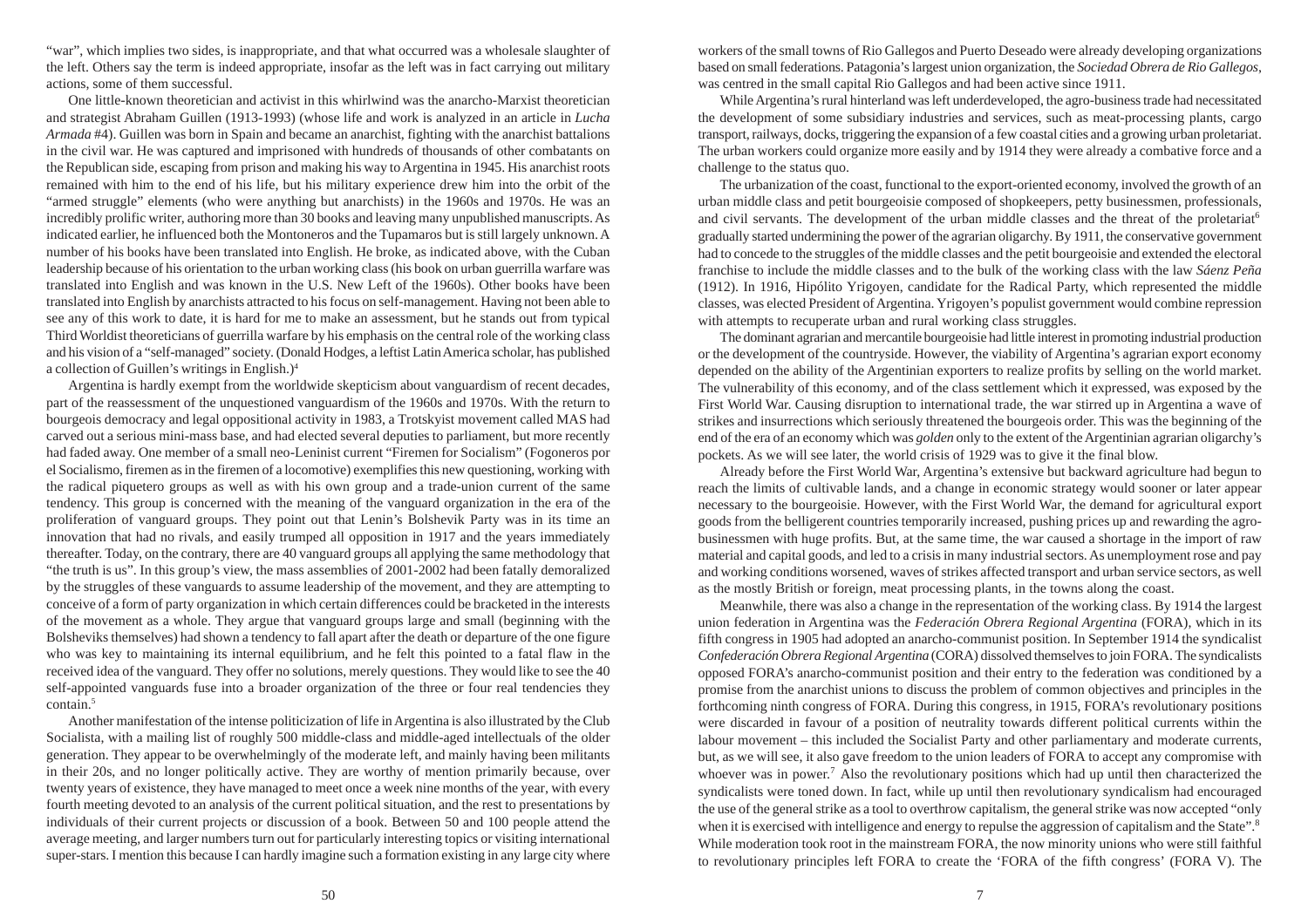"war", which implies two sides, is inappropriate, and that what occurred was a wholesale slaughter of the left. Others say the term is indeed appropriate, insofar as the left was in fact carrying out military actions, some of them successful.

One little-known theoretician and activist in this whirlwind was the anarcho-Marxist theoretician and strategist Abraham Guillen (1913-1993) (whose life and work is analyzed in an article in *Lucha Armada* #4). Guillen was born in Spain and became an anarchist, fighting with the anarchist battalions in the civil war. He was captured and imprisoned with hundreds of thousands of other combatants on the Republican side, escaping from prison and making his way to Argentina in 1945. His anarchist roots remained with him to the end of his life, but his military experience drew him into the orbit of the "armed struggle" elements (who were anything but anarchists) in the 1960s and 1970s. He was an incredibly prolific writer, authoring more than 30 books and leaving many unpublished manuscripts. As indicated earlier, he influenced both the Montoneros and the Tupamaros but is still largely unknown. A number of his books have been translated into English. He broke, as indicated above, with the Cuban leadership because of his orientation to the urban working class (his book on urban guerrilla warfare was translated into English and was known in the U.S. New Left of the 1960s). Other books have been translated into English by anarchists attracted to his focus on self-management. Having not been able to see any of this work to date, it is hard for me to make an assessment, but he stands out from typical Third Worldist theoreticians of guerrilla warfare by his emphasis on the central role of the working class and his vision of a "self-managed" society. (Donald Hodges, a leftist Latin America scholar, has published a collection of Guillen's writings in English.)[4]

Argentina is hardly exempt from the worldwide skepticism about vanguardism of recent decades, part of the reassessment of the unquestioned vanguardism of the 1960s and 1970s. With the return to bourgeois democracy and legal oppositional activity in 1983, a Trotskyist movement called MAS had carved out a serious mini-mass base, and had elected several deputies to parliament, but more recently had faded away. One member of a small neo-Leninist current "Firemen for Socialism" (Fogoneros por el Socialismo, firemen as in the firemen of a locomotive) exemplifies this new questioning, working with the radical piquetero groups as well as with his own group and a trade-union current of the same tendency. This group is concerned with the meaning of the vanguard organization in the era of the proliferation of vanguard groups. They point out that Lenin's Bolshevik Party was in its time an innovation that had no rivals, and easily trumped all opposition in 1917 and the years immediately thereafter. Today, on the contrary, there are 40 vanguard groups all applying the same methodology that "the truth is us". In this group's view, the mass assemblies of 2001-2002 had been fatally demoralized by the struggles of these vanguards to assume leadership of the movement, and they are attempting to conceive of a form of party organization in which certain differences could be bracketed in the interests of the movement as a whole. They argue that vanguard groups large and small (beginning with the Bolsheviks themselves) had shown a tendency to fall apart after the death or departure of the one figure who was key to maintaining its internal equilibrium, and he felt this pointed to a fatal flaw in the received idea of the vanguard. They offer no solutions, merely questions. They would like to see the 40 self-appointed vanguards fuse into a broader organization of the three or four real tendencies they contain.[5]

Another manifestation of the intense politicization of life in Argentina is also illustrated by the Club Socialista, with a mailing list of roughly 500 middle-class and middle-aged intellectuals of the older generation. They appear to be overwhelmingly of the moderate left, and mainly having been militants in their 20s, and no longer politically active. They are worthy of mention primarily because, over twenty years of existence, they have managed to meet once a week nine months of the year, with every fourth meeting devoted to an analysis of the current political situation, and the rest to presentations by individuals of their current projects or discussion of a book. Between 50 and 100 people attend the average meeting, and larger numbers turn out for particularly interesting topics or visiting international super-stars. I mention this because I can hardly imagine such a formation existing in any large city where

workers of the small towns of Rio Gallegos and Puerto Deseado were already developing organizations based on small federations. Patagonia's largest union organization, the *Sociedad Obrera de Rio Gallegos*, was centred in the small capital Rio Gallegos and had been active since 1911.

While Argentina's rural hinterland was left underdeveloped, the agro-business trade had necessitated the development of some subsidiary industries and services, such as meat-processing plants, cargo transport, railways, docks, triggering the expansion of a few coastal cities and a growing urban proletariat. The urban workers could organize more easily and by 1914 they were already a combative force and a challenge to the status quo.

The urbanization of the coast, functional to the export-oriented economy, involved the growth of an urban middle class and petit bourgeoisie composed of shopkeepers, petty businessmen, professionals, and civil servants. The development of the urban middle classes and the threat of the proletariat[6] gradually started undermining the power of the agrarian oligarchy. By 1911, the conservative government had to concede to the struggles of the middle classes and the petit bourgeoisie and extended the electoral franchise to include the middle classes and to the bulk of the working class with the law *Sáenz Peña* (1912). In 1916, Hipólito Yrigoyen, candidate for the Radical Party, which represented the middle classes, was elected President of Argentina. Yrigoyen's populist government would combine repression with attempts to recuperate urban and rural working class struggles.

The dominant agrarian and mercantile bourgeoisie had little interest in promoting industrial production or the development of the countryside. However, the viability of Argentina's agrarian export economy depended on the ability of the Argentinian exporters to realize profits by selling on the world market. The vulnerability of this economy, and of the class settlement which it expressed, was exposed by the First World War. Causing disruption to international trade, the war stirred up in Argentina a wave of strikes and insurrections which seriously threatened the bourgeois order. This was the beginning of the end of the era of an economy which was *golden* only to the extent of the Argentinian agrarian oligarchy's pockets. As we will see later, the world crisis of 1929 was to give it the final blow.

Already before the First World War, Argentina's extensive but backward agriculture had begun to reach the limits of cultivable lands, and a change in economic strategy would sooner or later appear necessary to the bourgeoisie. However, with the First World War, the demand for agricultural export goods from the belligerent countries temporarily increased, pushing prices up and rewarding the agro-businessmen with huge profits. But, at the same time, the war caused a shortage in the import of raw material and capital goods, and led to a crisis in many industrial sectors. As unemployment rose and pay and working conditions worsened, waves of strikes affected transport and urban service sectors, as well as the mostly British or foreign, meat processing plants, in the towns along the coast.

Meanwhile, there was also a change in the representation of the working class. By 1914 the largest union federation in Argentina was the *Federación Obrera Regional Argentina* (FORA), which in its fifth congress in 1905 had adopted an anarcho-communist position. In September 1914 the syndicalist *Confederación Obrera Regional Argentina* (CORA) dissolved themselves to join FORA. The syndicalists opposed FORA's anarcho-communist position and their entry to the federation was conditioned by a promise from the anarchist unions to discuss the problem of common objectives and principles in the forthcoming ninth congress of FORA. During this congress, in 1915, FORA's revolutionary positions were discarded in favour of a position of neutrality towards different political currents within the labour movement – this included the Socialist Party and other parliamentary and moderate currents, but, as we will see, it also gave freedom to the union leaders of FORA to accept any compromise with whoever was in power.[7] Also the revolutionary positions which had up until then characterized the syndicalists were toned down. In fact, while up until then revolutionary syndicalism had encouraged the use of the general strike as a tool to overthrow capitalism, the general strike was now accepted "only when it is exercised with intelligence and energy to repulse the aggression of capitalism and the State".[8] While moderation took root in the mainstream FORA, the now minority unions who were still faithful to revolutionary principles left FORA to create the 'FORA of the fifth congress' (FORA V). The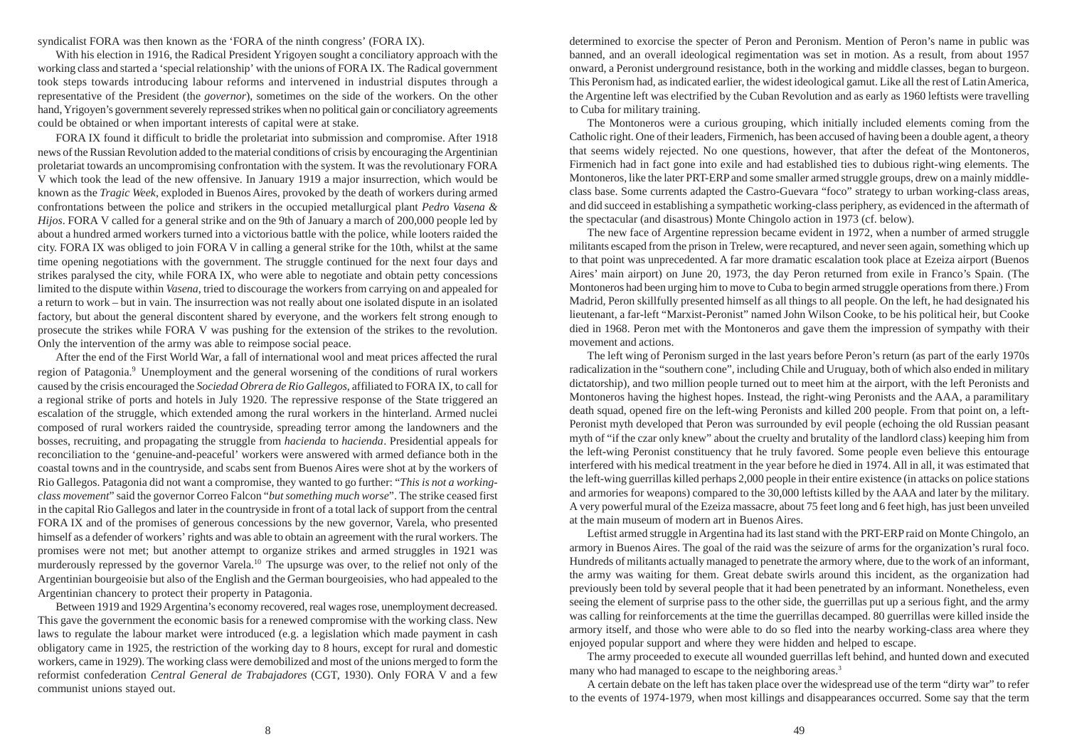syndicalist FORA was then known as the 'FORA of the ninth congress' (FORA IX).

With his election in 1916, the Radical President Yrigoyen sought a conciliatory approach with the working class and started a 'special relationship' with the unions of FORA IX. The Radical government took steps towards introducing labour reforms and intervened in industrial disputes through a representative of the President (the *governor*), sometimes on the side of the workers. On the other hand, Yrigoyen's government severely repressed strikes when no political gain or conciliatory agreements could be obtained or when important interests of capital were at stake.

FORA IX found it difficult to bridle the proletariat into submission and compromise. After 1918 news of the Russian Revolution added to the material conditions of crisis by encouraging the Argentinian proletariat towards an uncompromising confrontation with the system. It was the revolutionary FORA V which took the lead of the new offensive. In January 1919 a major insurrection, which would be known as the *Tragic Week*, exploded in Buenos Aires, provoked by the death of workers during armed confrontations between the police and strikers in the occupied metallurgical plant *Pedro Vasena & Hijos*. FORA V called for a general strike and on the 9th of January a march of 200,000 people led by about a hundred armed workers turned into a victorious battle with the police, while looters raided the city. FORA IX was obliged to join FORA V in calling a general strike for the 10th, whilst at the same time opening negotiations with the government. The struggle continued for the next four days and strikes paralysed the city, while FORA IX, who were able to negotiate and obtain petty concessions limited to the dispute within *Vasena*, tried to discourage the workers from carrying on and appealed for a return to work – but in vain. The insurrection was not really about one isolated dispute in an isolated factory, but about the general discontent shared by everyone, and the workers felt strong enough to prosecute the strikes while FORA V was pushing for the extension of the strikes to the revolution. Only the intervention of the army was able to reimpose social peace.

After the end of the First World War, a fall of international wool and meat prices affected the rural region of Patagonia.[9] Unemployment and the general worsening of the conditions of rural workers caused by the crisis encouraged the *Sociedad Obrera de Rio Gallegos*, affiliated to FORA IX, to call for a regional strike of ports and hotels in July 1920. The repressive response of the State triggered an escalation of the struggle, which extended among the rural workers in the hinterland. Armed nuclei composed of rural workers raided the countryside, spreading terror among the landowners and the bosses, recruiting, and propagating the struggle from *hacienda* to *hacienda*. Presidential appeals for reconciliation to the 'genuine-and-peaceful' workers were answered with armed defiance both in the coastal towns and in the countryside, and scabs sent from Buenos Aires were shot at by the workers of Rio Gallegos. Patagonia did not want a compromise, they wanted to go further: "*This is not a working-class movement*" said the governor Correo Falcon "*but something much worse*". The strike ceased first in the capital Rio Gallegos and later in the countryside in front of a total lack of support from the central FORA IX and of the promises of generous concessions by the new governor, Varela, who presented himself as a defender of workers' rights and was able to obtain an agreement with the rural workers. The promises were not met; but another attempt to organize strikes and armed struggles in 1921 was murderously repressed by the governor Varela.[10] The upsurge was over, to the relief not only of the Argentinian bourgeoisie but also of the English and the German bourgeoisies, who had appealed to the Argentinian chancery to protect their property in Patagonia.

Between 1919 and 1929 Argentina's economy recovered, real wages rose, unemployment decreased. This gave the government the economic basis for a renewed compromise with the working class. New laws to regulate the labour market were introduced (e.g. a legislation which made payment in cash obligatory came in 1925, the restriction of the working day to 8 hours, except for rural and domestic workers, came in 1929). The working class were demobilized and most of the unions merged to form the reformist confederation *Central General de Trabajadores* (CGT, 1930). Only FORA V and a few communist unions stayed out.

determined to exorcise the specter of Peron and Peronism. Mention of Peron's name in public was banned, and an overall ideological regimentation was set in motion. As a result, from about 1957 onward, a Peronist underground resistance, both in the working and middle classes, began to burgeon. This Peronism had, as indicated earlier, the widest ideological gamut. Like all the rest of Latin America, the Argentine left was electrified by the Cuban Revolution and as early as 1960 leftists were travelling to Cuba for military training.

The Montoneros were a curious grouping, which initially included elements coming from the Catholic right. One of their leaders, Firmenich, has been accused of having been a double agent, a theory that seems widely rejected. No one questions, however, that after the defeat of the Montoneros, Firmenich had in fact gone into exile and had established ties to dubious right-wing elements. The Montoneros, like the later PRT-ERP and some smaller armed struggle groups, drew on a mainly middle-class base. Some currents adapted the Castro-Guevara "foco" strategy to urban working-class areas, and did succeed in establishing a sympathetic working-class periphery, as evidenced in the aftermath of the spectacular (and disastrous) Monte Chingolo action in 1973 (cf. below).

The new face of Argentine repression became evident in 1972, when a number of armed struggle militants escaped from the prison in Trelew, were recaptured, and never seen again, something which up to that point was unprecedented. A far more dramatic escalation took place at Ezeiza airport (Buenos Aires' main airport) on June 20, 1973, the day Peron returned from exile in Franco's Spain. (The Montoneros had been urging him to move to Cuba to begin armed struggle operations from there.) From Madrid, Peron skillfully presented himself as all things to all people. On the left, he had designated his lieutenant, a far-left "Marxist-Peronist" named John Wilson Cooke, to be his political heir, but Cooke died in 1968. Peron met with the Montoneros and gave them the impression of sympathy with their movement and actions.

The left wing of Peronism surged in the last years before Peron's return (as part of the early 1970s radicalization in the "southern cone", including Chile and Uruguay, both of which also ended in military dictatorship), and two million people turned out to meet him at the airport, with the left Peronists and Montoneros having the highest hopes. Instead, the right-wing Peronists and the AAA, a paramilitary death squad, opened fire on the left-wing Peronists and killed 200 people. From that point on, a left-Peronist myth developed that Peron was surrounded by evil people (echoing the old Russian peasant myth of "if the czar only knew" about the cruelty and brutality of the landlord class) keeping him from the left-wing Peronist constituency that he truly favored. Some people even believe this entourage interfered with his medical treatment in the year before he died in 1974. All in all, it was estimated that the left-wing guerrillas killed perhaps 2,000 people in their entire existence (in attacks on police stations and armories for weapons) compared to the 30,000 leftists killed by the AAA and later by the military. A very powerful mural of the Ezeiza massacre, about 75 feet long and 6 feet high, has just been unveiled at the main museum of modern art in Buenos Aires.

Leftist armed struggle in Argentina had its last stand with the PRT-ERP raid on Monte Chingolo, an armory in Buenos Aires. The goal of the raid was the seizure of arms for the organization's rural foco. Hundreds of militants actually managed to penetrate the armory where, due to the work of an informant, the army was waiting for them. Great debate swirls around this incident, as the organization had previously been told by several people that it had been penetrated by an informant. Nonetheless, even seeing the element of surprise pass to the other side, the guerrillas put up a serious fight, and the army was calling for reinforcements at the time the guerrillas decamped. 80 guerrillas were killed inside the armory itself, and those who were able to do so fled into the nearby working-class area where they enjoyed popular support and where they were hidden and helped to escape.

The army proceeded to execute all wounded guerrillas left behind, and hunted down and executed many who had managed to escape to the neighboring areas.[3]

A certain debate on the left has taken place over the widespread use of the term "dirty war" to refer to the events of 1974-1979, when most killings and disappearances occurred. Some say that the term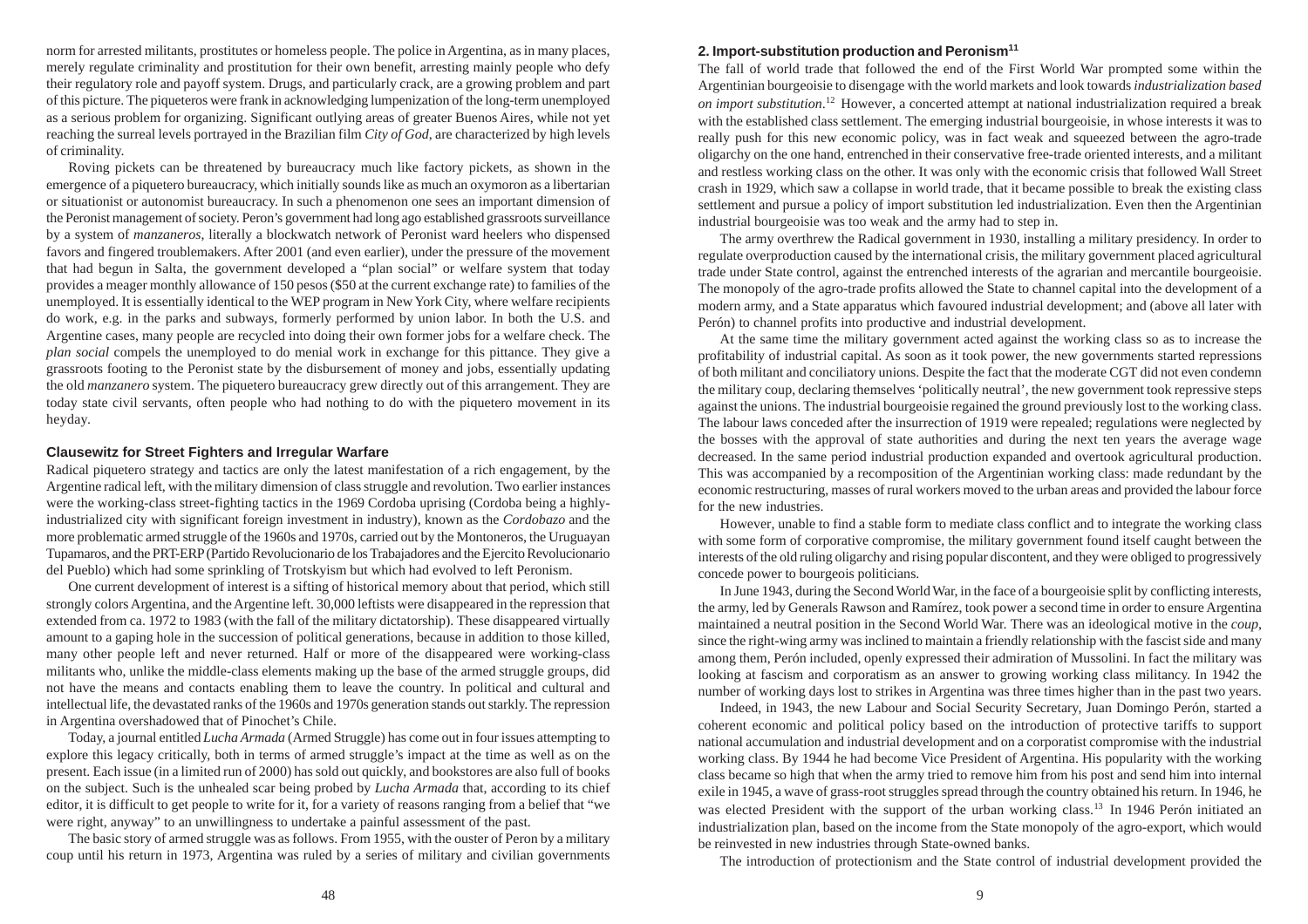norm for arrested militants, prostitutes or homeless people. The police in Argentina, as in many places, merely regulate criminality and prostitution for their own benefit, arresting mainly people who defy their regulatory role and payoff system. Drugs, and particularly crack, are a growing problem and part of this picture. The piqueteros were frank in acknowledging lumpenization of the long-term unemployed as a serious problem for organizing. Significant outlying areas of greater Buenos Aires, while not yet reaching the surreal levels portrayed in the Brazilian film *City of God*, are characterized by high levels of criminality.

Roving pickets can be threatened by bureaucracy much like factory pickets, as shown in the emergence of a piquetero bureaucracy, which initially sounds like as much an oxymoron as a libertarian or situationist or autonomist bureaucracy. In such a phenomenon one sees an important dimension of the Peronist management of society. Peron's government had long ago established grassroots surveillance by a system of *manzaneros*, literally a blockwatch network of Peronist ward heelers who dispensed favors and fingered troublemakers. After 2001 (and even earlier), under the pressure of the movement that had begun in Salta, the government developed a "plan social" or welfare system that today provides a meager monthly allowance of 150 pesos ($50 at the current exchange rate) to families of the unemployed. It is essentially identical to the WEP program in New York City, where welfare recipients do work, e.g. in the parks and subways, formerly performed by union labor. In both the U.S. and Argentine cases, many people are recycled into doing their own former jobs for a welfare check. The *plan social* compels the unemployed to do menial work in exchange for this pittance. They give a grassroots footing to the Peronist state by the disbursement of money and jobs, essentially updating the old *manzanero* system. The piquetero bureaucracy grew directly out of this arrangement. They are today state civil servants, often people who had nothing to do with the piquetero movement in its heyday.

### Clausewitz for Street Fighters and Irregular Warfare

Radical piquetero strategy and tactics are only the latest manifestation of a rich engagement, by the Argentine radical left, with the military dimension of class struggle and revolution. Two earlier instances were the working-class street-fighting tactics in the 1969 Cordoba uprising (Cordoba being a highly-industrialized city with significant foreign investment in industry), known as the *Cordobazo* and the more problematic armed struggle of the 1960s and 1970s, carried out by the Montoneros, the Uruguayan Tupamaros, and the PRT-ERP (Partido Revolucionario de los Trabajadores and the Ejercito Revolucionario del Pueblo) which had some sprinkling of Trotskyism but which had evolved to left Peronism.

One current development of interest is a sifting of historical memory about that period, which still strongly colors Argentina, and the Argentine left. 30,000 leftists were disappeared in the repression that extended from ca. 1972 to 1983 (with the fall of the military dictatorship). These disappeared virtually amount to a gaping hole in the succession of political generations, because in addition to those killed, many other people left and never returned. Half or more of the disappeared were working-class militants who, unlike the middle-class elements making up the base of the armed struggle groups, did not have the means and contacts enabling them to leave the country. In political and cultural and intellectual life, the devastated ranks of the 1960s and 1970s generation stands out starkly. The repression in Argentina overshadowed that of Pinochet's Chile.

Today, a journal entitled *Lucha Armada* (Armed Struggle) has come out in four issues attempting to explore this legacy critically, both in terms of armed struggle's impact at the time as well as on the present. Each issue (in a limited run of 2000) has sold out quickly, and bookstores are also full of books on the subject. Such is the unhealed scar being probed by *Lucha Armada* that, according to its chief editor, it is difficult to get people to write for it, for a variety of reasons ranging from a belief that "we were right, anyway" to an unwillingness to undertake a painful assessment of the past.

The basic story of armed struggle was as follows. From 1955, with the ouster of Peron by a military coup until his return in 1973, Argentina was ruled by a series of military and civilian governments

### 2. Import-substitution production and Peronism[11]

The fall of world trade that followed the end of the First World War prompted some within the Argentinian bourgeoisie to disengage with the world markets and look towards *industrialization based on import substitution*.[12] However, a concerted attempt at national industrialization required a break with the established class settlement. The emerging industrial bourgeoisie, in whose interests it was to really push for this new economic policy, was in fact weak and squeezed between the agro-trade oligarchy on the one hand, entrenched in their conservative free-trade oriented interests, and a militant and restless working class on the other. It was only with the economic crisis that followed Wall Street crash in 1929, which saw a collapse in world trade, that it became possible to break the existing class settlement and pursue a policy of import substitution led industrialization. Even then the Argentinian industrial bourgeoisie was too weak and the army had to step in.

The army overthrew the Radical government in 1930, installing a military presidency. In order to regulate overproduction caused by the international crisis, the military government placed agricultural trade under State control, against the entrenched interests of the agrarian and mercantile bourgeoisie. The monopoly of the agro-trade profits allowed the State to channel capital into the development of a modern army, and a State apparatus which favoured industrial development; and (above all later with Perón) to channel profits into productive and industrial development.

At the same time the military government acted against the working class so as to increase the profitability of industrial capital. As soon as it took power, the new governments started repressions of both militant and conciliatory unions. Despite the fact that the moderate CGT did not even condemn the military coup, declaring themselves 'politically neutral', the new government took repressive steps against the unions. The industrial bourgeoisie regained the ground previously lost to the working class. The labour laws conceded after the insurrection of 1919 were repealed; regulations were neglected by the bosses with the approval of state authorities and during the next ten years the average wage decreased. In the same period industrial production expanded and overtook agricultural production. This was accompanied by a recomposition of the Argentinian working class: made redundant by the economic restructuring, masses of rural workers moved to the urban areas and provided the labour force for the new industries.

However, unable to find a stable form to mediate class conflict and to integrate the working class with some form of corporative compromise, the military government found itself caught between the interests of the old ruling oligarchy and rising popular discontent, and they were obliged to progressively concede power to bourgeois politicians.

In June 1943, during the Second World War, in the face of a bourgeoisie split by conflicting interests, the army, led by Generals Rawson and Ramírez, took power a second time in order to ensure Argentina maintained a neutral position in the Second World War. There was an ideological motive in the *coup*, since the right-wing army was inclined to maintain a friendly relationship with the fascist side and many among them, Perón included, openly expressed their admiration of Mussolini. In fact the military was looking at fascism and corporatism as an answer to growing working class militancy. In 1942 the number of working days lost to strikes in Argentina was three times higher than in the past two years.

Indeed, in 1943, the new Labour and Social Security Secretary, Juan Domingo Perón, started a coherent economic and political policy based on the introduction of protective tariffs to support national accumulation and industrial development and on a corporatist compromise with the industrial working class. By 1944 he had become Vice President of Argentina. His popularity with the working class became so high that when the army tried to remove him from his post and send him into internal exile in 1945, a wave of grass-root struggles spread through the country obtained his return. In 1946, he was elected President with the support of the urban working class.[13] In 1946 Perón initiated an industrialization plan, based on the income from the State monopoly of the agro-export, which would be reinvested in new industries through State-owned banks.

The introduction of protectionism and the State control of industrial development provided the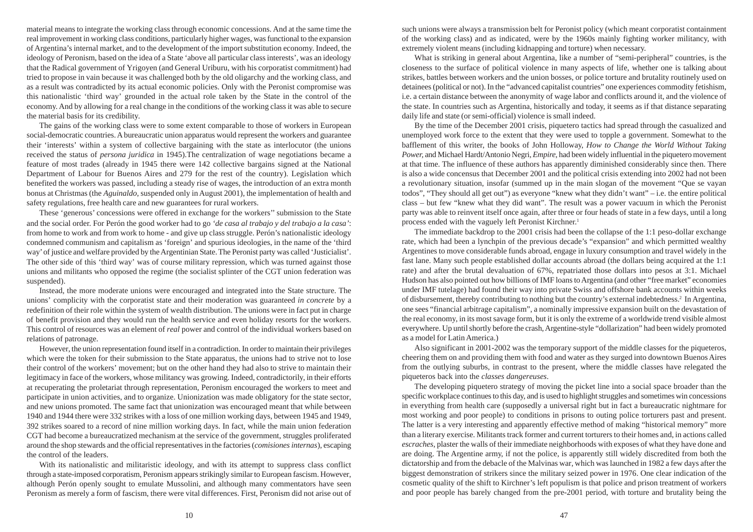material means to integrate the working class through economic concessions. And at the same time the real improvement in working class conditions, particularly higher wages, was functional to the expansion of Argentina's internal market, and to the development of the import substitution economy. Indeed, the ideology of Peronism, based on the idea of a State 'above all particular class interests', was an ideology that the Radical government of Yrigoyen (and General Uriburu, with his corporatist commitment) had tried to propose in vain because it was challenged both by the old oligarchy and the working class, and as a result was contradicted by its actual economic policies. Only with the Peronist compromise was this nationalistic 'third way' grounded in the actual role taken by the State in the control of the economy. And by allowing for a real change in the conditions of the working class it was able to secure the material basis for its credibility.

The gains of the working class were to some extent comparable to those of workers in European social-democratic countries. A bureaucratic union apparatus would represent the workers and guarantee their 'interests' within a system of collective bargaining with the state as interlocutor (the unions received the status of *persona juridica* in 1945).The centralization of wage negotiations became a feature of most trades (already in 1945 there were 142 collective bargains signed at the National Department of Labour for Buenos Aires and 279 for the rest of the country). Legislation which benefited the workers was passed, including a steady rise of wages, the introduction of an extra month bonus at Christmas (the *Aguinaldo*, suspended only in August 2001), the implementation of health and safety regulations, free health care and new guarantees for rural workers.

These 'generous' concessions were offered in exchange for the workers'' submission to the State and the social order. For Perón the good worker had to go *'de casa al trabajo y del trabajo a la casa'*: from home to work and from work to home - and give up class struggle. Perón's nationalistic ideology condemned communism and capitalism as 'foreign' and spurious ideologies, in the name of the 'third way' of justice and welfare provided by the Argentinian State. The Peronist party was called 'Justicialist'. The other side of this 'third way' was of course military repression, which was turned against those unions and militants who opposed the regime (the socialist splinter of the CGT union federation was suspended).

Instead, the more moderate unions were encouraged and integrated into the State structure. The unions' complicity with the corporatist state and their moderation was guaranteed *in concrete* by a redefinition of their role within the system of wealth distribution. The unions were in fact put in charge of benefit provision and they would run the health service and even holiday resorts for the workers. This control of resources was an element of *real* power and control of the individual workers based on relations of patronage.

However, the union representation found itself in a contradiction. In order to maintain their privileges which were the token for their submission to the State apparatus, the unions had to strive not to lose their control of the workers' movement; but on the other hand they had also to strive to maintain their legitimacy in face of the workers, whose militancy was growing. Indeed, contradictorily, in their efforts at recuperating the proletariat through representation, Peronism encouraged the workers to meet and participate in union activities, and to organize. Unionization was made obligatory for the state sector, and new unions promoted. The same fact that unionization was encouraged meant that while between 1940 and 1944 there were 332 strikes with a loss of one million working days, between 1945 and 1949, 392 strikes soared to a record of nine million working days. In fact, while the main union federation CGT had become a bureaucratized mechanism at the service of the government, struggles proliferated around the shop stewards and the official representatives in the factories (*comisiones internas*), escaping the control of the leaders.

With its nationalistic and militaristic ideology, and with its attempt to suppress class conflict through a state-imposed corporatism, Peronism appears strikingly similar to European fascism. However, although Perón openly sought to emulate Mussolini, and although many commentators have seen Peronism as merely a form of fascism, there were vital differences. First, Peronism did not arise out of

such unions were always a transmission belt for Peronist policy (which meant corporatist containment of the working class) and as indicated, were by the 1960s mainly fighting worker militancy, with extremely violent means (including kidnapping and torture) when necessary.

What is striking in general about Argentina, like a number of "semi-peripheral" countries, is the closeness to the surface of political violence in many aspects of life, whether one is talking about strikes, battles between workers and the union bosses, or police torture and brutality routinely used on detainees (political or not). In the "advanced capitalist countries" one experiences commodity fetishism, i.e. a certain distance between the anonymity of wage labor and conflicts around it, and the violence of the state. In countries such as Argentina, historically and today, it seems as if that distance separating daily life and state (or semi-official) violence is small indeed.

By the time of the December 2001 crisis, piquetero tactics had spread through the casualized and unemployed work force to the extent that they were used to topple a government. Somewhat to the bafflement of this writer, the books of John Holloway, *How to Change the World Without Taking Power*, and Michael Hardt/Antonio Negri, *Empire*, had been widely influential in the piquetero movement at that time. The influence of these authors has apparently diminished considerably since then. There is also a wide concensus that December 2001 and the political crisis extending into 2002 had not been a revolutionary situation, insofar (summed up in the main slogan of the movement "Que se vayan todos", "They should all get out") as everyone "knew what they didn't want" – i.e. the entire political class – but few "knew what they did want". The result was a power vacuum in which the Peronist party was able to reinvent itself once again, after three or four heads of state in a few days, until a long process ended with the vaguely left Peronist Kirchner.[1]

The immediate backdrop to the 2001 crisis had been the collapse of the 1:1 peso-dollar exchange rate, which had been a lynchpin of the previous decade's "expansion" and which permitted wealthy Argentines to move considerable funds abroad, engage in luxury consumption and travel widely in the fast lane. Many such people established dollar accounts abroad (the dollars being acquired at the 1:1 rate) and after the brutal devaluation of 67%, repatriated those dollars into pesos at 3:1. Michael Hudson has also pointed out how billions of IMF loans to Argentina (and other "free market" economies under IMF tutelage) had found their way into private Swiss and offshore bank accounts within weeks of disbursement, thereby contributing to nothing but the country's external indebtedness.[2] In Argentina, one sees "financial arbitrage capitalism", a nominally impressive expansion built on the devastation of the real economy, in its most savage form, but it is only the extreme of a worldwide trend visible almost everywhere. Up until shortly before the crash, Argentine-style "dollarization" had been widely promoted as a model for Latin America.)

Also significant in 2001-2002 was the temporary support of the middle classes for the piqueteros, cheering them on and providing them with food and water as they surged into downtown Buenos Aires from the outlying suburbs, in contrast to the present, where the middle classes have relegated the piqueteros back into the *classes dangereuses*.

The developing piquetero strategy of moving the picket line into a social space broader than the specific workplace continues to this day, and is used to highlight struggles and sometimes win concessions in everything from health care (supposedly a universal right but in fact a bureaucratic nightmare for most working and poor people) to conditions in prisons to outing police torturers past and present. The latter is a very interesting and apparently effective method of making "historical memory" more than a literary exercise. Militants track former and current torturers to their homes and, in actions called *escraches*, plaster the walls of their immediate neighborhoods with exposes of what they have done and are doing. The Argentine army, if not the police, is apparently still widely discredited from both the dictatorship and from the debacle of the Malvinas war, which was launched in 1982 a few days after the biggest demonstration of strikers since the military seized power in 1976. One clear indication of the cosmetic quality of the shift to Kirchner's left populism is that police and prison treatment of workers and poor people has barely changed from the pre-2001 period, with torture and brutality being the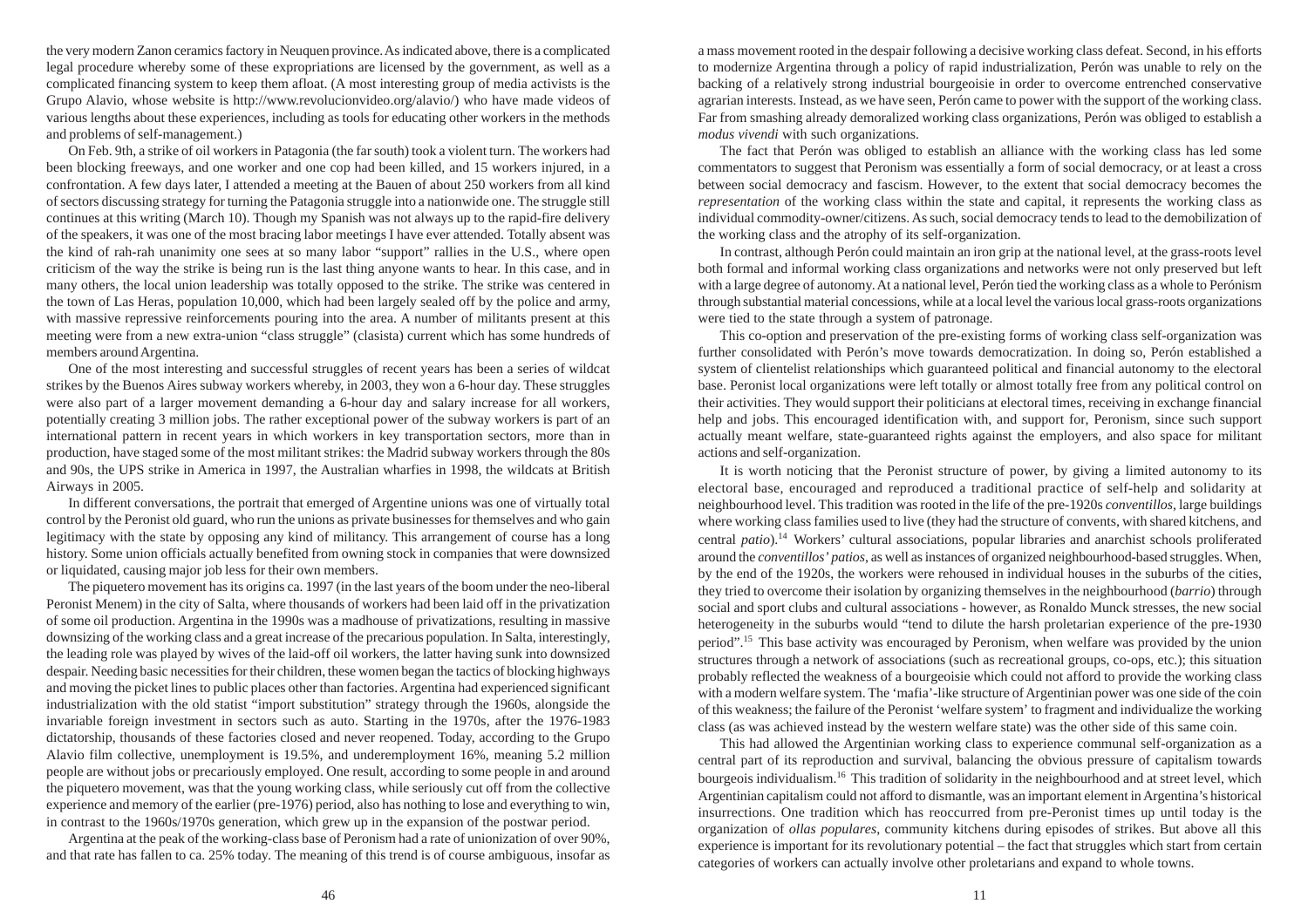the very modern Zanon ceramics factory in Neuquen province. As indicated above, there is a complicated legal procedure whereby some of these expropriations are licensed by the government, as well as a complicated financing system to keep them afloat. (A most interesting group of media activists is the Grupo Alavio, whose website is http://www.revolucionvideo.org/alavio/) who have made videos of various lengths about these experiences, including as tools for educating other workers in the methods and problems of self-management.)

On Feb. 9th, a strike of oil workers in Patagonia (the far south) took a violent turn. The workers had been blocking freeways, and one worker and one cop had been killed, and 15 workers injured, in a confrontation. A few days later, I attended a meeting at the Bauen of about 250 workers from all kind of sectors discussing strategy for turning the Patagonia struggle into a nationwide one. The struggle still continues at this writing (March 10). Though my Spanish was not always up to the rapid-fire delivery of the speakers, it was one of the most bracing labor meetings I have ever attended. Totally absent was the kind of rah-rah unanimity one sees at so many labor "support" rallies in the U.S., where open criticism of the way the strike is being run is the last thing anyone wants to hear. In this case, and in many others, the local union leadership was totally opposed to the strike. The strike was centered in the town of Las Heras, population 10,000, which had been largely sealed off by the police and army, with massive repressive reinforcements pouring into the area. A number of militants present at this meeting were from a new extra-union "class struggle" (clasista) current which has some hundreds of members around Argentina.

One of the most interesting and successful struggles of recent years has been a series of wildcat strikes by the Buenos Aires subway workers whereby, in 2003, they won a 6-hour day. These struggles were also part of a larger movement demanding a 6-hour day and salary increase for all workers, potentially creating 3 million jobs. The rather exceptional power of the subway workers is part of an international pattern in recent years in which workers in key transportation sectors, more than in production, have staged some of the most militant strikes: the Madrid subway workers through the 80s and 90s, the UPS strike in America in 1997, the Australian wharfies in 1998, the wildcats at British Airways in 2005.

In different conversations, the portrait that emerged of Argentine unions was one of virtually total control by the Peronist old guard, who run the unions as private businesses for themselves and who gain legitimacy with the state by opposing any kind of militancy. This arrangement of course has a long history. Some union officials actually benefited from owning stock in companies that were downsized or liquidated, causing major job less for their own members.

The piquetero movement has its origins ca. 1997 (in the last years of the boom under the neo-liberal Peronist Menem) in the city of Salta, where thousands of workers had been laid off in the privatization of some oil production. Argentina in the 1990s was a madhouse of privatizations, resulting in massive downsizing of the working class and a great increase of the precarious population. In Salta, interestingly, the leading role was played by wives of the laid-off oil workers, the latter having sunk into downsized despair. Needing basic necessities for their children, these women began the tactics of blocking highways and moving the picket lines to public places other than factories. Argentina had experienced significant industrialization with the old statist "import substitution" strategy through the 1960s, alongside the invariable foreign investment in sectors such as auto. Starting in the 1970s, after the 1976-1983 dictatorship, thousands of these factories closed and never reopened. Today, according to the Grupo Alavio film collective, unemployment is 19.5%, and underemployment 16%, meaning 5.2 million people are without jobs or precariously employed. One result, according to some people in and around the piquetero movement, was that the young working class, while seriously cut off from the collective experience and memory of the earlier (pre-1976) period, also has nothing to lose and everything to win, in contrast to the 1960s/1970s generation, which grew up in the expansion of the postwar period.

Argentina at the peak of the working-class base of Peronism had a rate of unionization of over 90%, and that rate has fallen to ca. 25% today. The meaning of this trend is of course ambiguous, insofar as

a mass movement rooted in the despair following a decisive working class defeat. Second, in his efforts to modernize Argentina through a policy of rapid industrialization, Perón was unable to rely on the backing of a relatively strong industrial bourgeoisie in order to overcome entrenched conservative agrarian interests. Instead, as we have seen, Perón came to power with the support of the working class. Far from smashing already demoralized working class organizations, Perón was obliged to establish a *modus vivendi* with such organizations.

The fact that Perón was obliged to establish an alliance with the working class has led some commentators to suggest that Peronism was essentially a form of social democracy, or at least a cross between social democracy and fascism. However, to the extent that social democracy becomes the *representation* of the working class within the state and capital, it represents the working class as individual commodity-owner/citizens. As such, social democracy tends to lead to the demobilization of the working class and the atrophy of its self-organization.

In contrast, although Perón could maintain an iron grip at the national level, at the grass-roots level both formal and informal working class organizations and networks were not only preserved but left with a large degree of autonomy. At a national level, Perón tied the working class as a whole to Perónism through substantial material concessions, while at a local level the various local grass-roots organizations were tied to the state through a system of patronage.

This co-option and preservation of the pre-existing forms of working class self-organization was further consolidated with Perón's move towards democratization. In doing so, Perón established a system of clientelist relationships which guaranteed political and financial autonomy to the electoral base. Peronist local organizations were left totally or almost totally free from any political control on their activities. They would support their politicians at electoral times, receiving in exchange financial help and jobs. This encouraged identification with, and support for, Peronism, since such support actually meant welfare, state-guaranteed rights against the employers, and also space for militant actions and self-organization.

It is worth noticing that the Peronist structure of power, by giving a limited autonomy to its electoral base, encouraged and reproduced a traditional practice of self-help and solidarity at neighbourhood level. This tradition was rooted in the life of the pre-1920s *conventillos*, large buildings where working class families used to live (they had the structure of convents, with shared kitchens, and central *patio*).[14] Workers' cultural associations, popular libraries and anarchist schools proliferated around the *conventillos' patios*, as well as instances of organized neighbourhood-based struggles. When, by the end of the 1920s, the workers were rehoused in individual houses in the suburbs of the cities, they tried to overcome their isolation by organizing themselves in the neighbourhood (*barrio*) through social and sport clubs and cultural associations - however, as Ronaldo Munck stresses, the new social heterogeneity in the suburbs would "tend to dilute the harsh proletarian experience of the pre-1930 period".[15] This base activity was encouraged by Peronism, when welfare was provided by the union structures through a network of associations (such as recreational groups, co-ops, etc.); this situation probably reflected the weakness of a bourgeoisie which could not afford to provide the working class with a modern welfare system. The 'mafia'-like structure of Argentinian power was one side of the coin of this weakness; the failure of the Peronist 'welfare system' to fragment and individualize the working class (as was achieved instead by the western welfare state) was the other side of this same coin.

This had allowed the Argentinian working class to experience communal self-organization as a central part of its reproduction and survival, balancing the obvious pressure of capitalism towards bourgeois individualism.[16] This tradition of solidarity in the neighbourhood and at street level, which Argentinian capitalism could not afford to dismantle, was an important element in Argentina's historical insurrections. One tradition which has reoccurred from pre-Peronist times up until today is the organization of *ollas populares*, community kitchens during episodes of strikes. But above all this experience is important for its revolutionary potential – the fact that struggles which start from certain categories of workers can actually involve other proletarians and expand to whole towns.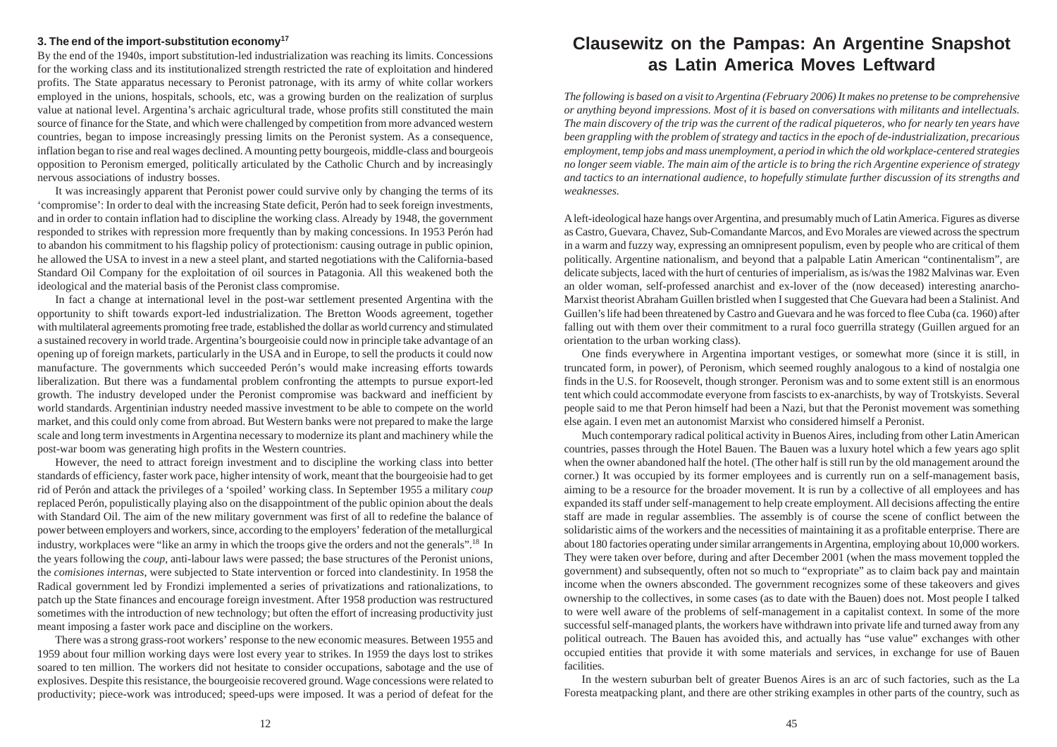### 3. The end of the import-substitution economy[17]

By the end of the 1940s, import substitution-led industrialization was reaching its limits. Concessions for the working class and its institutionalized strength restricted the rate of exploitation and hindered profits. The State apparatus necessary to Peronist patronage, with its army of white collar workers employed in the unions, hospitals, schools, etc, was a growing burden on the realization of surplus value at national level. Argentina's archaic agricultural trade, whose profits still constituted the main source of finance for the State, and which were challenged by competition from more advanced western countries, began to impose increasingly pressing limits on the Peronist system. As a consequence, inflation began to rise and real wages declined. A mounting petty bourgeois, middle-class and bourgeois opposition to Peronism emerged, politically articulated by the Catholic Church and by increasingly nervous associations of industry bosses.

It was increasingly apparent that Peronist power could survive only by changing the terms of its 'compromise': In order to deal with the increasing State deficit, Perón had to seek foreign investments, and in order to contain inflation had to discipline the working class. Already by 1948, the government responded to strikes with repression more frequently than by making concessions. In 1953 Perón had to abandon his commitment to his flagship policy of protectionism: causing outrage in public opinion, he allowed the USA to invest in a new steel plant, and started negotiations with the California-based Standard Oil Company for the exploitation of oil sources in Patagonia. All this weakened both the ideological and the material basis of the Peronist class compromise.

In fact a change at international level in the post-war settlement presented Argentina with the opportunity to shift towards export-led industrialization. The Bretton Woods agreement, together with multilateral agreements promoting free trade, established the dollar as world currency and stimulated a sustained recovery in world trade. Argentina's bourgeoisie could now in principle take advantage of an opening up of foreign markets, particularly in the USA and in Europe, to sell the products it could now manufacture. The governments which succeeded Perón's would make increasing efforts towards liberalization. But there was a fundamental problem confronting the attempts to pursue export-led growth. The industry developed under the Peronist compromise was backward and inefficient by world standards. Argentinian industry needed massive investment to be able to compete on the world market, and this could only come from abroad. But Western banks were not prepared to make the large scale and long term investments in Argentina necessary to modernize its plant and machinery while the post-war boom was generating high profits in the Western countries.

However, the need to attract foreign investment and to discipline the working class into better standards of efficiency, faster work pace, higher intensity of work, meant that the bourgeoisie had to get rid of Perón and attack the privileges of a 'spoiled' working class. In September 1955 a military *coup* replaced Perón, populistically playing also on the disappointment of the public opinion about the deals with Standard Oil. The aim of the new military government was first of all to redefine the balance of power between employers and workers, since, according to the employers' federation of the metallurgical industry, workplaces were "like an army in which the troops give the orders and not the generals".[18] In the years following the *coup*, anti-labour laws were passed; the base structures of the Peronist unions, the *comisiones internas*, were subjected to State intervention or forced into clandestinity. In 1958 the Radical government led by Frondizi implemented a series of privatizations and rationalizations, to patch up the State finances and encourage foreign investment. After 1958 production was restructured sometimes with the introduction of new technology; but often the effort of increasing productivity just meant imposing a faster work pace and discipline on the workers.

There was a strong grass-root workers' response to the new economic measures. Between 1955 and 1959 about four million working days were lost every year to strikes. In 1959 the days lost to strikes soared to ten million. The workers did not hesitate to consider occupations, sabotage and the use of explosives. Despite this resistance, the bourgeoisie recovered ground. Wage concessions were related to productivity; piece-work was introduced; speed-ups were imposed. It was a period of defeat for the

# Clausewitz on the Pampas: An Argentine Snapshot as Latin America Moves Leftward

*The following is based on a visit to Argentina (February 2006) It makes no pretense to be comprehensive or anything beyond impressions. Most of it is based on conversations with militants and intellectuals. The main discovery of the trip was the current of the radical piqueteros, who for nearly ten years have been grappling with the problem of strategy and tactics in the epoch of de-industrialization, precarious employment, temp jobs and mass unemployment, a period in which the old workplace-centered strategies no longer seem viable. The main aim of the article is to bring the rich Argentine experience of strategy and tactics to an international audience, to hopefully stimulate further discussion of its strengths and weaknesses.*

A left-ideological haze hangs over Argentina, and presumably much of Latin America. Figures as diverse as Castro, Guevara, Chavez, Sub-Comandante Marcos, and Evo Morales are viewed across the spectrum in a warm and fuzzy way, expressing an omnipresent populism, even by people who are critical of them politically. Argentine nationalism, and beyond that a palpable Latin American "continentalism", are delicate subjects, laced with the hurt of centuries of imperialism, as is/was the 1982 Malvinas war. Even an older woman, self-professed anarchist and ex-lover of the (now deceased) interesting anarcho-Marxist theorist Abraham Guillen bristled when I suggested that Che Guevara had been a Stalinist. And Guillen's life had been threatened by Castro and Guevara and he was forced to flee Cuba (ca. 1960) after falling out with them over their commitment to a rural foco guerrilla strategy (Guillen argued for an orientation to the urban working class).

One finds everywhere in Argentina important vestiges, or somewhat more (since it is still, in truncated form, in power), of Peronism, which seemed roughly analogous to a kind of nostalgia one finds in the U.S. for Roosevelt, though stronger. Peronism was and to some extent still is an enormous tent which could accommodate everyone from fascists to ex-anarchists, by way of Trotskyists. Several people said to me that Peron himself had been a Nazi, but that the Peronist movement was something else again. I even met an autonomist Marxist who considered himself a Peronist.

Much contemporary radical political activity in Buenos Aires, including from other Latin American countries, passes through the Hotel Bauen. The Bauen was a luxury hotel which a few years ago split when the owner abandoned half the hotel. (The other half is still run by the old management around the corner.) It was occupied by its former employees and is currently run on a self-management basis, aiming to be a resource for the broader movement. It is run by a collective of all employees and has expanded its staff under self-management to help create employment. All decisions affecting the entire staff are made in regular assemblies. The assembly is of course the scene of conflict between the solidaristic aims of the workers and the necessities of maintaining it as a profitable enterprise. There are about 180 factories operating under similar arrangements in Argentina, employing about 10,000 workers. They were taken over before, during and after December 2001 (when the mass movement toppled the government) and subsequently, often not so much to "expropriate" as to claim back pay and maintain income when the owners absconded. The government recognizes some of these takeovers and gives ownership to the collectives, in some cases (as to date with the Bauen) does not. Most people I talked to were well aware of the problems of self-management in a capitalist context. In some of the more successful self-managed plants, the workers have withdrawn into private life and turned away from any political outreach. The Bauen has avoided this, and actually has "use value" exchanges with other occupied entities that provide it with some materials and services, in exchange for use of Bauen facilities.

In the western suburban belt of greater Buenos Aires is an arc of such factories, such as the La Foresta meatpacking plant, and there are other striking examples in other parts of the country, such as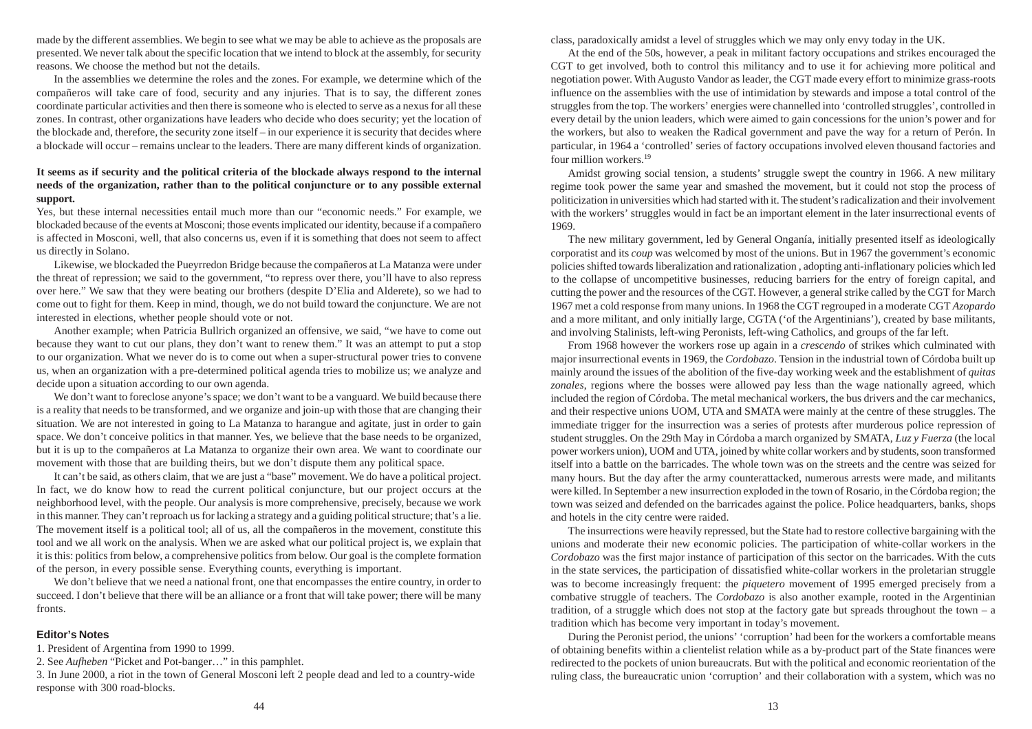made by the different assemblies. We begin to see what we may be able to achieve as the proposals are presented. We never talk about the specific location that we intend to block at the assembly, for security reasons. We choose the method but not the details.

In the assemblies we determine the roles and the zones. For example, we determine which of the compañeros will take care of food, security and any injuries. That is to say, the different zones coordinate particular activities and then there is someone who is elected to serve as a nexus for all these zones. In contrast, other organizations have leaders who decide who does security; yet the location of the blockade and, therefore, the security zone itself – in our experience it is security that decides where a blockade will occur – remains unclear to the leaders. There are many different kinds of organization.

**It seems as if security and the political criteria of the blockade always respond to the internal needs of the organization, rather than to the political conjuncture or to any possible external support.**

Yes, but these internal necessities entail much more than our "economic needs." For example, we blockaded because of the events at Mosconi; those events implicated our identity, because if a compañero is affected in Mosconi, well, that also concerns us, even if it is something that does not seem to affect us directly in Solano.

Likewise, we blockaded the Pueyrredon Bridge because the compañeros at La Matanza were under the threat of repression; we said to the government, "to repress over there, you'll have to also repress over here." We saw that they were beating our brothers (despite D'Elia and Alderete), so we had to come out to fight for them. Keep in mind, though, we do not build toward the conjuncture. We are not interested in elections, whether people should vote or not.

Another example; when Patricia Bullrich organized an offensive, we said, "we have to come out because they want to cut our plans, they don't want to renew them." It was an attempt to put a stop to our organization. What we never do is to come out when a super-structural power tries to convene us, when an organization with a pre-determined political agenda tries to mobilize us; we analyze and decide upon a situation according to our own agenda.

We don't want to foreclose anyone's space; we don't want to be a vanguard. We build because there is a reality that needs to be transformed, and we organize and join-up with those that are changing their situation. We are not interested in going to La Matanza to harangue and agitate, just in order to gain space. We don't conceive politics in that manner. Yes, we believe that the base needs to be organized, but it is up to the compañeros at La Matanza to organize their own area. We want to coordinate our movement with those that are building theirs, but we don't dispute them any political space.

It can't be said, as others claim, that we are just a "base" movement. We do have a political project. In fact, we do know how to read the current political conjuncture, but our project occurs at the neighborhood level, with the people. Our analysis is more comprehensive, precisely, because we work in this manner. They can't reproach us for lacking a strategy and a guiding political structure; that's a lie. The movement itself is a political tool; all of us, all the compañeros in the movement, constitute this tool and we all work on the analysis. When we are asked what our political project is, we explain that it is this: politics from below, a comprehensive politics from below. Our goal is the complete formation of the person, in every possible sense. Everything counts, everything is important.

We don't believe that we need a national front, one that encompasses the entire country, in order to succeed. I don't believe that there will be an alliance or a front that will take power; there will be many fronts.

### Editor's Notes

1. President of Argentina from 1990 to 1999.
2. See *Aufheben* "Picket and Pot-banger…" in this pamphlet.
3. In June 2000, a riot in the town of General Mosconi left 2 people dead and led to a country-wide response with 300 road-blocks.

class, paradoxically amidst a level of struggles which we may only envy today in the UK.

At the end of the 50s, however, a peak in militant factory occupations and strikes encouraged the CGT to get involved, both to control this militancy and to use it for achieving more political and negotiation power. With Augusto Vandor as leader, the CGT made every effort to minimize grass-roots influence on the assemblies with the use of intimidation by stewards and impose a total control of the struggles from the top. The workers' energies were channelled into 'controlled struggles', controlled in every detail by the union leaders, which were aimed to gain concessions for the union's power and for the workers, but also to weaken the Radical government and pave the way for a return of Perón. In particular, in 1964 a 'controlled' series of factory occupations involved eleven thousand factories and four million workers.[19]

Amidst growing social tension, a students' struggle swept the country in 1966. A new military regime took power the same year and smashed the movement, but it could not stop the process of politicization in universities which had started with it. The student's radicalization and their involvement with the workers' struggles would in fact be an important element in the later insurrectional events of 1969.

The new military government, led by General Onganía, initially presented itself as ideologically corporatist and its *coup* was welcomed by most of the unions. But in 1967 the government's economic policies shifted towards liberalization and rationalization , adopting anti-inflationary policies which led to the collapse of uncompetitive businesses, reducing barriers for the entry of foreign capital, and cutting the power and the resources of the CGT. However, a general strike called by the CGT for March 1967 met a cold response from many unions. In 1968 the CGT regrouped in a moderate CGT *Azopardo* and a more militant, and only initially large, CGTA ('of the Argentinians'), created by base militants, and involving Stalinists, left-wing Peronists, left-wing Catholics, and groups of the far left.

From 1968 however the workers rose up again in a *crescendo* of strikes which culminated with major insurrectional events in 1969, the *Cordobazo*. Tension in the industrial town of Córdoba built up mainly around the issues of the abolition of the five-day working week and the establishment of *quitas zonales*, regions where the bosses were allowed pay less than the wage nationally agreed, which included the region of Córdoba. The metal mechanical workers, the bus drivers and the car mechanics, and their respective unions UOM, UTA and SMATA were mainly at the centre of these struggles. The immediate trigger for the insurrection was a series of protests after murderous police repression of student struggles. On the 29th May in Córdoba a march organized by SMATA, *Luz y Fuerza* (the local power workers union), UOM and UTA, joined by white collar workers and by students, soon transformed itself into a battle on the barricades. The whole town was on the streets and the centre was seized for many hours. But the day after the army counterattacked, numerous arrests were made, and militants were killed. In September a new insurrection exploded in the town of Rosario, in the Córdoba region; the town was seized and defended on the barricades against the police. Police headquarters, banks, shops and hotels in the city centre were raided.

The insurrections were heavily repressed, but the State had to restore collective bargaining with the unions and moderate their new economic policies. The participation of white-collar workers in the *Cordobazo* was the first major instance of participation of this sector on the barricades. With the cuts in the state services, the participation of dissatisfied white-collar workers in the proletarian struggle was to become increasingly frequent: the *piquetero* movement of 1995 emerged precisely from a combative struggle of teachers. The *Cordobazo* is also another example, rooted in the Argentinian tradition, of a struggle which does not stop at the factory gate but spreads throughout the town – a tradition which has become very important in today's movement.

During the Peronist period, the unions' 'corruption' had been for the workers a comfortable means of obtaining benefits within a clientelist relation while as a by-product part of the State finances were redirected to the pockets of union bureaucrats. But with the political and economic reorientation of the ruling class, the bureaucratic union 'corruption' and their collaboration with a system, which was no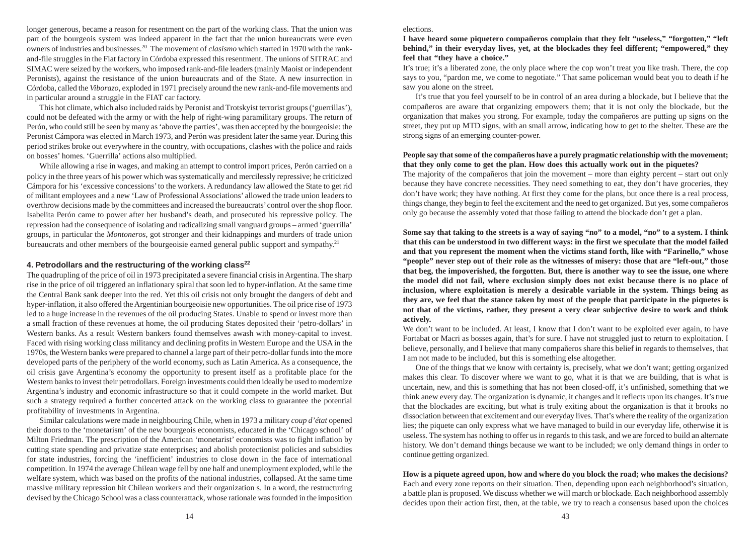longer generous, became a reason for resentment on the part of the working class. That the union was part of the bourgeois system was indeed apparent in the fact that the union bureaucrats were even owners of industries and businesses.[20] The movement of *clasismo* which started in 1970 with the rank-and-file struggles in the Fiat factory in Córdoba expressed this resentment. The unions of SITRAC and SIMAC were seized by the workers, who imposed rank-and-file leaders (mainly Maoist or independent Peronists), against the resistance of the union bureaucrats and of the State. A new insurrection in Córdoba, called the *Viborazo*, exploded in 1971 precisely around the new rank-and-file movements and in particular around a struggle in the FIAT car factory.

This hot climate, which also included raids by Peronist and Trotskyist terrorist groups ('guerrillas'), could not be defeated with the army or with the help of right-wing paramilitary groups. The return of Perón, who could still be seen by many as 'above the parties', was then accepted by the bourgeoisie: the Peronist Cámpora was elected in March 1973, and Perón was president later the same year. During this period strikes broke out everywhere in the country, with occupations, clashes with the police and raids on bosses' homes. 'Guerrilla' actions also multiplied.

While allowing a rise in wages, and making an attempt to control import prices, Perón carried on a policy in the three years of his power which was systematically and mercilessly repressive; he criticized Cámpora for his 'excessive concessions' to the workers. A redundancy law allowed the State to get rid of militant employees and a new 'Law of Professional Associations' allowed the trade union leaders to overthrow decisions made by the committees and increased the bureaucrats' control over the shop floor. Isabelita Perón came to power after her husband's death, and prosecuted his repressive policy. The repression had the consequence of isolating and radicalizing small vanguard groups – armed 'guerrilla' groups, in particular the *Montoneros*, got stronger and their kidnappings and murders of trade union bureaucrats and other members of the bourgeoisie earned general public support and sympathy.[21]

### 4. Petrodollars and the restructuring of the working class[22]

The quadrupling of the price of oil in 1973 precipitated a severe financial crisis in Argentina. The sharp rise in the price of oil triggered an inflationary spiral that soon led to hyper-inflation. At the same time the Central Bank sank deeper into the red. Yet this oil crisis not only brought the dangers of debt and hyper-inflation, it also offered the Argentinian bourgeoisie new opportunities. The oil price rise of 1973 led to a huge increase in the revenues of the oil producing States. Unable to spend or invest more than a small fraction of these revenues at home, the oil producing States deposited their 'petro-dollars' in Western banks. As a result Western bankers found themselves awash with money-capital to invest. Faced with rising working class militancy and declining profits in Western Europe and the USA in the 1970s, the Western banks were prepared to channel a large part of their petro-dollar funds into the more developed parts of the periphery of the world economy, such as Latin America. As a consequence, the oil crisis gave Argentina's economy the opportunity to present itself as a profitable place for the Western banks to invest their petrodollars. Foreign investments could then ideally be used to modernize Argentina's industry and economic infrastructure so that it could compete in the world market. But such a strategy required a further concerted attack on the working class to guarantee the potential profitability of investments in Argentina.

Similar calculations were made in neighbouring Chile, when in 1973 a military *coup d'état* opened their doors to the 'monetarism' of the new bourgeois economists, educated in the 'Chicago school' of Milton Friedman. The prescription of the American 'monetarist' economists was to fight inflation by cutting state spending and privatize state enterprises; and abolish protectionist policies and subsidies for state industries, forcing the 'inefficient' industries to close down in the face of international competition. In 1974 the average Chilean wage fell by one half and unemployment exploded, while the welfare system, which was based on the profits of the national industries, collapsed. At the same time massive military repression hit Chilean workers and their organization s. In a word, the restructuring devised by the Chicago School was a class counterattack, whose rationale was founded in the imposition

elections.

**I have heard some piquetero compañeros complain that they felt "useless," "forgotten," "left behind," in their everyday lives, yet, at the blockades they feel different; "empowered," they feel that "they have a choice."**

It's true; it's a liberated zone, the only place where the cop won't treat you like trash. There, the cop says to you, "pardon me, we come to negotiate." That same policeman would beat you to death if he saw you alone on the street.

It's true that you feel yourself to be in control of an area during a blockade, but I believe that the compañeros are aware that organizing empowers them; that it is not only the blockade, but the organization that makes you strong. For example, today the compañeros are putting up signs on the street, they put up MTD signs, with an small arrow, indicating how to get to the shelter. These are the strong signs of an emerging counter-power.

**People say that some of the compañeros have a purely pragmatic relationship with the movement; that they only come to get the plan. How does this actually work out in the piquetes?**

The majority of the compañeros that join the movement – more than eighty percent – start out only because they have concrete necessities. They need something to eat, they don't have groceries, they don't have work; they have nothing. At first they come for the plans, but once there is a real process, things change, they begin to feel the excitement and the need to get organized. But yes, some compañeros only go because the assembly voted that those failing to attend the blockade don't get a plan.

**Some say that taking to the streets is a way of saying "no" to a model, "no" to a system. I think that this can be understood in two different ways: in the first we speculate that the model failed and that you represent the moment when the victims stand forth, like with "Farinello," whose "people" never step out of their role as the witnesses of misery: those that are "left-out," those that beg, the impoverished, the forgotten. But, there is another way to see the issue, one where the model did not fail, where exclusion simply does not exist because there is no place of inclusion, where exploitation is merely a desirable variable in the system. Things being as they are, we feel that the stance taken by most of the people that participate in the piquetes is not that of the victims, rather, they present a very clear subjective desire to work and think actively.**

We don't want to be included. At least, I know that I don't want to be exploited ever again, to have Fortabat or Macri as bosses again, that's for sure. I have not struggled just to return to exploitation. I believe, personally, and I believe that many compañeros share this belief in regards to themselves, that I am not made to be included, but this is something else altogether.

One of the things that we know with certainty is, precisely, what we don't want; getting organized makes this clear. To discover where we want to go, what it is that we are building, that is what is uncertain, new, and this is something that has not been closed-off, it's unfinished, something that we think anew every day. The organization is dynamic, it changes and it reflects upon its changes. It's true that the blockades are exciting, but what is truly exiting about the organization is that it brooks no dissociation between that excitement and our everyday lives. That's where the reality of the organization lies; the piquete can only express what we have managed to build in our everyday life, otherwise it is useless. The system has nothing to offer us in regards to this task, and we are forced to build an alternate history. We don't demand things because we want to be included; we only demand things in order to continue getting organized.

**How is a piquete agreed upon, how and where do you block the road; who makes the decisions?**

Each and every zone reports on their situation. Then, depending upon each neighborhood's situation, a battle plan is proposed. We discuss whether we will march or blockade. Each neighborhood assembly decides upon their action first, then, at the table, we try to reach a consensus based upon the choices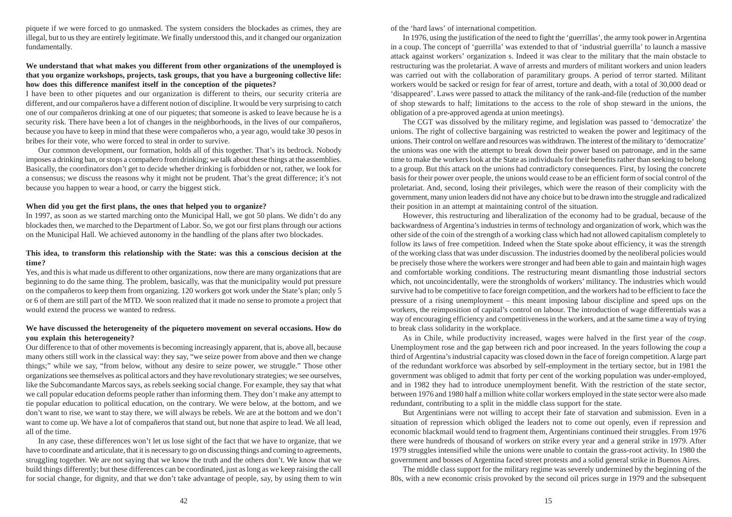piquete if we were forced to go unmasked. The system considers the blockades as crimes, they are illegal, but to us they are entirely legitimate. We finally understood this, and it changed our organization fundamentally.

**We understand that what makes you different from other organizations of the unemployed is that you organize workshops, projects, task groups, that you have a burgeoning collective life: how does this difference manifest itself in the conception of the piquetes?**

I have been to other piquetes and our organization is different to theirs, our security criteria are different, and our compañeros have a different notion of discipline. It would be very surprising to catch one of our compañeros drinking at one of our piquetes; that someone is asked to leave because he is a security risk. There have been a lot of changes in the neighborhoods, in the lives of our compañeros, because you have to keep in mind that these were compañeros who, a year ago, would take 30 pesos in bribes for their vote, who were forced to steal in order to survive.

Our common development, our formation, holds all of this together. That's its bedrock. Nobody imposes a drinking ban, or stops a compañero from drinking; we talk about these things at the assemblies. Basically, the coordinators don't get to decide whether drinking is forbidden or not, rather, we look for a consensus; we discuss the reasons why it might not be prudent. That's the great difference; it's not because you happen to wear a hood, or carry the biggest stick.

**When did you get the first plans, the ones that helped you to organize?**

In 1997, as soon as we started marching onto the Municipal Hall, we got 50 plans. We didn't do any blockades then, we marched to the Department of Labor. So, we got our first plans through our actions on the Municipal Hall. We achieved autonomy in the handling of the plans after two blockades.

**This idea, to transform this relationship with the State: was this a conscious decision at the time?**

Yes, and this is what made us different to other organizations, now there are many organizations that are beginning to do the same thing. The problem, basically, was that the municipality would put pressure on the compañeros to keep them from organizing. 120 workers got work under the State's plan; only 5 or 6 of them are still part of the MTD. We soon realized that it made no sense to promote a project that would extend the process we wanted to redress.

**We have discussed the heterogeneity of the piquetero movement on several occasions. How do you explain this heterogeneity?**

Our difference to that of other movements is becoming increasingly apparent, that is, above all, because many others still work in the classical way: they say, "we seize power from above and then we change things;" while we say, "from below, without any desire to seize power, we struggle." Those other organizations see themselves as political actors and they have revolutionary strategies; we see ourselves, like the Subcomandante Marcos says, as rebels seeking social change. For example, they say that what we call popular education deforms people rather than informing them. They don't make any attempt to tie popular education to political education, on the contrary. We were below, at the bottom, and we don't want to rise, we want to stay there, we will always be rebels. We are at the bottom and we don't want to come up. We have a lot of compañeros that stand out, but none that aspire to lead. We all lead, all of the time.

In any case, these differences won't let us lose sight of the fact that we have to organize, that we have to coordinate and articulate, that it is necessary to go on discussing things and coming to agreements, struggling together. We are not saying that we know the truth and the others don't. We know that we build things differently; but these differences can be coordinated, just as long as we keep raising the call for social change, for dignity, and that we don't take advantage of people, say, by using them to win

of the 'hard laws' of international competition.

In 1976, using the justification of the need to fight the 'guerrillas', the army took power in Argentina in a coup. The concept of 'guerrilla' was extended to that of 'industrial guerrilla' to launch a massive attack against workers' organization s. Indeed it was clear to the military that the main obstacle to restructuring was the proletariat. A wave of arrests and murders of militant workers and union leaders was carried out with the collaboration of paramilitary groups. A period of terror started. Militant workers would be sacked or resign for fear of arrest, torture and death, with a total of 30,000 dead or 'disappeared'. Laws were passed to attack the militancy of the rank-and-file (reduction of the number of shop stewards to half; limitations to the access to the role of shop steward in the unions, the obligation of a pre-approved agenda at union meetings).

The CGT was dissolved by the military regime, and legislation was passed to 'democratize' the unions. The right of collective bargaining was restricted to weaken the power and legitimacy of the unions. Their control on welfare and resources was withdrawn. The interest of the military to 'democratize' the unions was one with the attempt to break down their power based on patronage, and in the same time to make the workers look at the State as individuals for their benefits rather than seeking to belong to a group. But this attack on the unions had contradictory consequences. First, by losing the concrete basis for their power over people, the unions would cease to be an efficient form of social control of the proletariat. And, second, losing their privileges, which were the reason of their complicity with the government, many union leaders did not have any choice but to be drawn into the struggle and radicalized their position in an attempt at maintaining control of the situation.

However, this restructuring and liberalization of the economy had to be gradual, because of the backwardness of Argentina's industries in terms of technology and organization of work, which was the other side of the coin of the strength of a working class which had not allowed capitalism completely to follow its laws of free competition. Indeed when the State spoke about efficiency, it was the strength of the working class that was under discussion. The industries doomed by the neoliberal policies would be precisely those where the workers were stronger and had been able to gain and maintain high wages and comfortable working conditions. The restructuring meant dismantling those industrial sectors which, not uncoincidentally, were the strongholds of workers' militancy. The industries which would survive had to be competitive to face foreign competition, and the workers had to be efficient to face the pressure of a rising unemployment – this meant imposing labour discipline and speed ups on the workers, the reimposition of capital's control on labour. The introduction of wage differentials was a way of encouraging efficiency and competitiveness in the workers, and at the same time a way of trying to break class solidarity in the workplace.

As in Chile, while productivity increased, wages were halved in the first year of the *coup*. Unemployment rose and the gap between rich and poor increased. In the years following the *coup* a third of Argentina's industrial capacity was closed down in the face of foreign competition. A large part of the redundant workforce was absorbed by self-employment in the tertiary sector, but in 1981 the government was obliged to admit that forty per cent of the working population was under-employed, and in 1982 they had to introduce unemployment benefit. With the restriction of the state sector, between 1976 and 1980 half a million white collar workers employed in the state sector were also made redundant, contributing to a split in the middle class support for the state.

But Argentinians were not willing to accept their fate of starvation and submission. Even in a situation of repression which obliged the leaders not to come out openly, even if repression and economic blackmail would tend to fragment them, Argentinians continued their struggles. From 1976 there were hundreds of thousand of workers on strike every year and a general strike in 1979. After 1979 struggles intensified while the unions were unable to contain the grass-root activity. In 1980 the government and bosses of Argentina faced street protests and a solid general strike in Buenos Aires.

The middle class support for the military regime was severely undermined by the beginning of the 80s, with a new economic crisis provoked by the second oil prices surge in 1979 and the subsequent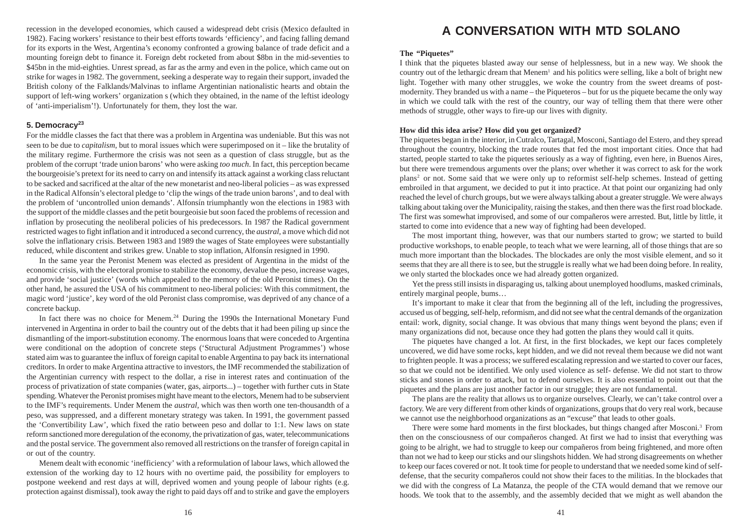recession in the developed economies, which caused a widespread debt crisis (Mexico defaulted in 1982). Facing workers' resistance to their best efforts towards 'efficiency', and facing falling demand for its exports in the West, Argentina's economy confronted a growing balance of trade deficit and a mounting foreign debt to finance it. Foreign debt rocketed from about $8bn in the mid-seventies to $45bn in the mid-eighties. Unrest spread, as far as the army and even in the police, which came out on strike for wages in 1982. The government, seeking a desperate way to regain their support, invaded the British colony of the Falklands/Malvinas to inflame Argentinian nationalistic hearts and obtain the support of left-wing workers' organization s (which they obtained, in the name of the leftist ideology of 'anti-imperialism'!). Unfortunately for them, they lost the war.

### 5. Democracy[23]

For the middle classes the fact that there was a problem in Argentina was undeniable. But this was not seen to be due to *capitalism*, but to moral issues which were superimposed on it – like the brutality of the military regime. Furthermore the crisis was not seen as a question of class struggle, but as the problem of the corrupt 'trade union barons' who were asking *too much*. In fact, this perception became the bourgeoisie's pretext for its need to carry on and intensify its attack against a working class reluctant to be sacked and sacrificed at the altar of the new monetarist and neo-liberal policies – as was expressed in the Radical Alfonsín's electoral pledge to 'clip the wings of the trade union barons', and to deal with the problem of 'uncontrolled union demands'. Alfonsín triumphantly won the elections in 1983 with the support of the middle classes and the petit bourgeoisie but soon faced the problems of recession and inflation by prosecuting the neoliberal policies of his predecessors. In 1987 the Radical government restricted wages to fight inflation and it introduced a second currency, the *austral*, a move which did not solve the inflationary crisis. Between 1983 and 1989 the wages of State employees were substantially reduced, while discontent and strikes grew. Unable to stop inflation, Alfonsín resigned in 1990.

In the same year the Peronist Menem was elected as president of Argentina in the midst of the economic crisis, with the electoral promise to stabilize the economy, devalue the peso, increase wages, and provide 'social justice' (words which appealed to the memory of the old Peronist times). On the other hand, he assured the USA of his commitment to neo-liberal policies: With this commitment, the magic word 'justice', key word of the old Peronist class compromise, was deprived of any chance of a concrete backup.

In fact there was no choice for Menem.[24] During the 1990s the International Monetary Fund intervened in Argentina in order to bail the country out of the debts that it had been piling up since the dismantling of the import-substitution economy. The enormous loans that were conceded to Argentina were conditional on the adoption of concrete steps ('Structural Adjustment Programmes') whose stated aim was to guarantee the influx of foreign capital to enable Argentina to pay back its international creditors. In order to make Argentina attractive to investors, the IMF recommended the stabilization of the Argentinian currency with respect to the dollar, a rise in interest rates and continuation of the process of privatization of state companies (water, gas, airports...) – together with further cuts in State spending. Whatever the Peronist promises might have meant to the electors, Menem had to be subservient to the IMF's requirements. Under Menem the *austral*, which was then worth one ten-thousandth of a peso, was suppressed, and a different monetary strategy was taken. In 1991, the government passed the 'Convertibility Law', which fixed the ratio between peso and dollar to 1:1. New laws on state reform sanctioned more deregulation of the economy, the privatization of gas, water, telecommunications and the postal service. The government also removed all restrictions on the transfer of foreign capital in or out of the country.

Menem dealt with economic 'inefficiency' with a reformulation of labour laws, which allowed the extension of the working day to 12 hours with no overtime paid, the possibility for employers to postpone weekend and rest days at will, deprived women and young people of labour rights (e.g. protection against dismissal), took away the right to paid days off and to strike and gave the employers

# A CONVERSATION WITH MTD SOLANO

**The "Piquetes"**

I think that the piquetes blasted away our sense of helplessness, but in a new way. We shook the country out of the lethargic dream that Menem[1] and his politics were selling, like a bolt of bright new light. Together with many other struggles, we woke the country from the sweet dreams of post-modernity. They branded us with a name – the Piqueteros – but for us the piquete became the only way in which we could talk with the rest of the country, our way of telling them that there were other methods of struggle, other ways to fire-up our lives with dignity.

**How did this idea arise? How did you get organized?**

The piquetes began in the interior, in Cutralco, Tartagal, Mosconi, Santiago del Estero, and they spread throughout the country, blocking the trade routes that fed the most important cities. Once that had started, people started to take the piquetes seriously as a way of fighting, even here, in Buenos Aires, but there were tremendous arguments over the plans; over whether it was correct to ask for the work plans[2] or not. Some said that we were only up to reformist self-help schemes. Instead of getting embroiled in that argument, we decided to put it into practice. At that point our organizing had only reached the level of church groups, but we were always talking about a greater struggle. We were always talking about taking over the Municipality, raising the stakes, and then there was the first road blockade. The first was somewhat improvised, and some of our compañeros were arrested. But, little by little, it started to come into evidence that a new way of fighting had been developed.

The most important thing, however, was that our numbers started to grow; we started to build productive workshops, to enable people, to teach what we were learning, all of those things that are so much more important than the blockades. The blockades are only the most visible element, and so it seems that they are all there is to see, but the struggle is really what we had been doing before. In reality, we only started the blockades once we had already gotten organized.

Yet the press still insists in disparaging us, talking about unemployed hoodlums, masked criminals, entirely marginal people, bums…

It's important to make it clear that from the beginning all of the left, including the progressives, accused us of begging, self-help, reformism, and did not see what the central demands of the organization entail: work, dignity, social change. It was obvious that many things went beyond the plans; even if many organizations did not, because once they had gotten the plans they would call it quits.

The piquetes have changed a lot. At first, in the first blockades, we kept our faces completely uncovered, we did have some rocks, kept hidden, and we did not reveal them because we did not want to frighten people. It was a process; we suffered escalating repression and we started to cover our faces, so that we could not be identified. We only used violence as self- defense. We did not start to throw sticks and stones in order to attack, but to defend ourselves. It is also essential to point out that the piquetes and the plans are just another factor in our struggle; they are not fundamental.

The plans are the reality that allows us to organize ourselves. Clearly, we can't take control over a factory. We are very different from other kinds of organizations, groups that do very real work, because we cannot use the neighborhood organizations as an "excuse" that leads to other goals.

There were some hard moments in the first blockades, but things changed after Mosconi.[3] From then on the consciousness of our compañeros changed. At first we had to insist that everything was going to be alright, we had to struggle to keep our compañeros from being frightened, and more often than not we had to keep our sticks and our slingshots hidden. We had strong disagreements on whether to keep our faces covered or not. It took time for people to understand that we needed some kind of self-defense, that the security compañeros could not show their faces to the militias. In the blockades that we did with the congress of La Matanza, the people of the CTA would demand that we remove our hoods. We took that to the assembly, and the assembly decided that we might as well abandon the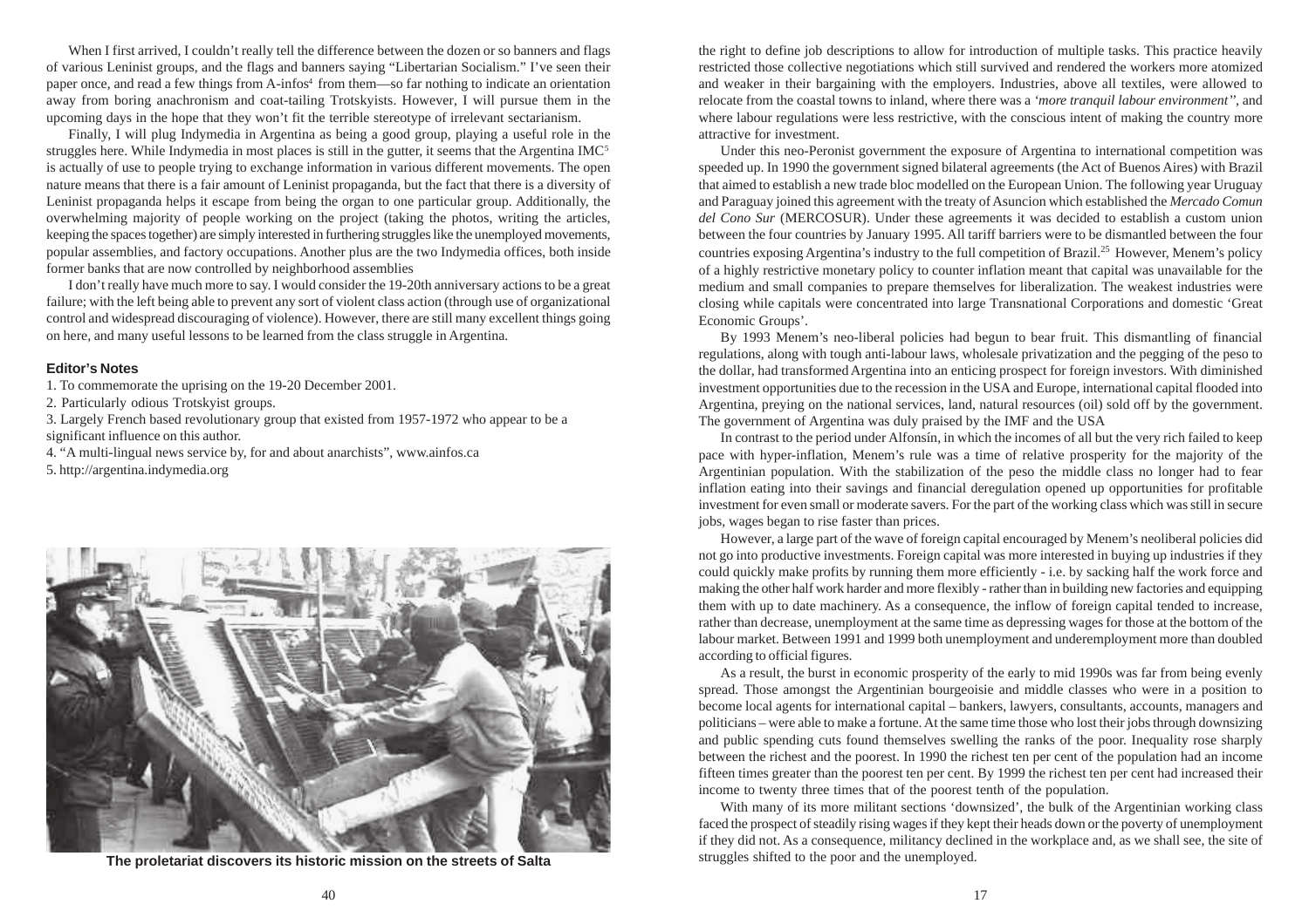When I first arrived, I couldn't really tell the difference between the dozen or so banners and flags of various Leninist groups, and the flags and banners saying "Libertarian Socialism." I've seen their paper once, and read a few things from A-infos[4] from them—so far nothing to indicate an orientation away from boring anachronism and coat-tailing Trotskyists. However, I will pursue them in the upcoming days in the hope that they won't fit the terrible stereotype of irrelevant sectarianism.

Finally, I will plug Indymedia in Argentina as being a good group, playing a useful role in the struggles here. While Indymedia in most places is still in the gutter, it seems that the Argentina IMC[5] is actually of use to people trying to exchange information in various different movements. The open nature means that there is a fair amount of Leninist propaganda, but the fact that there is a diversity of Leninist propaganda helps it escape from being the organ to one particular group. Additionally, the overwhelming majority of people working on the project (taking the photos, writing the articles, keeping the spaces together) are simply interested in furthering struggles like the unemployed movements, popular assemblies, and factory occupations. Another plus are the two Indymedia offices, both inside former banks that are now controlled by neighborhood assemblies

I don't really have much more to say. I would consider the 19-20th anniversary actions to be a great failure; with the left being able to prevent any sort of violent class action (through use of organizational control and widespread discouraging of violence). However, there are still many excellent things going on here, and many useful lessons to be learned from the class struggle in Argentina.

### Editor's Notes

1. To commemorate the uprising on the 19-20 December 2001.
2. Particularly odious Trotskyist groups.
3. Largely French based revolutionary group that existed from 1957-1972 who appear to be a significant influence on this author.
4. "A multi-lingual news service by, for and about anarchists", www.ainfos.ca
5. http://argentina.indymedia.org

**The proletariat discovers its historic mission on the streets of Salta**

the right to define job descriptions to allow for introduction of multiple tasks. This practice heavily restricted those collective negotiations which still survived and rendered the workers more atomized and weaker in their bargaining with the employers. Industries, above all textiles, were allowed to relocate from the coastal towns to inland, where there was a *'more tranquil labour environment'*, and where labour regulations were less restrictive, with the conscious intent of making the country more attractive for investment.

Under this neo-Peronist government the exposure of Argentina to international competition was speeded up. In 1990 the government signed bilateral agreements (the Act of Buenos Aires) with Brazil that aimed to establish a new trade bloc modelled on the European Union. The following year Uruguay and Paraguay joined this agreement with the treaty of Asuncion which established the *Mercado Comun del Cono Sur* (MERCOSUR). Under these agreements it was decided to establish a custom union between the four countries by January 1995. All tariff barriers were to be dismantled between the four countries exposing Argentina's industry to the full competition of Brazil.[25] However, Menem's policy of a highly restrictive monetary policy to counter inflation meant that capital was unavailable for the medium and small companies to prepare themselves for liberalization. The weakest industries were closing while capitals were concentrated into large Transnational Corporations and domestic 'Great Economic Groups'.

By 1993 Menem's neo-liberal policies had begun to bear fruit. This dismantling of financial regulations, along with tough anti-labour laws, wholesale privatization and the pegging of the peso to the dollar, had transformed Argentina into an enticing prospect for foreign investors. With diminished investment opportunities due to the recession in the USA and Europe, international capital flooded into Argentina, preying on the national services, land, natural resources (oil) sold off by the government. The government of Argentina was duly praised by the IMF and the USA

In contrast to the period under Alfonsín, in which the incomes of all but the very rich failed to keep pace with hyper-inflation, Menem's rule was a time of relative prosperity for the majority of the Argentinian population. With the stabilization of the peso the middle class no longer had to fear inflation eating into their savings and financial deregulation opened up opportunities for profitable investment for even small or moderate savers. For the part of the working class which was still in secure jobs, wages began to rise faster than prices.

However, a large part of the wave of foreign capital encouraged by Menem's neoliberal policies did not go into productive investments. Foreign capital was more interested in buying up industries if they could quickly make profits by running them more efficiently - i.e. by sacking half the work force and making the other half work harder and more flexibly - rather than in building new factories and equipping them with up to date machinery. As a consequence, the inflow of foreign capital tended to increase, rather than decrease, unemployment at the same time as depressing wages for those at the bottom of the labour market. Between 1991 and 1999 both unemployment and underemployment more than doubled according to official figures.

As a result, the burst in economic prosperity of the early to mid 1990s was far from being evenly spread. Those amongst the Argentinian bourgeoisie and middle classes who were in a position to become local agents for international capital – bankers, lawyers, consultants, accounts, managers and politicians – were able to make a fortune. At the same time those who lost their jobs through downsizing and public spending cuts found themselves swelling the ranks of the poor. Inequality rose sharply between the richest and the poorest. In 1990 the richest ten per cent of the population had an income fifteen times greater than the poorest ten per cent. By 1999 the richest ten per cent had increased their income to twenty three times that of the poorest tenth of the population.

With many of its more militant sections 'downsized', the bulk of the Argentinian working class faced the prospect of steadily rising wages if they kept their heads down or the poverty of unemployment if they did not. As a consequence, militancy declined in the workplace and, as we shall see, the site of struggles shifted to the poor and the unemployed.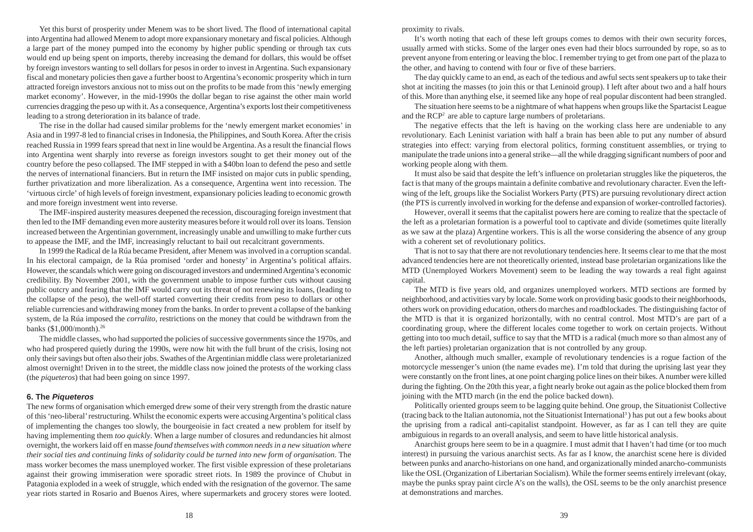Yet this burst of prosperity under Menem was to be short lived. The flood of international capital into Argentina had allowed Menem to adopt more expansionary monetary and fiscal policies. Although a large part of the money pumped into the economy by higher public spending or through tax cuts would end up being spent on imports, thereby increasing the demand for dollars, this would be offset by foreign investors wanting to sell dollars for pesos in order to invest in Argentina. Such expansionary fiscal and monetary policies then gave a further boost to Argentina's economic prosperity which in turn attracted foreign investors anxious not to miss out on the profits to be made from this 'newly emerging market economy'. However, in the mid-1990s the dollar began to rise against the other main world currencies dragging the peso up with it. As a consequence, Argentina's exports lost their competitiveness leading to a strong deterioration in its balance of trade.

The rise in the dollar had caused similar problems for the 'newly emergent market economies' in Asia and in 1997-8 led to financial crises in Indonesia, the Philippines, and South Korea. After the crisis reached Russia in 1999 fears spread that next in line would be Argentina. As a result the financial flows into Argentina went sharply into reverse as foreign investors sought to get their money out of the country before the peso collapsed. The IMF stepped in with a $40bn loan to defend the peso and settle the nerves of international financiers. But in return the IMF insisted on major cuts in public spending, further privatization and more liberalization. As a consequence, Argentina went into recession. The 'virtuous circle' of high levels of foreign investment, expansionary policies leading to economic growth and more foreign investment went into reverse.

The IMF-inspired austerity measures deepened the recession, discouraging foreign investment that then led to the IMF demanding even more austerity measures before it would roll over its loans. Tension increased between the Argentinian government, increasingly unable and unwilling to make further cuts to appease the IMF, and the IMF, increasingly reluctant to bail out recalcitrant governments.

In 1999 the Radical de la Rúa became President, after Menem was involved in a corruption scandal. In his electoral campaign, de la Rúa promised 'order and honesty' in Argentina's political affairs. However, the scandals which were going on discouraged investors and undermined Argentina's economic credibility. By November 2001, with the government unable to impose further cuts without causing public outcry and fearing that the IMF would carry out its threat of not renewing its loans, (leading to the collapse of the peso), the well-off started converting their credits from peso to dollars or other reliable currencies and withdrawing money from the banks. In order to prevent a collapse of the banking system, de la Rúa imposed the *corralito*, restrictions on the money that could be withdrawn from the banks ($1,000/month).[26]

The middle classes, who had supported the policies of successive governments since the 1970s, and who had prospered quietly during the 1990s, were now hit with the full brunt of the crisis, losing not only their savings but often also their jobs. Swathes of the Argentinian middle class were proletarianized almost overnight! Driven in to the street, the middle class now joined the protests of the working class (the *piqueteros*) that had been going on since 1997.

### 6. The *Piqueteros*

The new forms of organisation which emerged drew some of their very strength from the drastic nature of this 'neo-liberal' restructuring. Whilst the economic experts were accusing Argentina's political class of implementing the changes too slowly, the bourgeoisie in fact created a new problem for itself by having implementing them *too quickly*. When a large number of closures and redundancies hit almost overnight, the workers laid off en masse *found themselves with common needs in a new situation where their social ties and continuing links of solidarity could be turned into new form of organisation*. The mass worker becomes the mass unemployed worker. The first visible expression of these proletarians against their growing immiseration were sporadic street riots. In 1989 the province of Chubut in Patagonia exploded in a week of struggle, which ended with the resignation of the governor. The same year riots started in Rosario and Buenos Aires, where supermarkets and grocery stores were looted.

proximity to rivals.

It's worth noting that each of these left groups comes to demos with their own security forces, usually armed with sticks. Some of the larger ones even had their blocs surrounded by rope, so as to prevent anyone from entering or leaving the bloc. I remember trying to get from one part of the plaza to the other, and having to contend with four or five of these barriers.

The day quickly came to an end, as each of the tedious and awful sects sent speakers up to take their shot at inciting the masses (to join this or that Leninoid group). I left after about two and a half hours of this. More than anything else, it seemed like any hope of real popular discontent had been strangled.

The situation here seems to be a nightmare of what happens when groups like the Spartacist League and the RCP[2] are able to capture large numbers of proletarians.

The negative effects that the left is having on the working class here are undeniable to any revolutionary. Each Leninist variation with half a brain has been able to put any number of absurd strategies into effect: varying from electoral politics, forming constituent assemblies, or trying to manipulate the trade unions into a general strike—all the while dragging significant numbers of poor and working people along with them.

It must also be said that despite the left's influence on proletarian struggles like the piqueteros, the fact is that many of the groups maintain a definite combative and revolutionary character. Even the left-wing of the left, groups like the Socialist Workers Party (PTS) are pursuing revolutionary direct action (the PTS is currently involved in working for the defense and expansion of worker-controlled factories).

However, overall it seems that the capitalist powers here are coming to realize that the spectacle of the left as a proletarian formation is a powerful tool to captivate and divide (sometimes quite literally as we saw at the plaza) Argentine workers. This is all the worse considering the absence of any group with a coherent set of revolutionary politics.

That is not to say that there are not revolutionary tendencies here. It seems clear to me that the most advanced tendencies here are not theoretically oriented, instead base proletarian organizations like the MTD (Unemployed Workers Movement) seem to be leading the way towards a real fight against capital.

The MTD is five years old, and organizes unemployed workers. MTD sections are formed by neighborhood, and activities vary by locale. Some work on providing basic goods to their neighborhoods, others work on providing education, others do marches and roadblockades. The distinguishing factor of the MTD is that it is organized horizontally, with no central control. Most MTD's are part of a coordinating group, where the different locales come together to work on certain projects. Without getting into too much detail, suffice to say that the MTD is a radical (much more so than almost any of the left parties) proletarian organization that is not controlled by any group.

Another, although much smaller, example of revolutionary tendencies is a rogue faction of the motorcycle messenger's union (the name evades me). I'm told that during the uprising last year they were constantly on the front lines, at one point charging police lines on their bikes. A number were killed during the fighting. On the 20th this year, a fight nearly broke out again as the police blocked them from joining with the MTD march (in the end the police backed down).

Politically oriented groups seem to be lagging quite behind. One group, the Situationist Collective (tracing back to the Italian autonomia, not the Situationist International[3]) has put out a few books about the uprising from a radical anti-capitalist standpoint. However, as far as I can tell they are quite ambiguious in regards to an overall analysis, and seem to have little historical analysis.

Anarchist groups here seem to be in a quagmire. I must admit that I haven't had time (or too much interest) in pursuing the various anarchist sects. As far as I know, the anarchist scene here is divided between punks and anarcho-historians on one hand, and organizationally minded anarcho-communists like the OSL (Organization of Libertarian Socialism). While the former seems entirely irrelevant (okay, maybe the punks spray paint circle A's on the walls), the OSL seems to be the only anarchist presence at demonstrations and marches.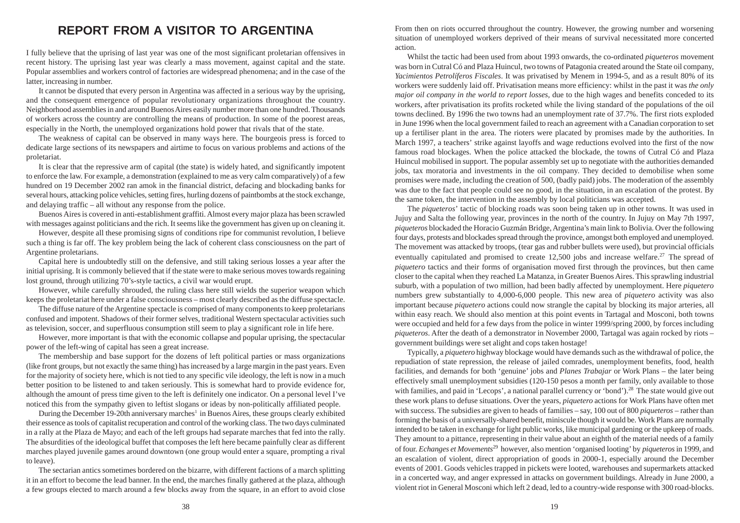# REPORT FROM A VISITOR TO ARGENTINA

I fully believe that the uprising of last year was one of the most significant proletarian offensives in recent history. The uprising last year was clearly a mass movement, against capital and the state. Popular assemblies and workers control of factories are widespread phenomena; and in the case of the latter, increasing in number.

It cannot be disputed that every person in Argentina was affected in a serious way by the uprising, and the consequent emergence of popular revolutionary organizations throughout the country. Neighborhood assemblies in and around Buenos Aires easily number more than one hundred. Thousands of workers across the country are controlling the means of production. In some of the poorest areas, especially in the North, the unemployed organizations hold power that rivals that of the state.

The weakness of capital can be observed in many ways here. The bourgeois press is forced to dedicate large sections of its newspapers and airtime to focus on various problems and actions of the proletariat.

It is clear that the repressive arm of capital (the state) is widely hated, and significantly impotent to enforce the law. For example, a demonstration (explained to me as very calm comparatively) of a few hundred on 19 December 2002 ran amok in the financial district, defacing and blockading banks for several hours, attacking police vehicles, setting fires, hurling dozens of paintbombs at the stock exchange, and delaying traffic – all without any response from the police.

Buenos Aires is covered in anti-establishment graffiti. Almost every major plaza has been scrawled with messages against politicians and the rich. It seems like the government has given up on cleaning it.

However, despite all these promising signs of conditions ripe for communist revolution, I believe such a thing is far off. The key problem being the lack of coherent class consciousness on the part of Argentine proletarians.

Capital here is undoubtedly still on the defensive, and still taking serious losses a year after the initial uprising. It is commonly believed that if the state were to make serious moves towards regaining lost ground, through utilizing 70's-style tactics, a civil war would erupt.

However, while carefully shrouded, the ruling class here still wields the superior weapon which keeps the proletariat here under a false consciousness – most clearly described as the diffuse spectacle.

The diffuse nature of the Argentine spectacle is comprised of many components to keep proletarians confused and impotent. Shadows of their former selves, traditional Western spectacular activities such as television, soccer, and superfluous consumption still seem to play a significant role in life here.

However, more important is that with the economic collapse and popular uprising, the spectacular power of the left-wing of capital has seen a great increase.

The membership and base support for the dozens of left political parties or mass organizations (like front groups, but not exactly the same thing) has increased by a large margin in the past years. Even for the majority of society here, which is not tied to any specific vile ideology, the left is now in a much better position to be listened to and taken seriously. This is somewhat hard to provide evidence for, although the amount of press time given to the left is definitely one indicator. On a personal level I've noticed this from the sympathy given to leftist slogans or ideas by non-politically affiliated people.

During the December 19-20th anniversary marches[1] in Buenos Aires, these groups clearly exhibited their essence as tools of capitalist recuperation and control of the working class. The two days culminated in a rally at the Plaza de Mayo; and each of the left groups had separate marches that fed into the rally. The absurdities of the ideological buffet that composes the left here became painfully clear as different marches played juvenile games around downtown (one group would enter a square, prompting a rival to leave).

The sectarian antics sometimes bordered on the bizarre, with different factions of a march splitting it in an effort to become the lead banner. In the end, the marches finally gathered at the plaza, although a few groups elected to march around a few blocks away from the square, in an effort to avoid close

From then on riots occurred throughout the country. However, the growing number and worsening situation of unemployed workers deprived of their means of survival necessitated more concerted action.

Whilst the tactic had been used from about 1993 onwards, the co-ordinated *piqueteros* movement was born in Cutral Có and Plaza Huincul, two towns of Patagonia created around the State oil company, *Yacimientos Petrolíferos Fiscales*. It was privatised by Menem in 1994-5, and as a result 80% of its workers were suddenly laid off. Privatisation means more efficiency: whilst in the past it was *the only major oil company in the world to report losses*, due to the high wages and benefits conceded to its workers, after privatisation its profits rocketed while the living standard of the populations of the oil towns declined. By 1996 the two towns had an unemployment rate of 37.7%. The first riots exploded in June 1996 when the local government failed to reach an agreement with a Canadian corporation to set up a fertiliser plant in the area. The rioters were placated by promises made by the authorities. In March 1997, a teachers' strike against layoffs and wage reductions evolved into the first of the now famous road blockages. When the police attacked the blockade, the towns of Cutral Có and Plaza Huincul mobilised in support. The popular assembly set up to negotiate with the authorities demanded jobs, tax moratoria and investments in the oil company. They decided to demobilise when some promises were made, including the creation of 500, (badly paid) jobs. The moderation of the assembly was due to the fact that people could see no good, in the situation, in an escalation of the protest. By the same token, the intervention in the assembly by local politicians was accepted.

The *piqueteros*' tactic of blocking roads was soon being taken up in other towns. It was used in Jujuy and Salta the following year, provinces in the north of the country. In Jujuy on May 7th 1997, *piqueteros* blockaded the Horacio Guzmán Bridge, Argentina's main link to Bolivia. Over the following four days, protests and blockades spread through the province, amongst both employed and unemployed. The movement was attacked by troops, (tear gas and rubber bullets were used), but provincial officials eventually capitulated and promised to create 12,500 jobs and increase welfare.[27] The spread of *piquetero* tactics and their forms of organisation moved first through the provinces, but then came closer to the capital when they reached La Matanza, in Greater Buenos Aires. This sprawling industrial suburb, with a population of two million, had been badly affected by unemployment. Here *piquetero* numbers grew substantially to 4,000-6,000 people. This new area of *piquetero* activity was also important because *piquetero* actions could now strangle the capital by blocking its major arteries, all within easy reach. We should also mention at this point events in Tartagal and Mosconi, both towns were occupied and held for a few days from the police in winter 1999/spring 2000, by forces including *piqueteros*. After the death of a demonstrator in November 2000, Tartagal was again rocked by riots – government buildings were set alight and cops taken hostage!

Typically, a *piquetero* highway blockage would have demands such as the withdrawal of police, the repudiation of state repression, the release of jailed comrades, unemployment benefits, food, health facilities, and demands for both 'genuine' jobs and *Planes Trabajar* or Work Plans – the later being effectively small unemployment subsidies (120-150 pesos a month per family, only available to those with families, and paid in 'Lecops', a national parallel currency or 'bond').[28] The state would give out these work plans to defuse situations. Over the years, *piquetero* actions for Work Plans have often met with success. The subsidies are given to heads of families – say, 100 out of 800 *piqueteros* – rather than forming the basis of a universally-shared benefit, miniscule though it would be. Work Plans are normally intended to be taken in exchange for light public works, like municipal gardening or the upkeep of roads. They amount to a pittance, representing in their value about an eighth of the material needs of a family of four. *Echanges et Movements*[29] however, also mention 'organised looting' by *piqueteros* in 1999, and an escalation of violent, direct appropriation of goods in 2000-1, especially around the December events of 2001. Goods vehicles trapped in pickets were looted, warehouses and supermarkets attacked in a concerted way, and anger expressed in attacks on government buildings. Already in June 2000, a violent riot in General Mosconi which left 2 dead, led to a country-wide response with 300 road-blocks.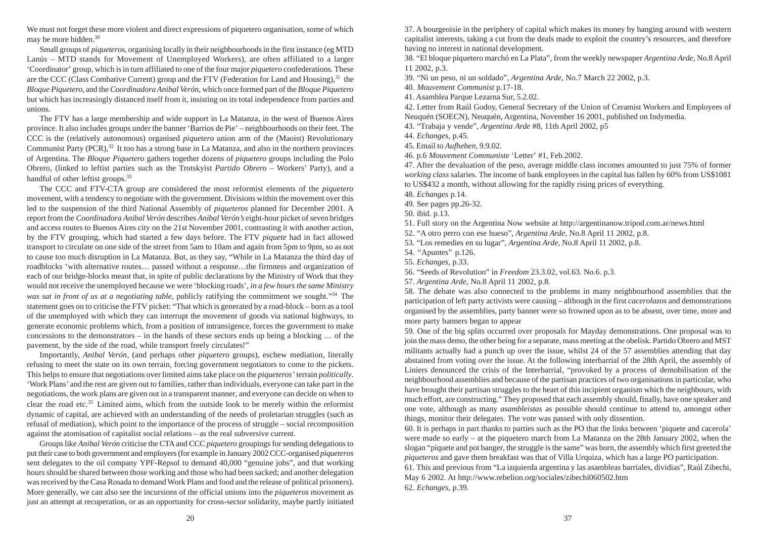We must not forget these more violent and direct expressions of piquetero organisation, some of which may be more hidden.[30]

Small groups of *piqueteros*, organising locally in their neighbourhoods in the first instance (eg MTD Lanús – MTD stands for Movement of Unemployed Workers), are often affiliated to a larger 'Coordinator' group, which is in turn affiliated to one of the four major *piquetero* confederations. These are the CCC (Class Combative Current) group and the FTV (Federation for Land and Housing),[31] the *Bloque Piquetero*, and the *Coordinadora Anibal Verón*, which once formed part of the *Bloque Piquetero* but which has increasingly distanced itself from it, insisting on its total independence from parties and unions.

The FTV has a large membership and wide support in La Matanza, in the west of Buenos Aires province. It also includes groups under the banner 'Barrios de Pie' – neighbourhoods on their feet. The CCC is the (relatively autonomous) organised *piquetero* union arm of the (Maoist) Revolutionary Communist Party (PCR),[32] It too has a strong base in La Matanza, and also in the northern provinces of Argentina. The *Bloque Piquetero* gathers together dozens of *piquetero* groups including the Polo Obrero, (linked to leftist parties such as the Trotskyist *Partido Obrero* – Workers' Party), and a handful of other leftist groups.[33]

The CCC and FTV-CTA group are considered the most reformist elements of the *piquetero* movement, with a tendency to negotiate with the government. Divisions within the movement over this led to the suspension of the third National Assembly of *piqueteros* planned for December 2001. A report from the *Coordinadora Anibal Verón* describes *Anibal Verón's* eight-hour picket of seven bridges and access routes to Buenos Aires city on the 21st November 2001, contrasting it with another action, by the FTV grouping, which had started a few days before. The FTV *piquete* had in fact allowed transport to circulate on one side of the street from 5am to 10am and again from 5pm to 9pm, so as not to cause too much disruption in La Matanza. But, as they say, "While in La Matanza the third day of roadblocks 'with alternative routes… passed without a response…the firmness and organization of each of our bridge-blocks meant that, in spite of public declarations by the Ministry of Work that they would not receive the unemployed because we were 'blocking roads', *in a few hours the same Ministry was sat in front of us at a negotiating table*, publicly ratifying the commitment we sought."[34] The statement goes on to criticise the FTV picket: "That which is generated by a road-block – born as a tool of the unemployed with which they can interrupt the movement of goods via national highways, to generate economic problems which, from a position of intransigence, forces the government to make concessions to the demonstrators – in the hands of these sectors ends up being a blocking … of the pavement, by the side of the road, while transport freely circulates!"

Importantly, *Anibal Verón*, (and perhaps other *piquetero* groups), eschew mediation, literally refusing to meet the state on its own terrain, forcing government negotiators to come to the pickets. This helps to ensure that negotiations over limited aims take place on the *piqueteros'* terrain *politically*. 'Work Plans' and the rest are given out to families, rather than individuals, everyone can take part in the negotiations, the work plans are given out in a transparent manner, and everyone can decide on when to clear the road etc.[35] Limited aims, which from the outside look to be merely within the reformist dynamic of capital, are achieved with an understanding of the needs of proletarian struggles (such as refusal of mediation), which point to the importance of the process of struggle – social recomposition against the atomisation of capitalist social relations – as the real subversive current.

Groups like *Anibal Verón* criticise the CTA and CCC *piquetero* groupings for sending delegations to put their case to both government and employers (for example in January 2002 CCC-organised *piqueteros* sent delegates to the oil company YPF-Repsol to demand 40,000 "genuine jobs", and that working hours should be shared between those working and those who had been sacked; and another delegation was received by the Casa Rosada to demand Work Plans and food and the release of political prisoners). More generally, we can also see the incursions of the official unions into the *piqueteros* movement as just an attempt at recuperation, or as an opportunity for cross-sector solidarity, maybe partly initiated

37. A bourgeoisie in the periphery of capital which makes its money by hanging around with western capitalist interests, taking a cut from the deals made to exploit the country's resources, and therefore having no interest in national development.

38. "El bloque piquetero marchó en La Plata", from the weekly newspaper *Argentina Arde*, No.8 April 11 2002, p.3.

39. "Ni un peso, ni un soldado", *Argentina Arde*, No.7 March 22 2002, p.3.

40. *Mouvement Communist* p.17-18.

41. Asamblea Parque Lezarna Sur, 5.2.02.

42. Letter from Raúl Godoy, General Secretary of the Union of Ceramist Workers and Employees of Neuquén (SOECN), Neuquén, Argentina, November 16 2001, published on Indymedia.

43. "Trabaja y vende", *Argentina Arde* #8, 11th April 2002, p5

44. *Echanges*, p.45.

45. Email to *Aufheben*, 9.9.02.

46. p.6 *Mouvement Communiste* 'Letter' #1, Feb.2002.

47. After the devaluation of the peso, average middle class incomes amounted to just 75% of former *working class* salaries. The income of bank employees in the capital has fallen by 60% from US$1081 to US$432 a month, without allowing for the rapidly rising prices of everything.

48. *Echanges* p.14.

49. See pages pp.26-32.

50. ibid. p.13.

51. Full story on the Argentina Now website at http://argentinanow.tripod.com.ar/news.html

52. "A otro perro con ese hueso", *Argentina Arde*, No.8 April 11 2002, p.8.

53. "Los remedies en su lugar", *Argentina Arde*, No.8 April 11 2002, p.8.

54. "Apuntes" p.126.

55. *Echanges*, p.33.

56. "Seeds of Revolution" in *Freedom* 23.3.02, vol.63. No.6. p.3.

57. *Argentina Arde*, No.8 April 11 2002, p.8.

58. The debate was also connected to the problems in many neighbourhood assemblies that the participation of left party activists were causing – although in the first *cacerolazos* and demonstrations organised by the assemblies, party banner were so frowned upon as to be absent, over time, more and more party banners began to appear

59. One of the big splits occurred over proposals for Mayday demonstrations. One proposal was to join the mass demo, the other being for a separate, mass meeting at the obelisk. Partido Obrero and MST militants actually had a punch up over the issue, whilst 24 of the 57 assemblies attending that day abstained from voting over the issue. At the following interbarrial of the 28th April, the assembly of Liniers denounced the crisis of the Interbarrial, "provoked by a process of demobilisation of the neighbourhood assemblies and because of the partisan practices of two organisations in particular, who have brought their partisan struggles to the heart of this incipient organism which the neighbours, with much effort, are constructing." They proposed that each assembly should, finally, have one speaker and one vote, although as many *asambleistas* as possible should continue to attend to, amongst other things, monitor their delegates. The vote was passed with only dissention.

60. It is perhaps in part thanks to parties such as the PO that the links between 'piquete and cacerola' were made so early – at the piquetero march from La Matanza on the 28th January 2002, when the slogan "piquete and pot banger, the struggle is the same" was born, the assembly which first greeted the *piqueteros* and gave them breakfast was that of Villa Urquiza, which has a large PO participation.

61. This and previous from "La izquierda argentina y las asambleas barriales, divididas", Raúl Zibechi, May 6 2002. At http://www.rebelion.org/sociales/zibechi060502.htm

62. *Echanges*, p.39.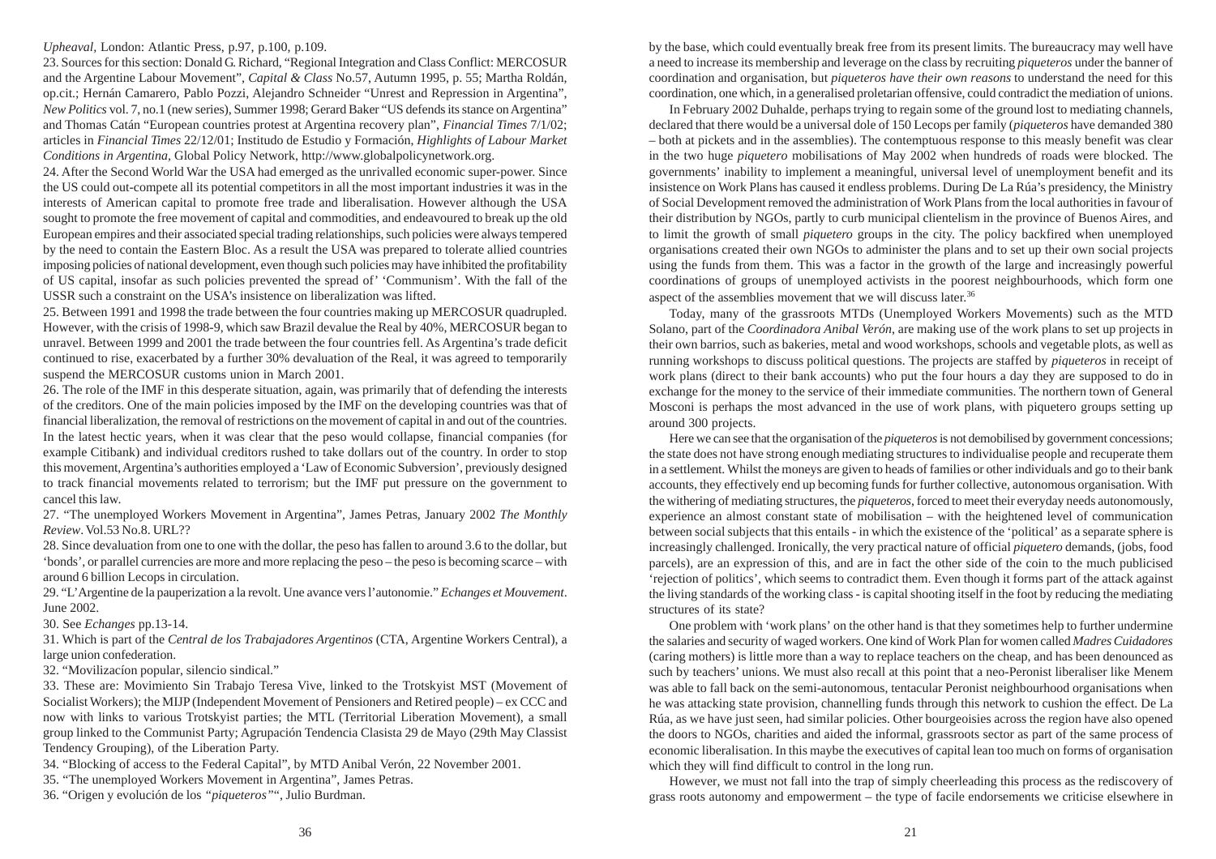*Upheaval*, London: Atlantic Press, p.97, p.100, p.109.

23. Sources for this section: Donald G. Richard, "Regional Integration and Class Conflict: MERCOSUR and the Argentine Labour Movement", *Capital & Class* No.57, Autumn 1995, p. 55; Martha Roldán, op.cit.; Hernán Camarero, Pablo Pozzi, Alejandro Schneider "Unrest and Repression in Argentina", *New Politics* vol. 7, no.1 (new series), Summer 1998; Gerard Baker "US defends its stance on Argentina" and Thomas Catán "European countries protest at Argentina recovery plan", *Financial Times* 7/1/02; articles in *Financial Times* 22/12/01; Institudo de Estudio y Formación, *Highlights of Labour Market Conditions in Argentina*, Global Policy Network, http://www.globalpolicynetwork.org.

24. After the Second World War the USA had emerged as the unrivalled economic super-power. Since the US could out-compete all its potential competitors in all the most important industries it was in the interests of American capital to promote free trade and liberalisation. However although the USA sought to promote the free movement of capital and commodities, and endeavoured to break up the old European empires and their associated special trading relationships, such policies were always tempered by the need to contain the Eastern Bloc. As a result the USA was prepared to tolerate allied countries imposing policies of national development, even though such policies may have inhibited the profitability of US capital, insofar as such policies prevented the spread of' 'Communism'. With the fall of the USSR such a constraint on the USA's insistence on liberalization was lifted.

25. Between 1991 and 1998 the trade between the four countries making up MERCOSUR quadrupled. However, with the crisis of 1998-9, which saw Brazil devalue the Real by 40%, MERCOSUR began to unravel. Between 1999 and 2001 the trade between the four countries fell. As Argentina's trade deficit continued to rise, exacerbated by a further 30% devaluation of the Real, it was agreed to temporarily suspend the MERCOSUR customs union in March 2001.

26. The role of the IMF in this desperate situation, again, was primarily that of defending the interests of the creditors. One of the main policies imposed by the IMF on the developing countries was that of financial liberalization, the removal of restrictions on the movement of capital in and out of the countries. In the latest hectic years, when it was clear that the peso would collapse, financial companies (for example Citibank) and individual creditors rushed to take dollars out of the country. In order to stop this movement, Argentina's authorities employed a 'Law of Economic Subversion', previously designed to track financial movements related to terrorism; but the IMF put pressure on the government to cancel this law.

27. "The unemployed Workers Movement in Argentina", James Petras, January 2002 *The Monthly Review*. Vol.53 No.8. URL??

28. Since devaluation from one to one with the dollar, the peso has fallen to around 3.6 to the dollar, but 'bonds', or parallel currencies are more and more replacing the peso – the peso is becoming scarce – with around 6 billion Lecops in circulation.

29. "L'Argentine de la pauperization a la revolt. Une avance vers l'autonomie." *Echanges et Mouvement*. June 2002.

30. See *Echanges* pp.13-14.

31. Which is part of the *Central de los Trabajadores Argentinos* (CTA, Argentine Workers Central), a large union confederation.

32. "Movilizacíon popular, silencio sindical."

33. These are: Movimiento Sin Trabajo Teresa Vive, linked to the Trotskyist MST (Movement of Socialist Workers); the MIJP (Independent Movement of Pensioners and Retired people) – ex CCC and now with links to various Trotskyist parties; the MTL (Territorial Liberation Movement), a small group linked to the Communist Party; Agrupación Tendencia Clasista 29 de Mayo (29th May Classist Tendency Grouping), of the Liberation Party.

34. "Blocking of access to the Federal Capital", by MTD Anibal Verón, 22 November 2001.

35. "The unemployed Workers Movement in Argentina", James Petras.

36. "Origen y evolución de los *"piqueteros"*", Julio Burdman.

by the base, which could eventually break free from its present limits. The bureaucracy may well have a need to increase its membership and leverage on the class by recruiting *piqueteros* under the banner of coordination and organisation, but *piqueteros have their own reasons* to understand the need for this coordination, one which, in a generalised proletarian offensive, could contradict the mediation of unions.

In February 2002 Duhalde, perhaps trying to regain some of the ground lost to mediating channels, declared that there would be a universal dole of 150 Lecops per family (*piqueteros* have demanded 380 – both at pickets and in the assemblies). The contemptuous response to this measly benefit was clear in the two huge *piquetero* mobilisations of May 2002 when hundreds of roads were blocked. The governments' inability to implement a meaningful, universal level of unemployment benefit and its insistence on Work Plans has caused it endless problems. During De La Rúa's presidency, the Ministry of Social Development removed the administration of Work Plans from the local authorities in favour of their distribution by NGOs, partly to curb municipal clientelism in the province of Buenos Aires, and to limit the growth of small *piquetero* groups in the city. The policy backfired when unemployed organisations created their own NGOs to administer the plans and to set up their own social projects using the funds from them. This was a factor in the growth of the large and increasingly powerful coordinations of groups of unemployed activists in the poorest neighbourhoods, which form one aspect of the assemblies movement that we will discuss later.[36]

Today, many of the grassroots MTDs (Unemployed Workers Movements) such as the MTD Solano, part of the *Coordinadora Anibal Verón*, are making use of the work plans to set up projects in their own barrios, such as bakeries, metal and wood workshops, schools and vegetable plots, as well as running workshops to discuss political questions. The projects are staffed by *piqueteros* in receipt of work plans (direct to their bank accounts) who put the four hours a day they are supposed to do in exchange for the money to the service of their immediate communities. The northern town of General Mosconi is perhaps the most advanced in the use of work plans, with piquetero groups setting up around 300 projects.

Here we can see that the organisation of the *piqueteros* is not demobilised by government concessions; the state does not have strong enough mediating structures to individualise people and recuperate them in a settlement. Whilst the moneys are given to heads of families or other individuals and go to their bank accounts, they effectively end up becoming funds for further collective, autonomous organisation. With the withering of mediating structures, the *piqueteros*, forced to meet their everyday needs autonomously, experience an almost constant state of mobilisation – with the heightened level of communication between social subjects that this entails - in which the existence of the official 'political' as a separate sphere is increasingly challenged. Ironically, the very practical nature of official *piquetero* demands, (jobs, food parcels), are an expression of this, and are in fact the other side of the coin to the much publicised 'rejection of politics', which seems to contradict them. Even though it forms part of the attack against the living standards of the working class - is capital shooting itself in the foot by reducing the mediating structures of its state?

One problem with 'work plans' on the other hand is that they sometimes help to further undermine the salaries and security of waged workers. One kind of Work Plan for women called *Madres Cuidadores* (caring mothers) is little more than a way to replace teachers on the cheap, and has been denounced as such by teachers' unions. We must also recall at this point that a neo-Peronist liberaliser like Menem was able to fall back on the semi-autonomous, tentacular Peronist neighbourhood organisations when he was attacking state provision, channelling funds through this network to cushion the effect. De La Rúa, as we have just seen, had similar policies. Other bourgeoisies across the region have also opened the doors to NGOs, charities and aided the informal, grassroots sector as part of the same process of economic liberalisation. In this maybe the executives of capital lean too much on forms of organisation which they will find difficult to control in the long run.

However, we must not fall into the trap of simply cheerleading this process as the rediscovery of grass roots autonomy and empowerment – the type of facile endorsements we criticise elsewhere in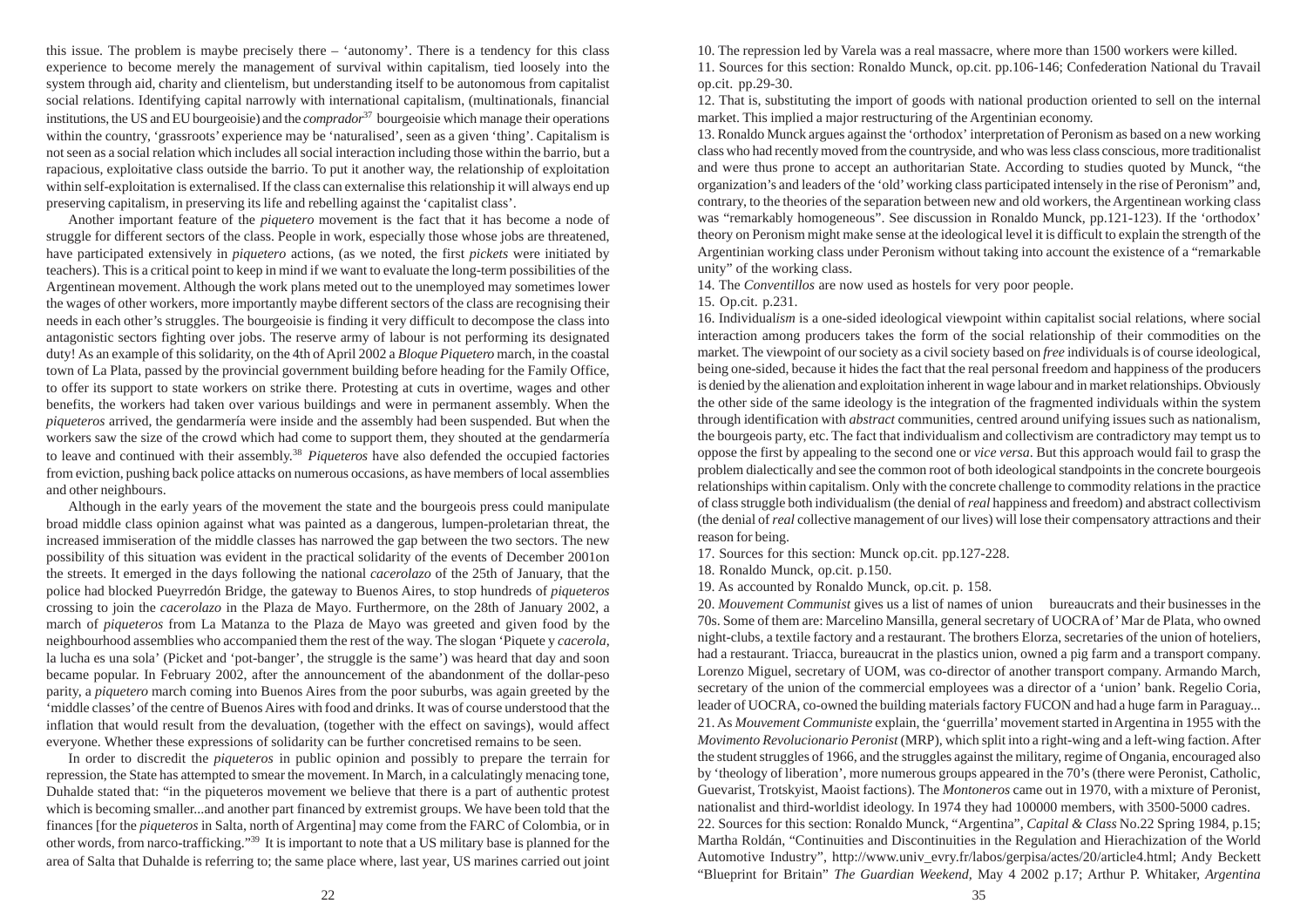this issue. The problem is maybe precisely there – 'autonomy'. There is a tendency for this class experience to become merely the management of survival within capitalism, tied loosely into the system through aid, charity and clientelism, but understanding itself to be autonomous from capitalist social relations. Identifying capital narrowly with international capitalism, (multinationals, financial institutions, the US and EU bourgeoisie) and the *comprador*[37] bourgeoisie which manage their operations within the country, 'grassroots' experience may be 'naturalised', seen as a given 'thing'. Capitalism is not seen as a social relation which includes all social interaction including those within the barrio, but a rapacious, exploitative class outside the barrio. To put it another way, the relationship of exploitation within self-exploitation is externalised. If the class can externalise this relationship it will always end up preserving capitalism, in preserving its life and rebelling against the 'capitalist class'.

Another important feature of the *piquetero* movement is the fact that it has become a node of struggle for different sectors of the class. People in work, especially those whose jobs are threatened, have participated extensively in *piquetero* actions, (as we noted, the first *pickets* were initiated by teachers). This is a critical point to keep in mind if we want to evaluate the long-term possibilities of the Argentinean movement. Although the work plans meted out to the unemployed may sometimes lower the wages of other workers, more importantly maybe different sectors of the class are recognising their needs in each other's struggles. The bourgeoisie is finding it very difficult to decompose the class into antagonistic sectors fighting over jobs. The reserve army of labour is not performing its designated duty! As an example of this solidarity, on the 4th of April 2002 a *Bloque Piquetero* march, in the coastal town of La Plata, passed by the provincial government building before heading for the Family Office, to offer its support to state workers on strike there. Protesting at cuts in overtime, wages and other benefits, the workers had taken over various buildings and were in permanent assembly. When the *piqueteros* arrived, the gendarmería were inside and the assembly had been suspended. But when the workers saw the size of the crowd which had come to support them, they shouted at the gendarmería to leave and continued with their assembly.[38] *Piqueteros* have also defended the occupied factories from eviction, pushing back police attacks on numerous occasions, as have members of local assemblies and other neighbours.

Although in the early years of the movement the state and the bourgeois press could manipulate broad middle class opinion against what was painted as a dangerous, lumpen-proletarian threat, the increased immiseration of the middle classes has narrowed the gap between the two sectors. The new possibility of this situation was evident in the practical solidarity of the events of December 2001on the streets. It emerged in the days following the national *cacerolazo* of the 25th of January, that the police had blocked Pueyrredón Bridge, the gateway to Buenos Aires, to stop hundreds of *piqueteros* crossing to join the *cacerolazo* in the Plaza de Mayo. Furthermore, on the 28th of January 2002, a march of *piqueteros* from La Matanza to the Plaza de Mayo was greeted and given food by the neighbourhood assemblies who accompanied them the rest of the way. The slogan 'Piquete y *cacerola*, la lucha es una sola' ('Picket and 'pot-banger', the struggle is the same') was heard that day and soon became popular. In February 2002, after the announcement of the abandonment of the dollar-peso parity, a *piquetero* march coming into Buenos Aires from the poor suburbs, was again greeted by the 'middle classes' of the centre of Buenos Aires with food and drinks. It was of course understood that the inflation that would result from the devaluation, (together with the effect on savings), would affect everyone. Whether these expressions of solidarity can be further concretised remains to be seen.

In order to discredit the *piqueteros* in public opinion and possibly to prepare the terrain for repression, the State has attempted to smear the movement. In March, in a calculatingly menacing tone, Duhalde stated that: "in the piqueteros movement we believe that there is a part of authentic protest which is becoming smaller...and another part financed by extremist groups. We have been told that the finances [for the *piqueteros* in Salta, north of Argentina] may come from the FARC of Colombia, or in other words, from narco-trafficking."[39] It is important to note that a US military base is planned for the area of Salta that Duhalde is referring to; the same place where, last year, US marines carried out joint

10. The repression led by Varela was a real massacre, where more than 1500 workers were killed.

11. Sources for this section: Ronaldo Munck, op.cit. pp.106-146; Confederation National du Travail op.cit. pp.29-30.

12. That is, substituting the import of goods with national production oriented to sell on the internal market. This implied a major restructuring of the Argentinian economy.

13. Ronaldo Munck argues against the 'orthodox' interpretation of Peronism as based on a new working class who had recently moved from the countryside, and who was less class conscious, more traditionalist and were thus prone to accept an authoritarian State. According to studies quoted by Munck, "the organization's and leaders of the 'old' working class participated intensely in the rise of Peronism" and, contrary, to the theories of the separation between new and old workers, the Argentinean working class was "remarkably homogeneous". See discussion in Ronaldo Munck, pp.121-123). If the 'orthodox' theory on Peronism might make sense at the ideological level it is difficult to explain the strength of the Argentinian working class under Peronism without taking into account the existence of a "remarkable unity" of the working class.

14. The *Conventillos* are now used as hostels for very poor people.

15. Op.cit. p.231.

16. Individual*ism* is a one-sided ideological viewpoint within capitalist social relations, where social interaction among producers takes the form of the social relationship of their commodities on the market. The viewpoint of our society as a civil society based on *free* individuals is of course ideological, being one-sided, because it hides the fact that the real personal freedom and happiness of the producers is denied by the alienation and exploitation inherent in wage labour and in market relationships. Obviously the other side of the same ideology is the integration of the fragmented individuals within the system through identification with *abstract* communities, centred around unifying issues such as nationalism, the bourgeois party, etc. The fact that individualism and collectivism are contradictory may tempt us to oppose the first by appealing to the second one or *vice versa*. But this approach would fail to grasp the problem dialectically and see the common root of both ideological standpoints in the concrete bourgeois relationships within capitalism. Only with the concrete challenge to commodity relations in the practice of class struggle both individualism (the denial of *real* happiness and freedom) and abstract collectivism (the denial of *real* collective management of our lives) will lose their compensatory attractions and their reason for being.

17. Sources for this section: Munck op.cit. pp.127-228.

18. Ronaldo Munck, op.cit. p.150.

19. As accounted by Ronaldo Munck, op.cit. p. 158.

20. *Mouvement Communist* gives us a list of names of union bureaucrats and their businesses in the 70s. Some of them are: Marcelino Mansilla, general secretary of UOCRA of' Mar de Plata, who owned night-clubs, a textile factory and a restaurant. The brothers Elorza, secretaries of the union of hoteliers, had a restaurant. Triacca, bureaucrat in the plastics union, owned a pig farm and a transport company. Lorenzo Miguel, secretary of UOM, was co-director of another transport company. Armando March, secretary of the union of the commercial employees was a director of a 'union' bank. Regelio Coria, leader of UOCRA, co-owned the building materials factory FUCON and had a huge farm in Paraguay...

21. As *Mouvement Communiste* explain, the 'guerrilla' movement started in Argentina in 1955 with the *Movimento Revolucionario Peronist* (MRP), which split into a right-wing and a left-wing faction. After the student struggles of 1966, and the struggles against the military, regime of Ongania, encouraged also by 'theology of liberation', more numerous groups appeared in the 70's (there were Peronist, Catholic, Guevarist, Trotskyist, Maoist factions). The *Montoneros* came out in 1970, with a mixture of Peronist, nationalist and third-worldist ideology. In 1974 they had 100000 members, with 3500-5000 cadres.

22. Sources for this section: Ronaldo Munck, "Argentina", *Capital & Class* No.22 Spring 1984, p.15; Martha Roldán, "Continuities and Discontinuities in the Regulation and Hierachization of the World Automotive Industry", http://www.univ_evry.fr/labos/gerpisa/actes/20/article4.html; Andy Beckett "Blueprint for Britain" *The Guardian Weekend*, May 4 2002 p.17; Arthur P. Whitaker, *Argentina*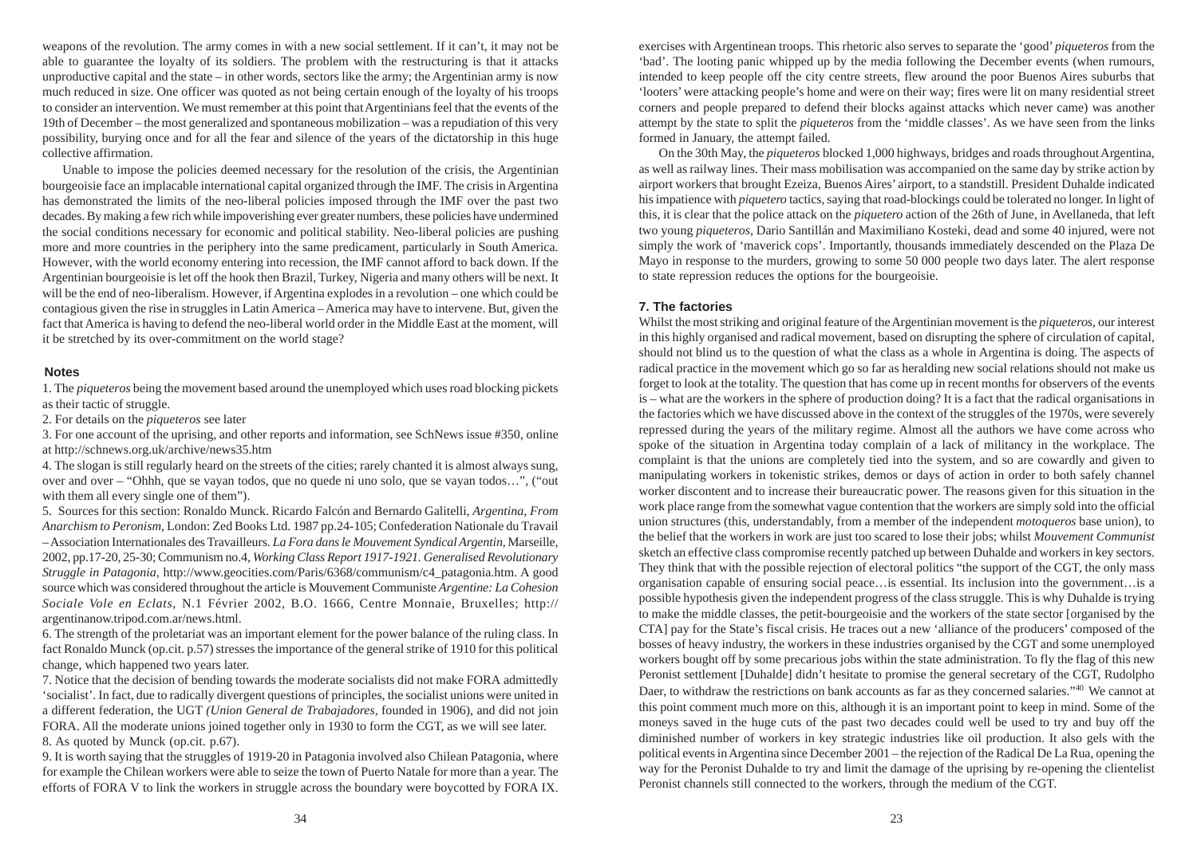weapons of the revolution. The army comes in with a new social settlement. If it can't, it may not be able to guarantee the loyalty of its soldiers. The problem with the restructuring is that it attacks unproductive capital and the state – in other words, sectors like the army; the Argentinian army is now much reduced in size. One officer was quoted as not being certain enough of the loyalty of his troops to consider an intervention. We must remember at this point that Argentinians feel that the events of the 19th of December – the most generalized and spontaneous mobilization – was a repudiation of this very possibility, burying once and for all the fear and silence of the years of the dictatorship in this huge collective affirmation.

Unable to impose the policies deemed necessary for the resolution of the crisis, the Argentinian bourgeoisie face an implacable international capital organized through the IMF. The crisis in Argentina has demonstrated the limits of the neo-liberal policies imposed through the IMF over the past two decades. By making a few rich while impoverishing ever greater numbers, these policies have undermined the social conditions necessary for economic and political stability. Neo-liberal policies are pushing more and more countries in the periphery into the same predicament, particularly in South America. However, with the world economy entering into recession, the IMF cannot afford to back down. If the Argentinian bourgeoisie is let off the hook then Brazil, Turkey, Nigeria and many others will be next. It will be the end of neo-liberalism. However, if Argentina explodes in a revolution – one which could be contagious given the rise in struggles in Latin America – America may have to intervene. But, given the fact that America is having to defend the neo-liberal world order in the Middle East at the moment, will it be stretched by its over-commitment on the world stage?

### Notes

1. The *piqueteros* being the movement based around the unemployed which uses road blocking pickets as their tactic of struggle.

2. For details on the *piqueteros* see later

3. For one account of the uprising, and other reports and information, see SchNews issue #350, online at http://schnews.org.uk/archive/news35.htm

4. The slogan is still regularly heard on the streets of the cities; rarely chanted it is almost always sung, over and over – "Ohhh, que se vayan todos, que no quede ni uno solo, que se vayan todos…", ("out with them all every single one of them").

5. Sources for this section: Ronaldo Munck. Ricardo Falcón and Bernardo Galitelli, *Argentina, From Anarchism to Peronism,* London: Zed Books Ltd. 1987 pp.24-105; Confederation Nationale du Travail – Association Internationales des Travailleurs. *La Fora dans le Mouvement Syndical Argentin,* Marseille, 2002, pp.17-20, 25-30; Communism no.4, *Working Class Report 1917-1921. Generalised Revolutionary Struggle in Patagonia,* http://www.geocities.com/Paris/6368/communism/c4_patagonia.htm. A good source which was considered throughout the article is Mouvement Communiste *Argentine: La Cohesion Sociale Vole en Eclats,* N.1 Février 2002, B.O. 1666, Centre Monnaie, Bruxelles; http://argentinanow.tripod.com.ar/news.html.

6. The strength of the proletariat was an important element for the power balance of the ruling class. In fact Ronaldo Munck (op.cit. p.57) stresses the importance of the general strike of 1910 for this political change, which happened two years later.

7. Notice that the decision of bending towards the moderate socialists did not make FORA admittedly 'socialist'. In fact, due to radically divergent questions of principles, the socialist unions were united in a different federation, the UGT *(Union General de Trabajadores,* founded in 1906), and did not join FORA. All the moderate unions joined together only in 1930 to form the CGT, as we will see later.

8. As quoted by Munck (op.cit. p.67).

9. It is worth saying that the struggles of 1919-20 in Patagonia involved also Chilean Patagonia, where for example the Chilean workers were able to seize the town of Puerto Natale for more than a year. The efforts of FORA V to link the workers in struggle across the boundary were boycotted by FORA IX.

exercises with Argentinean troops. This rhetoric also serves to separate the 'good' *piqueteros* from the 'bad'. The looting panic whipped up by the media following the December events (when rumours, intended to keep people off the city centre streets, flew around the poor Buenos Aires suburbs that 'looters' were attacking people's home and were on their way; fires were lit on many residential street corners and people prepared to defend their blocks against attacks which never came) was another attempt by the state to split the *piqueteros* from the 'middle classes'. As we have seen from the links formed in January, the attempt failed.

On the 30th May, the *piqueteros* blocked 1,000 highways, bridges and roads throughout Argentina, as well as railway lines. Their mass mobilisation was accompanied on the same day by strike action by airport workers that brought Ezeiza, Buenos Aires' airport, to a standstill. President Duhalde indicated his impatience with *piquetero* tactics, saying that road-blockings could be tolerated no longer. In light of this, it is clear that the police attack on the *piquetero* action of the 26th of June, in Avellaneda, that left two young *piqueteros,* Dario Santillán and Maximiliano Kosteki, dead and some 40 injured, were not simply the work of 'maverick cops'. Importantly, thousands immediately descended on the Plaza De Mayo in response to the murders, growing to some 50 000 people two days later. The alert response to state repression reduces the options for the bourgeoisie.

### 7. The factories

Whilst the most striking and original feature of the Argentinian movement is the *piqueteros,* our interest in this highly organised and radical movement, based on disrupting the sphere of circulation of capital, should not blind us to the question of what the class as a whole in Argentina is doing. The aspects of radical practice in the movement which go so far as heralding new social relations should not make us forget to look at the totality. The question that has come up in recent months for observers of the events is – what are the workers in the sphere of production doing? It is a fact that the radical organisations in the factories which we have discussed above in the context of the struggles of the 1970s, were severely repressed during the years of the military regime. Almost all the authors we have come across who spoke of the situation in Argentina today complain of a lack of militancy in the workplace. The complaint is that the unions are completely tied into the system, and so are cowardly and given to manipulating workers in tokenistic strikes, demos or days of action in order to both safely channel worker discontent and to increase their bureaucratic power. The reasons given for this situation in the work place range from the somewhat vague contention that the workers are simply sold into the official union structures (this, understandably, from a member of the independent *motoqueros* base union), to the belief that the workers in work are just too scared to lose their jobs; whilst *Mouvement Communist* sketch an effective class compromise recently patched up between Duhalde and workers in key sectors. They think that with the possible rejection of electoral politics "the support of the CGT, the only mass organisation capable of ensuring social peace…is essential. Its inclusion into the government…is a possible hypothesis given the independent progress of the class struggle. This is why Duhalde is trying to make the middle classes, the petit-bourgeoisie and the workers of the state sector [organised by the CTA] pay for the State's fiscal crisis. He traces out a new 'alliance of the producers' composed of the bosses of heavy industry, the workers in these industries organised by the CGT and some unemployed workers bought off by some precarious jobs within the state administration. To fly the flag of this new Peronist settlement [Duhalde] didn't hesitate to promise the general secretary of the CGT, Rudolpho Daer, to withdraw the restrictions on bank accounts as far as they concerned salaries."[40] We cannot at this point comment much more on this, although it is an important point to keep in mind. Some of the moneys saved in the huge cuts of the past two decades could well be used to try and buy off the diminished number of workers in key strategic industries like oil production. It also gels with the political events in Argentina since December 2001 – the rejection of the Radical De La Rua, opening the way for the Peronist Duhalde to try and limit the damage of the uprising by re-opening the clientelist Peronist channels still connected to the workers, through the medium of the CGT.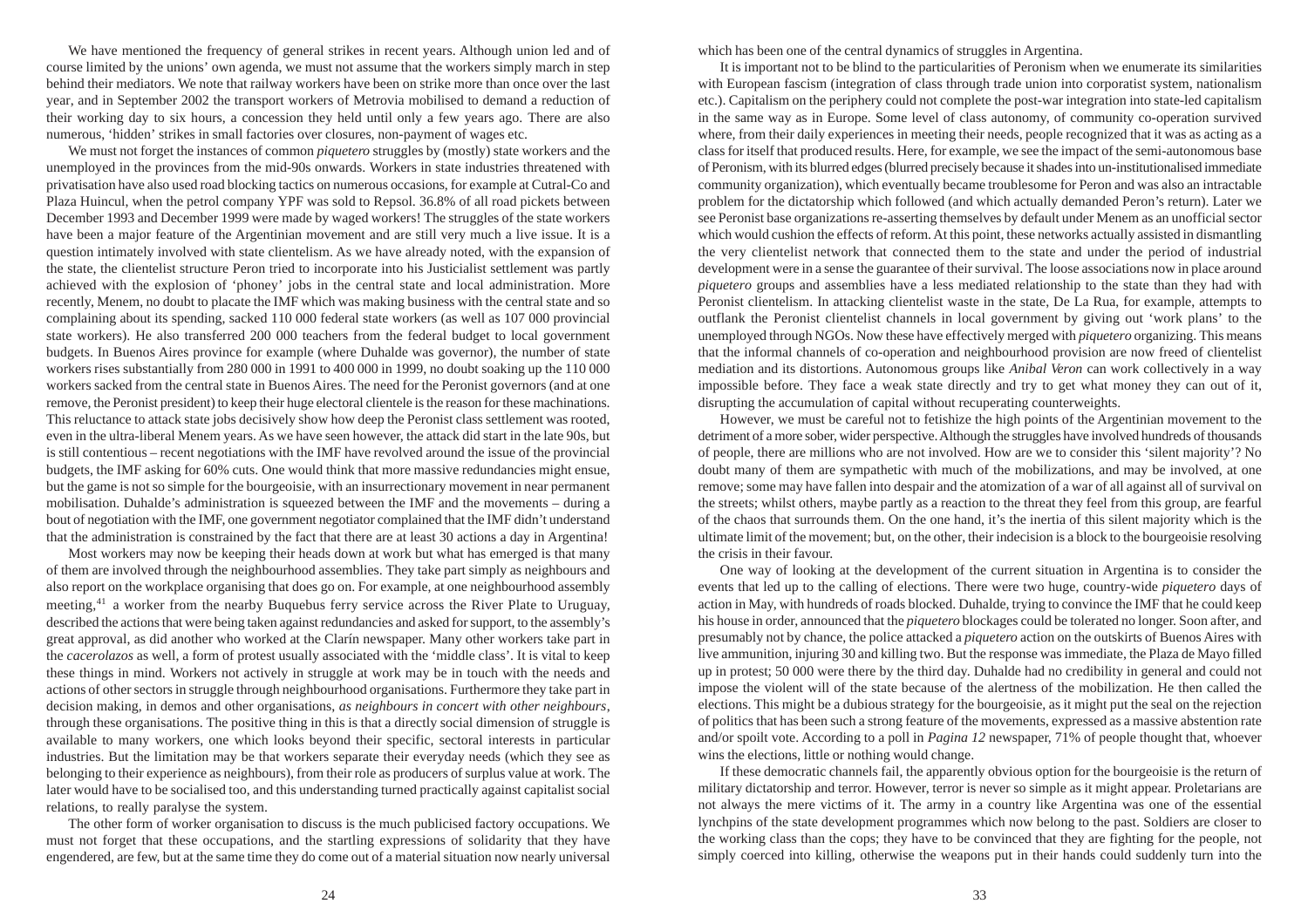We have mentioned the frequency of general strikes in recent years. Although union led and of course limited by the unions' own agenda, we must not assume that the workers simply march in step behind their mediators. We note that railway workers have been on strike more than once over the last year, and in September 2002 the transport workers of Metrovia mobilised to demand a reduction of their working day to six hours, a concession they held until only a few years ago. There are also numerous, 'hidden' strikes in small factories over closures, non-payment of wages etc.

We must not forget the instances of common *piquetero* struggles by (mostly) state workers and the unemployed in the provinces from the mid-90s onwards. Workers in state industries threatened with privatisation have also used road blocking tactics on numerous occasions, for example at Cutral-Co and Plaza Huincul, when the petrol company YPF was sold to Repsol. 36.8% of all road pickets between December 1993 and December 1999 were made by waged workers! The struggles of the state workers have been a major feature of the Argentinian movement and are still very much a live issue. It is a question intimately involved with state clientelism. As we have already noted, with the expansion of the state, the clientelist structure Peron tried to incorporate into his Justicialist settlement was partly achieved with the explosion of 'phoney' jobs in the central state and local administration. More recently, Menem, no doubt to placate the IMF which was making business with the central state and so complaining about its spending, sacked 110 000 federal state workers (as well as 107 000 provincial state workers). He also transferred 200 000 teachers from the federal budget to local government budgets. In Buenos Aires province for example (where Duhalde was governor), the number of state workers rises substantially from 280 000 in 1991 to 400 000 in 1999, no doubt soaking up the 110 000 workers sacked from the central state in Buenos Aires. The need for the Peronist governors (and at one remove, the Peronist president) to keep their huge electoral clientele is the reason for these machinations. This reluctance to attack state jobs decisively show how deep the Peronist class settlement was rooted, even in the ultra-liberal Menem years. As we have seen however, the attack did start in the late 90s, but is still contentious – recent negotiations with the IMF have revolved around the issue of the provincial budgets, the IMF asking for 60% cuts. One would think that more massive redundancies might ensue, but the game is not so simple for the bourgeoisie, with an insurrectionary movement in near permanent mobilisation. Duhalde's administration is squeezed between the IMF and the movements – during a bout of negotiation with the IMF, one government negotiator complained that the IMF didn't understand that the administration is constrained by the fact that there are at least 30 actions a day in Argentina!

Most workers may now be keeping their heads down at work but what has emerged is that many of them are involved through the neighbourhood assemblies. They take part simply as neighbours and also report on the workplace organising that does go on. For example, at one neighbourhood assembly meeting,[41] a worker from the nearby Buquebus ferry service across the River Plate to Uruguay, described the actions that were being taken against redundancies and asked for support, to the assembly's great approval, as did another who worked at the Clarín newspaper. Many other workers take part in the *cacerolazos* as well, a form of protest usually associated with the 'middle class'. It is vital to keep these things in mind. Workers not actively in struggle at work may be in touch with the needs and actions of other sectors in struggle through neighbourhood organisations. Furthermore they take part in decision making, in demos and other organisations, *as neighbours in concert with other neighbours*, through these organisations. The positive thing in this is that a directly social dimension of struggle is available to many workers, one which looks beyond their specific, sectoral interests in particular industries. But the limitation may be that workers separate their everyday needs (which they see as belonging to their experience as neighbours), from their role as producers of surplus value at work. The later would have to be socialised too, and this understanding turned practically against capitalist social relations, to really paralyse the system.

The other form of worker organisation to discuss is the much publicised factory occupations. We must not forget that these occupations, and the startling expressions of solidarity that they have engendered, are few, but at the same time they do come out of a material situation now nearly universal which has been one of the central dynamics of struggles in Argentina.

It is important not to be blind to the particularities of Peronism when we enumerate its similarities with European fascism (integration of class through trade union into corporatist system, nationalism etc.). Capitalism on the periphery could not complete the post-war integration into state-led capitalism in the same way as in Europe. Some level of class autonomy, of community co-operation survived where, from their daily experiences in meeting their needs, people recognized that it was as acting as a class for itself that produced results. Here, for example, we see the impact of the semi-autonomous base of Peronism, with its blurred edges (blurred precisely because it shades into un-institutionalised immediate community organization), which eventually became troublesome for Peron and was also an intractable problem for the dictatorship which followed (and which actually demanded Peron's return). Later we see Peronist base organizations re-asserting themselves by default under Menem as an unofficial sector which would cushion the effects of reform. At this point, these networks actually assisted in dismantling the very clientelist network that connected them to the state and under the period of industrial development were in a sense the guarantee of their survival. The loose associations now in place around *piquetero* groups and assemblies have a less mediated relationship to the state than they had with Peronist clientelism. In attacking clientelist waste in the state, De La Rua, for example, attempts to outflank the Peronist clientelist channels in local government by giving out 'work plans' to the unemployed through NGOs. Now these have effectively merged with *piquetero* organizing. This means that the informal channels of co-operation and neighbourhood provision are now freed of clientelist mediation and its distortions. Autonomous groups like *Anibal Veron* can work collectively in a way impossible before. They face a weak state directly and try to get what money they can out of it, disrupting the accumulation of capital without recuperating counterweights.

However, we must be careful not to fetishize the high points of the Argentinian movement to the detriment of a more sober, wider perspective. Although the struggles have involved hundreds of thousands of people, there are millions who are not involved. How are we to consider this 'silent majority'? No doubt many of them are sympathetic with much of the mobilizations, and may be involved, at one remove; some may have fallen into despair and the atomization of a war of all against all of survival on the streets; whilst others, maybe partly as a reaction to the threat they feel from this group, are fearful of the chaos that surrounds them. On the one hand, it's the inertia of this silent majority which is the ultimate limit of the movement; but, on the other, their indecision is a block to the bourgeoisie resolving the crisis in their favour.

One way of looking at the development of the current situation in Argentina is to consider the events that led up to the calling of elections. There were two huge, country-wide *piquetero* days of action in May, with hundreds of roads blocked. Duhalde, trying to convince the IMF that he could keep his house in order, announced that the *piquetero* blockages could be tolerated no longer. Soon after, and presumably not by chance, the police attacked a *piquetero* action on the outskirts of Buenos Aires with live ammunition, injuring 30 and killing two. But the response was immediate, the Plaza de Mayo filled up in protest; 50 000 were there by the third day. Duhalde had no credibility in general and could not impose the violent will of the state because of the alertness of the mobilization. He then called the elections. This might be a dubious strategy for the bourgeoisie, as it might put the seal on the rejection of politics that has been such a strong feature of the movements, expressed as a massive abstention rate and/or spoilt vote. According to a poll in *Pagina 12* newspaper, 71% of people thought that, whoever wins the elections, little or nothing would change.

If these democratic channels fail, the apparently obvious option for the bourgeoisie is the return of military dictatorship and terror. However, terror is never so simple as it might appear. Proletarians are not always the mere victims of it. The army in a country like Argentina was one of the essential lynchpins of the state development programmes which now belong to the past. Soldiers are closer to the working class than the cops; they have to be convinced that they are fighting for the people, not simply coerced into killing, otherwise the weapons put in their hands could suddenly turn into the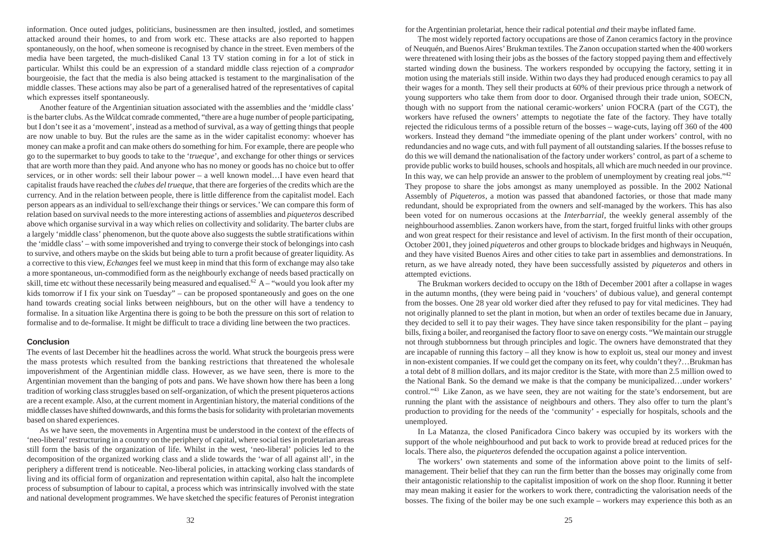information. Once outed judges, politicians, businessmen are then insulted, jostled, and sometimes attacked around their homes, to and from work etc. These attacks are also reported to happen spontaneously, on the hoof, when someone is recognised by chance in the street. Even members of the media have been targeted, the much-disliked Canal 13 TV station coming in for a lot of stick in particular. Whilst this could be an expression of a standard middle class rejection of a *comprador* bourgeoisie, the fact that the media is also being attacked is testament to the marginalisation of the middle classes. These actions may also be part of a generalised hatred of the representatives of capital which expresses itself spontaneously.

Another feature of the Argentinian situation associated with the assemblies and the 'middle class' is the barter clubs. As the Wildcat comrade commented, "there are a huge number of people participating, but I don't see it as a 'movement', instead as a method of survival, as a way of getting things that people are now unable to buy. But the rules are the same as in the wider capitalist economy: whoever has money can make a profit and can make others do something for him. For example, there are people who go to the supermarket to buy goods to take to the '*trueque*', and exchange for other things or services that are worth more than they paid. And anyone who has no money or goods has no choice but to offer services, or in other words: sell their labour power – a well known model…I have even heard that capitalist frauds have reached the *clubes del trueque*, that there are forgeries of the credits which are the currency. And in the relation between people, there is little difference from the capitalist model. Each person appears as an individual to sell/exchange their things or services.' We can compare this form of relation based on survival needs to the more interesting actions of assemblies and *piqueteros* described above which organise survival in a way which relies on collectivity and solidarity. The barter clubs are a largely 'middle class' phenomenon, but the quote above also suggests the subtle stratifications within the 'middle class' – with some impoverished and trying to converge their stock of belongings into cash to survive, and others maybe on the skids but being able to turn a profit because of greater liquidity. As a corrective to this view, *Echanges* feel we must keep in mind that this form of exchange may also take a more spontaneous, un-commodified form as the neighbourly exchange of needs based practically on skill, time etc without these necessarily being measured and equalised.[62] A – "would you look after my kids tomorrow if I fix your sink on Tuesday" – can be proposed spontaneously and goes on the one hand towards creating social links between neighbours, but on the other will have a tendency to formalise. In a situation like Argentina there is going to be both the pressure on this sort of relation to formalise and to de-formalise. It might be difficult to trace a dividing line between the two practices.

### Conclusion

The events of last December hit the headlines across the world. What struck the bourgeois press were the mass protests which resulted from the banking restrictions that threatened the wholesale impoverishment of the Argentinian middle class. However, as we have seen, there is more to the Argentinian movement than the banging of pots and pans. We have shown how there has been a long tradition of working class struggles based on self-organization, of which the present piqueteros actions are a recent example. Also, at the current moment in Argentinian history, the material conditions of the middle classes have shifted downwards, and this forms the basis for solidarity with proletarian movements based on shared experiences.

As we have seen, the movements in Argentina must be understood in the context of the effects of 'neo-liberal' restructuring in a country on the periphery of capital, where social ties in proletarian areas still form the basis of the organization of life. Whilst in the west, 'neo-liberal' policies led to the decomposition of the organized working class and a slide towards the 'war of all against all', in the periphery a different trend is noticeable. Neo-liberal policies, in attacking working class standards of living and its official form of organization and representation within capital, also halt the incomplete process of subsumption of labour to capital, a process which was intrinsically involved with the state and national development programmes. We have sketched the specific features of Peronist integration

for the Argentinian proletariat, hence their radical potential *and* their maybe inflated fame.

The most widely reported factory occupations are those of Zanon ceramics factory in the province of Neuquén, and Buenos Aires' Brukman textiles. The Zanon occupation started when the 400 workers were threatened with losing their jobs as the bosses of the factory stopped paying them and effectively started winding down the business. The workers responded by occupying the factory, setting it in motion using the materials still inside. Within two days they had produced enough ceramics to pay all their wages for a month. They sell their products at 60% of their previous price through a network of young supporters who take them from door to door. Organised through their trade union, SOECN, though with no support from the national ceramic-workers' union FOCRA (part of the CGT), the workers have refused the owners' attempts to negotiate the fate of the factory. They have totally rejected the ridiculous terms of a possible return of the bosses – wage-cuts, laying off 360 of the 400 workers. Instead they demand "the immediate opening of the plant under workers' control, with no redundancies and no wage cuts, and with full payment of all outstanding salaries. If the bosses refuse to do this we will demand the nationalisation of the factory under workers' control, as part of a scheme to provide public works to build houses, schools and hospitals, all which are much needed in our province. In this way, we can help provide an answer to the problem of unemployment by creating real jobs."[42] They propose to share the jobs amongst as many unemployed as possible. In the 2002 National Assembly of *Piqueteros*, a motion was passed that abandoned factories, or those that made many redundant, should be expropriated from the owners and self-managed by the workers. This has also been voted for on numerous occasions at the *Interbarrial*, the weekly general assembly of the neighbourhood assemblies. Zanon workers have, from the start, forged fruitful links with other groups and won great respect for their resistance and level of activism. In the first month of their occupation, October 2001, they joined *piqueteros* and other groups to blockade bridges and highways in Neuquén, and they have visited Buenos Aires and other cities to take part in assemblies and demonstrations. In return, as we have already noted, they have been successfully assisted by *piqueteros* and others in attempted evictions.

The Brukman workers decided to occupy on the 18th of December 2001 after a collapse in wages in the autumn months, (they were being paid in 'vouchers' of dubious value), and general contempt from the bosses. One 28 year old worker died after they refused to pay for vital medicines. They had not originally planned to set the plant in motion, but when an order of textiles became due in January, they decided to sell it to pay their wages. They have since taken responsibility for the plant – paying bills, fixing a boiler, and reorganised the factory floor to save on energy costs. "We maintain our struggle not through stubbornness but through principles and logic. The owners have demonstrated that they are incapable of running this factory – all they know is how to exploit us, steal our money and invest in non-existent companies. If we could get the company on its feet, why couldn't they?…Brukman has a total debt of 8 million dollars, and its major creditor is the State, with more than 2.5 million owed to the National Bank. So the demand we make is that the company be municipalized…under workers' control."[43] Like Zanon, as we have seen, they are not waiting for the state's endorsement, but are running the plant with the assistance of neighbours and others. They also offer to turn the plant's production to providing for the needs of the 'community' - especially for hospitals, schools and the unemployed.

In La Matanza, the closed Panificadora Cinco bakery was occupied by its workers with the support of the whole neighbourhood and put back to work to provide bread at reduced prices for the locals. There also, the *piqueteros* defended the occupation against a police intervention.

The workers' own statements and some of the information above point to the limits of self-management. Their belief that they can run the firm better than the bosses may originally come from their antagonistic relationship to the capitalist imposition of work on the shop floor. Running it better may mean making it easier for the workers to work there, contradicting the valorisation needs of the bosses. The fixing of the boiler may be one such example – workers may experience this both as an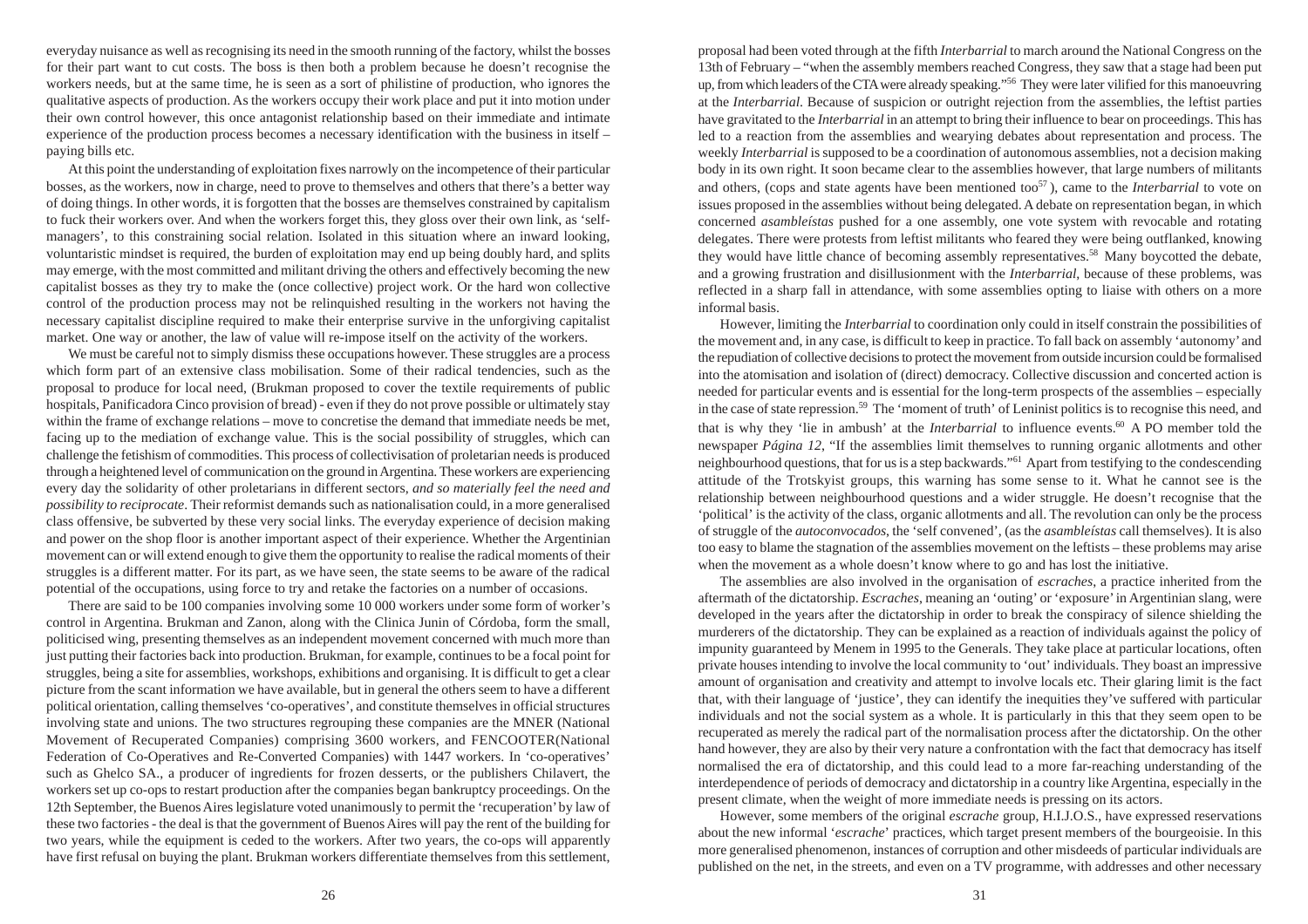everyday nuisance as well as recognising its need in the smooth running of the factory, whilst the bosses for their part want to cut costs. The boss is then both a problem because he doesn't recognise the workers needs, but at the same time, he is seen as a sort of philistine of production, who ignores the qualitative aspects of production. As the workers occupy their work place and put it into motion under their own control however, this once antagonist relationship based on their immediate and intimate experience of the production process becomes a necessary identification with the business in itself – paying bills etc.

At this point the understanding of exploitation fixes narrowly on the incompetence of their particular bosses, as the workers, now in charge, need to prove to themselves and others that there's a better way of doing things. In other words, it is forgotten that the bosses are themselves constrained by capitalism to fuck their workers over. And when the workers forget this, they gloss over their own link, as 'self-managers', to this constraining social relation. Isolated in this situation where an inward looking, voluntaristic mindset is required, the burden of exploitation may end up being doubly hard, and splits may emerge, with the most committed and militant driving the others and effectively becoming the new capitalist bosses as they try to make the (once collective) project work. Or the hard won collective control of the production process may not be relinquished resulting in the workers not having the necessary capitalist discipline required to make their enterprise survive in the unforgiving capitalist market. One way or another, the law of value will re-impose itself on the activity of the workers.

We must be careful not to simply dismiss these occupations however. These struggles are a process which form part of an extensive class mobilisation. Some of their radical tendencies, such as the proposal to produce for local need, (Brukman proposed to cover the textile requirements of public hospitals, Panificadora Cinco provision of bread) - even if they do not prove possible or ultimately stay within the frame of exchange relations – move to concretise the demand that immediate needs be met, facing up to the mediation of exchange value. This is the social possibility of struggles, which can challenge the fetishism of commodities. This process of collectivisation of proletarian needs is produced through a heightened level of communication on the ground in Argentina. These workers are experiencing every day the solidarity of other proletarians in different sectors, *and so materially feel the need and possibility to reciprocate*. Their reformist demands such as nationalisation could, in a more generalised class offensive, be subverted by these very social links. The everyday experience of decision making and power on the shop floor is another important aspect of their experience. Whether the Argentinian movement can or will extend enough to give them the opportunity to realise the radical moments of their struggles is a different matter. For its part, as we have seen, the state seems to be aware of the radical potential of the occupations, using force to try and retake the factories on a number of occasions.

There are said to be 100 companies involving some 10 000 workers under some form of worker's control in Argentina. Brukman and Zanon, along with the Clinica Junin of Córdoba, form the small, politicised wing, presenting themselves as an independent movement concerned with much more than just putting their factories back into production. Brukman, for example, continues to be a focal point for struggles, being a site for assemblies, workshops, exhibitions and organising. It is difficult to get a clear picture from the scant information we have available, but in general the others seem to have a different political orientation, calling themselves 'co-operatives', and constitute themselves in official structures involving state and unions. The two structures regrouping these companies are the MNER (National Movement of Recuperated Companies) comprising 3600 workers, and FENCOOTER(National Federation of Co-Operatives and Re-Converted Companies) with 1447 workers. In 'co-operatives' such as Ghelco SA., a producer of ingredients for frozen desserts, or the publishers Chilavert, the workers set up co-ops to restart production after the companies began bankruptcy proceedings. On the 12th September, the Buenos Aires legislature voted unanimously to permit the 'recuperation' by law of these two factories - the deal is that the government of Buenos Aires will pay the rent of the building for two years, while the equipment is ceded to the workers. After two years, the co-ops will apparently have first refusal on buying the plant. Brukman workers differentiate themselves from this settlement,

proposal had been voted through at the fifth *Interbarrial* to march around the National Congress on the 13th of February – "when the assembly members reached Congress, they saw that a stage had been put up, from which leaders of the CTA were already speaking."[56] They were later vilified for this manoeuvring at the *Interbarrial*. Because of suspicion or outright rejection from the assemblies, the leftist parties have gravitated to the *Interbarrial* in an attempt to bring their influence to bear on proceedings. This has led to a reaction from the assemblies and wearying debates about representation and process. The weekly *Interbarrial* is supposed to be a coordination of autonomous assemblies, not a decision making body in its own right. It soon became clear to the assemblies however, that large numbers of militants and others, (cops and state agents have been mentioned too[57] ), came to the *Interbarrial* to vote on issues proposed in the assemblies without being delegated. A debate on representation began, in which concerned *asambleístas* pushed for a one assembly, one vote system with revocable and rotating delegates. There were protests from leftist militants who feared they were being outflanked, knowing they would have little chance of becoming assembly representatives.[58] Many boycotted the debate, and a growing frustration and disillusionment with the *Interbarrial*, because of these problems, was reflected in a sharp fall in attendance, with some assemblies opting to liaise with others on a more informal basis.

However, limiting the *Interbarrial* to coordination only could in itself constrain the possibilities of the movement and, in any case, is difficult to keep in practice. To fall back on assembly 'autonomy' and the repudiation of collective decisions to protect the movement from outside incursion could be formalised into the atomisation and isolation of (direct) democracy. Collective discussion and concerted action is needed for particular events and is essential for the long-term prospects of the assemblies – especially in the case of state repression.[59] The 'moment of truth' of Leninist politics is to recognise this need, and that is why they 'lie in ambush' at the *Interbarrial* to influence events.[60] A PO member told the newspaper *Página 12*, "If the assemblies limit themselves to running organic allotments and other neighbourhood questions, that for us is a step backwards."[61] Apart from testifying to the condescending attitude of the Trotskyist groups, this warning has some sense to it. What he cannot see is the relationship between neighbourhood questions and a wider struggle. He doesn't recognise that the 'political' is the activity of the class, organic allotments and all. The revolution can only be the process of struggle of the *autoconvocados*, the 'self convened', (as the *asambleístas* call themselves). It is also too easy to blame the stagnation of the assemblies movement on the leftists – these problems may arise when the movement as a whole doesn't know where to go and has lost the initiative.

The assemblies are also involved in the organisation of *escraches*, a practice inherited from the aftermath of the dictatorship. *Escraches*, meaning an 'outing' or 'exposure' in Argentinian slang, were developed in the years after the dictatorship in order to break the conspiracy of silence shielding the murderers of the dictatorship. They can be explained as a reaction of individuals against the policy of impunity guaranteed by Menem in 1995 to the Generals. They take place at particular locations, often private houses intending to involve the local community to 'out' individuals. They boast an impressive amount of organisation and creativity and attempt to involve locals etc. Their glaring limit is the fact that, with their language of 'justice', they can identify the inequities they've suffered with particular individuals and not the social system as a whole. It is particularly in this that they seem open to be recuperated as merely the radical part of the normalisation process after the dictatorship. On the other hand however, they are also by their very nature a confrontation with the fact that democracy has itself normalised the era of dictatorship, and this could lead to a more far-reaching understanding of the interdependence of periods of democracy and dictatorship in a country like Argentina, especially in the present climate, when the weight of more immediate needs is pressing on its actors.

However, some members of the original *escrache* group, H.I.J.O.S., have expressed reservations about the new informal '*escrache*' practices, which target present members of the bourgeoisie. In this more generalised phenomenon, instances of corruption and other misdeeds of particular individuals are published on the net, in the streets, and even on a TV programme, with addresses and other necessary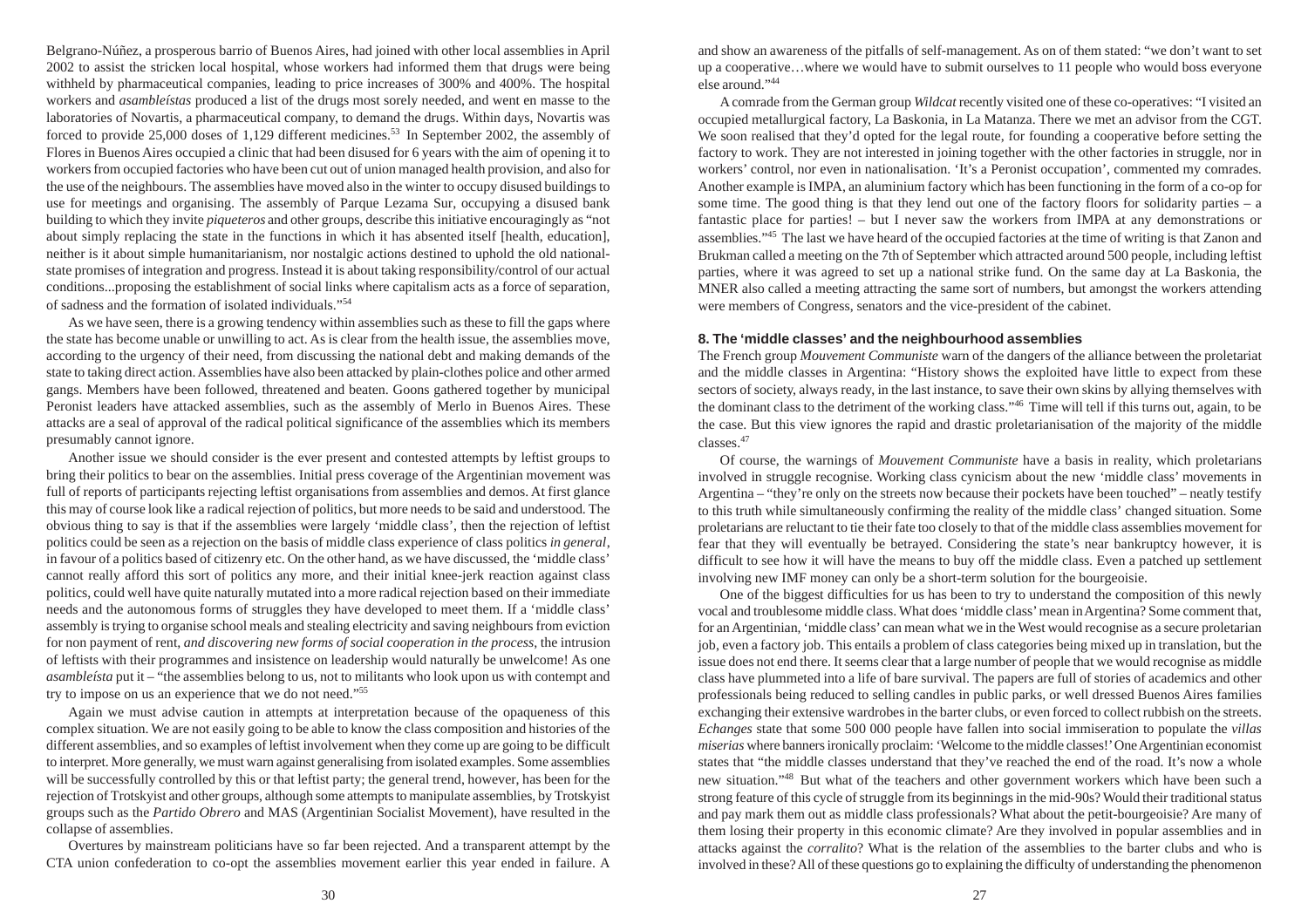Belgrano-Núñez, a prosperous barrio of Buenos Aires, had joined with other local assemblies in April 2002 to assist the stricken local hospital, whose workers had informed them that drugs were being withheld by pharmaceutical companies, leading to price increases of 300% and 400%. The hospital workers and *asambleístas* produced a list of the drugs most sorely needed, and went en masse to the laboratories of Novartis, a pharmaceutical company, to demand the drugs. Within days, Novartis was forced to provide 25,000 doses of 1,129 different medicines.[53] In September 2002, the assembly of Flores in Buenos Aires occupied a clinic that had been disused for 6 years with the aim of opening it to workers from occupied factories who have been cut out of union managed health provision, and also for the use of the neighbours. The assemblies have moved also in the winter to occupy disused buildings to use for meetings and organising. The assembly of Parque Lezama Sur, occupying a disused bank building to which they invite *piqueteros* and other groups, describe this initiative encouragingly as "not about simply replacing the state in the functions in which it has absented itself [health, education], neither is it about simple humanitarianism, nor nostalgic actions destined to uphold the old national-state promises of integration and progress. Instead it is about taking responsibility/control of our actual conditions...proposing the establishment of social links where capitalism acts as a force of separation, of sadness and the formation of isolated individuals."[54]

As we have seen, there is a growing tendency within assemblies such as these to fill the gaps where the state has become unable or unwilling to act. As is clear from the health issue, the assemblies move, according to the urgency of their need, from discussing the national debt and making demands of the state to taking direct action. Assemblies have also been attacked by plain-clothes police and other armed gangs. Members have been followed, threatened and beaten. Goons gathered together by municipal Peronist leaders have attacked assemblies, such as the assembly of Merlo in Buenos Aires. These attacks are a seal of approval of the radical political significance of the assemblies which its members presumably cannot ignore.

Another issue we should consider is the ever present and contested attempts by leftist groups to bring their politics to bear on the assemblies. Initial press coverage of the Argentinian movement was full of reports of participants rejecting leftist organisations from assemblies and demos. At first glance this may of course look like a radical rejection of politics, but more needs to be said and understood. The obvious thing to say is that if the assemblies were largely 'middle class', then the rejection of leftist politics could be seen as a rejection on the basis of middle class experience of class politics *in general*, in favour of a politics based of citizenry etc. On the other hand, as we have discussed, the 'middle class' cannot really afford this sort of politics any more, and their initial knee-jerk reaction against class politics, could well have quite naturally mutated into a more radical rejection based on their immediate needs and the autonomous forms of struggles they have developed to meet them. If a 'middle class' assembly is trying to organise school meals and stealing electricity and saving neighbours from eviction for non payment of rent, *and discovering new forms of social cooperation in the process*, the intrusion of leftists with their programmes and insistence on leadership would naturally be unwelcome! As one *asambleísta* put it – "the assemblies belong to us, not to militants who look upon us with contempt and try to impose on us an experience that we do not need."[55]

Again we must advise caution in attempts at interpretation because of the opaqueness of this complex situation. We are not easily going to be able to know the class composition and histories of the different assemblies, and so examples of leftist involvement when they come up are going to be difficult to interpret. More generally, we must warn against generalising from isolated examples. Some assemblies will be successfully controlled by this or that leftist party; the general trend, however, has been for the rejection of Trotskyist and other groups, although some attempts to manipulate assemblies, by Trotskyist groups such as the *Partido Obrero* and MAS (Argentinian Socialist Movement), have resulted in the collapse of assemblies.

Overtures by mainstream politicians have so far been rejected. And a transparent attempt by the CTA union confederation to co-opt the assemblies movement earlier this year ended in failure. A and show an awareness of the pitfalls of self-management. As on of them stated: "we don't want to set up a cooperative…where we would have to submit ourselves to 11 people who would boss everyone else around."[44]

A comrade from the German group *Wildcat* recently visited one of these co-operatives: "I visited an occupied metallurgical factory, La Baskonia, in La Matanza. There we met an advisor from the CGT. We soon realised that they'd opted for the legal route, for founding a cooperative before setting the factory to work. They are not interested in joining together with the other factories in struggle, nor in workers' control, nor even in nationalisation. 'It's a Peronist occupation', commented my comrades. Another example is IMPA, an aluminium factory which has been functioning in the form of a co-op for some time. The good thing is that they lend out one of the factory floors for solidarity parties – a fantastic place for parties! – but I never saw the workers from IMPA at any demonstrations or assemblies."[45] The last we have heard of the occupied factories at the time of writing is that Zanon and Brukman called a meeting on the 7th of September which attracted around 500 people, including leftist parties, where it was agreed to set up a national strike fund. On the same day at La Baskonia, the MNER also called a meeting attracting the same sort of numbers, but amongst the workers attending were members of Congress, senators and the vice-president of the cabinet.

### 8. The 'middle classes' and the neighbourhood assemblies

The French group *Mouvement Communiste* warn of the dangers of the alliance between the proletariat and the middle classes in Argentina: "History shows the exploited have little to expect from these sectors of society, always ready, in the last instance, to save their own skins by allying themselves with the dominant class to the detriment of the working class."[46] Time will tell if this turns out, again, to be the case. But this view ignores the rapid and drastic proletarianisation of the majority of the middle classes.[47]

Of course, the warnings of *Mouvement Communiste* have a basis in reality, which proletarians involved in struggle recognise. Working class cynicism about the new 'middle class' movements in Argentina – "they're only on the streets now because their pockets have been touched" – neatly testify to this truth while simultaneously confirming the reality of the middle class' changed situation. Some proletarians are reluctant to tie their fate too closely to that of the middle class assemblies movement for fear that they will eventually be betrayed. Considering the state's near bankruptcy however, it is difficult to see how it will have the means to buy off the middle class. Even a patched up settlement involving new IMF money can only be a short-term solution for the bourgeoisie.

One of the biggest difficulties for us has been to try to understand the composition of this newly vocal and troublesome middle class. What does 'middle class' mean in Argentina? Some comment that, for an Argentinian, 'middle class' can mean what we in the West would recognise as a secure proletarian job, even a factory job. This entails a problem of class categories being mixed up in translation, but the issue does not end there. It seems clear that a large number of people that we would recognise as middle class have plummeted into a life of bare survival. The papers are full of stories of academics and other professionals being reduced to selling candles in public parks, or well dressed Buenos Aires families exchanging their extensive wardrobes in the barter clubs, or even forced to collect rubbish on the streets. *Echanges* state that some 500 000 people have fallen into social immiseration to populate the *villas miserias* where banners ironically proclaim: 'Welcome to the middle classes!' One Argentinian economist states that "the middle classes understand that they've reached the end of the road. It's now a whole new situation."[48] But what of the teachers and other government workers which have been such a strong feature of this cycle of struggle from its beginnings in the mid-90s? Would their traditional status and pay mark them out as middle class professionals? What about the petit-bourgeoisie? Are many of them losing their property in this economic climate? Are they involved in popular assemblies and in attacks against the *corralito*? What is the relation of the assemblies to the barter clubs and who is involved in these? All of these questions go to explaining the difficulty of understanding the phenomenon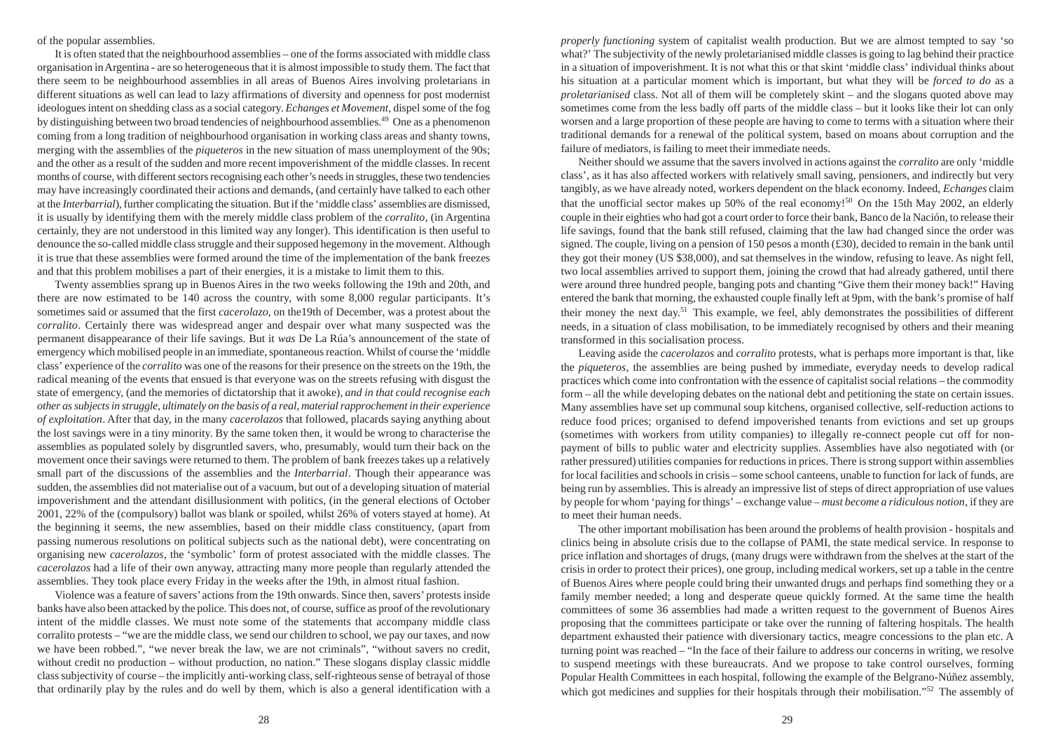of the popular assemblies.

It is often stated that the neighbourhood assemblies – one of the forms associated with middle class organisation in Argentina - are so heterogeneous that it is almost impossible to study them. The fact that there seem to be neighbourhood assemblies in all areas of Buenos Aires involving proletarians in different situations as well can lead to lazy affirmations of diversity and openness for post modernist ideologues intent on shedding class as a social category. *Echanges et Movement*, dispel some of the fog by distinguishing between two broad tendencies of neighbourhood assemblies.[49] One as a phenomenon coming from a long tradition of neighbourhood organisation in working class areas and shanty towns, merging with the assemblies of the *piqueteros* in the new situation of mass unemployment of the 90s; and the other as a result of the sudden and more recent impoverishment of the middle classes. In recent months of course, with different sectors recognising each other's needs in struggles, these two tendencies may have increasingly coordinated their actions and demands, (and certainly have talked to each other at the *Interbarrial*), further complicating the situation. But if the 'middle class' assemblies are dismissed, it is usually by identifying them with the merely middle class problem of the *corralito*, (in Argentina certainly, they are not understood in this limited way any longer). This identification is then useful to denounce the so-called middle class struggle and their supposed hegemony in the movement. Although it is true that these assemblies were formed around the time of the implementation of the bank freezes and that this problem mobilises a part of their energies, it is a mistake to limit them to this.

Twenty assemblies sprang up in Buenos Aires in the two weeks following the 19th and 20th, and there are now estimated to be 140 across the country, with some 8,000 regular participants. It's sometimes said or assumed that the first *cacerolazo*, on the19th of December, was a protest about the *corralito*. Certainly there was widespread anger and despair over what many suspected was the permanent disappearance of their life savings. But it *was* De La Rúa's announcement of the state of emergency which mobilised people in an immediate, spontaneous reaction. Whilst of course the 'middle class' experience of the *corralito* was one of the reasons for their presence on the streets on the 19th, the radical meaning of the events that ensued is that everyone was on the streets refusing with disgust the state of emergency, (and the memories of dictatorship that it awoke), *and in that could recognise each other as subjects in struggle, ultimately on the basis of a real, material rapprochement in their experience of exploitation*. After that day, in the many *cacerolazos* that followed, placards saying anything about the lost savings were in a tiny minority. By the same token then, it would be wrong to characterise the assemblies as populated solely by disgruntled savers, who, presumably, would turn their back on the movement once their savings were returned to them. The problem of bank freezes takes up a relatively small part of the discussions of the assemblies and the *Interbarrial*. Though their appearance was sudden, the assemblies did not materialise out of a vacuum, but out of a developing situation of material impoverishment and the attendant disillusionment with politics, (in the general elections of October 2001, 22% of the (compulsory) ballot was blank or spoiled, whilst 26% of voters stayed at home). At the beginning it seems, the new assemblies, based on their middle class constituency, (apart from passing numerous resolutions on political subjects such as the national debt), were concentrating on organising new *cacerolazos*, the 'symbolic' form of protest associated with the middle classes. The *cacerolazos* had a life of their own anyway, attracting many more people than regularly attended the assemblies. They took place every Friday in the weeks after the 19th, in almost ritual fashion.

Violence was a feature of savers' actions from the 19th onwards. Since then, savers' protests inside banks have also been attacked by the police. This does not, of course, suffice as proof of the revolutionary intent of the middle classes. We must note some of the statements that accompany middle class corralito protests – "we are the middle class, we send our children to school, we pay our taxes, and now we have been robbed.", "we never break the law, we are not criminals", "without savers no credit, without credit no production – without production, no nation." These slogans display classic middle class subjectivity of course – the implicitly anti-working class, self-righteous sense of betrayal of those that ordinarily play by the rules and do well by them, which is also a general identification with a *properly functioning* system of capitalist wealth production. But we are almost tempted to say 'so what?' The subjectivity of the newly proletarianised middle classes is going to lag behind their practice in a situation of impoverishment. It is not what this or that skint 'middle class' individual thinks about his situation at a particular moment which is important, but what they will be *forced to do* as a *proletarianised* class. Not all of them will be completely skint – and the slogans quoted above may sometimes come from the less badly off parts of the middle class – but it looks like their lot can only worsen and a large proportion of these people are having to come to terms with a situation where their traditional demands for a renewal of the political system, based on moans about corruption and the failure of mediators, is failing to meet their immediate needs.

Neither should we assume that the savers involved in actions against the *corralito* are only 'middle class', as it has also affected workers with relatively small saving, pensioners, and indirectly but very tangibly, as we have already noted, workers dependent on the black economy. Indeed, *Echanges* claim that the unofficial sector makes up 50% of the real economy![50] On the 15th May 2002, an elderly couple in their eighties who had got a court order to force their bank, Banco de la Nación, to release their life savings, found that the bank still refused, claiming that the law had changed since the order was signed. The couple, living on a pension of 150 pesos a month (£30), decided to remain in the bank until they got their money (US $38,000), and sat themselves in the window, refusing to leave. As night fell, two local assemblies arrived to support them, joining the crowd that had already gathered, until there were around three hundred people, banging pots and chanting "Give them their money back!" Having entered the bank that morning, the exhausted couple finally left at 9pm, with the bank's promise of half their money the next day.[51] This example, we feel, ably demonstrates the possibilities of different needs, in a situation of class mobilisation, to be immediately recognised by others and their meaning transformed in this socialisation process.

Leaving aside the *cacerolazos* and *corralito* protests, what is perhaps more important is that, like the *piqueteros*, the assemblies are being pushed by immediate, everyday needs to develop radical practices which come into confrontation with the essence of capitalist social relations – the commodity form – all the while developing debates on the national debt and petitioning the state on certain issues. Many assemblies have set up communal soup kitchens, organised collective, self-reduction actions to reduce food prices; organised to defend impoverished tenants from evictions and set up groups (sometimes with workers from utility companies) to illegally re-connect people cut off for non-payment of bills to public water and electricity supplies. Assemblies have also negotiated with (or rather pressured) utilities companies for reductions in prices. There is strong support within assemblies for local facilities and schools in crisis – some school canteens, unable to function for lack of funds, are being run by assemblies. This is already an impressive list of steps of direct appropriation of use values by people for whom 'paying for things' – exchange value – *must become a ridiculous notion*, if they are to meet their human needs.

The other important mobilisation has been around the problems of health provision - hospitals and clinics being in absolute crisis due to the collapse of PAMI, the state medical service. In response to price inflation and shortages of drugs, (many drugs were withdrawn from the shelves at the start of the crisis in order to protect their prices), one group, including medical workers, set up a table in the centre of Buenos Aires where people could bring their unwanted drugs and perhaps find something they or a family member needed; a long and desperate queue quickly formed. At the same time the health committees of some 36 assemblies had made a written request to the government of Buenos Aires proposing that the committees participate or take over the running of faltering hospitals. The health department exhausted their patience with diversionary tactics, meagre concessions to the plan etc. A turning point was reached – "In the face of their failure to address our concerns in writing, we resolve to suspend meetings with these bureaucrats. And we propose to take control ourselves, forming Popular Health Committees in each hospital, following the example of the Belgrano-Núñez assembly, which got medicines and supplies for their hospitals through their mobilisation."[52] The assembly of